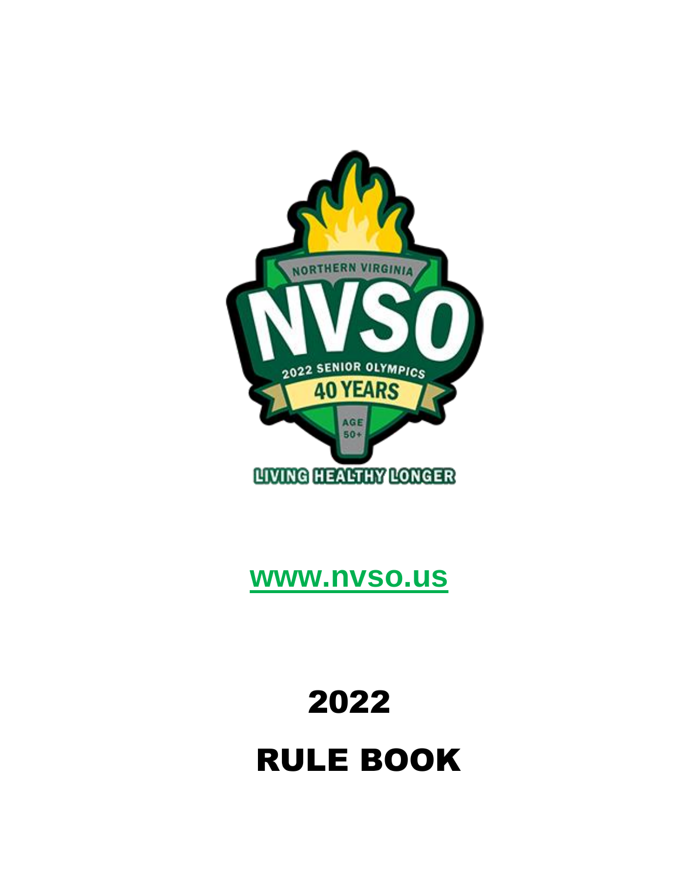www.nvso.us

# 2022

# RULE BOOK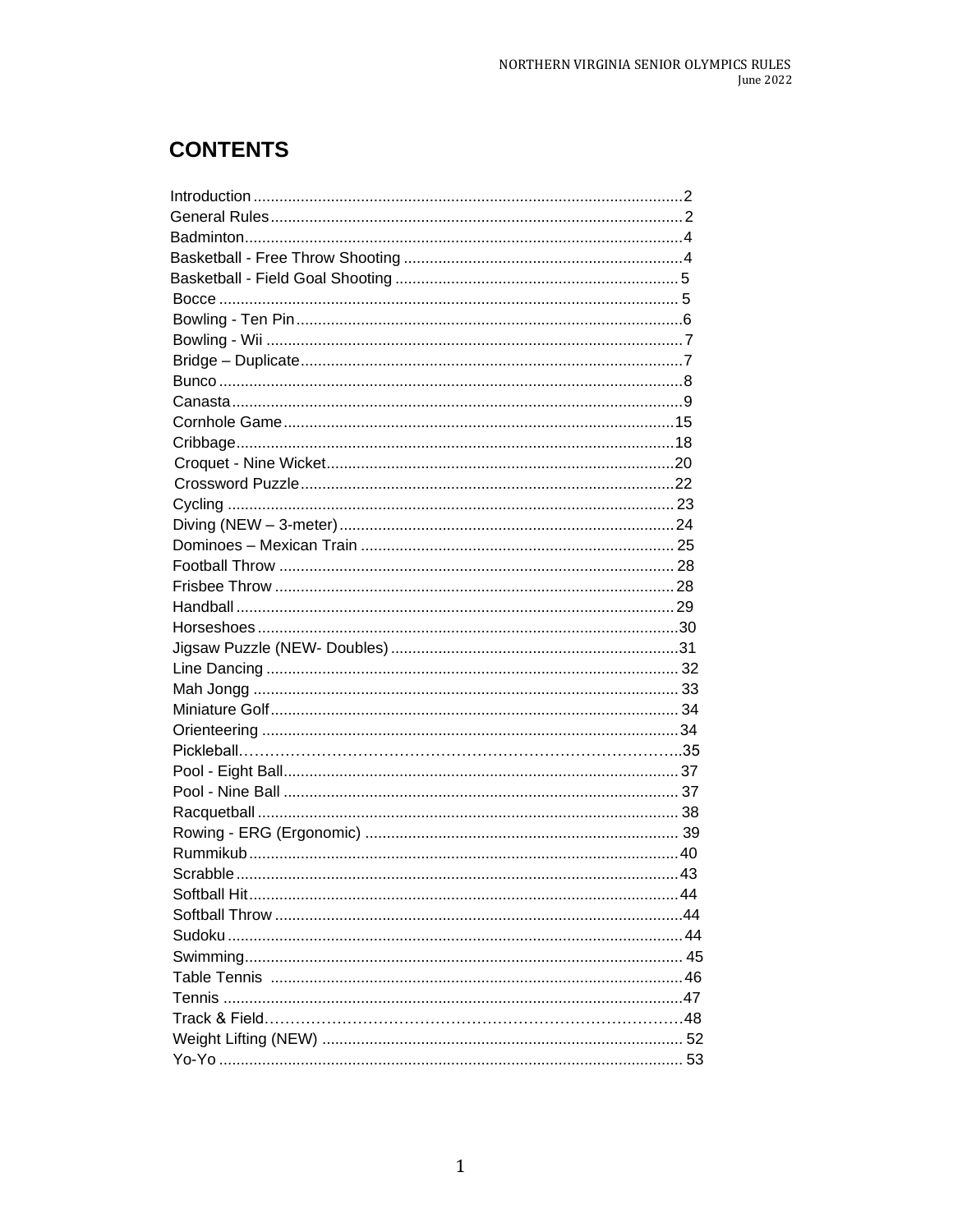# CONTENTS

| | |
|---|---|
| Introduction | 2 |
| General Rules | 2 |
| Badminton | 4 |
| Basketball - Free Throw Shooting | 4 |
| Basketball - Field Goal Shooting | 5 |
| Bocce | 5 |
| Bowling - Ten Pin | 6 |
| Bowling - Wii | 7 |
| Bridge – Duplicate | 7 |
| Bunco | 8 |
| Canasta | 9 |
| Cornhole Game | 15 |
| Cribbage | 18 |
| Croquet - Nine Wicket | 20 |
| Crossword Puzzle | 22 |
| Cycling | 23 |
| Diving (NEW – 3-meter) | 24 |
| Dominoes – Mexican Train | 25 |
| Football Throw | 28 |
| Frisbee Throw | 28 |
| Handball | 29 |
| Horseshoes | 30 |
| Jigsaw Puzzle (NEW- Doubles) | 31 |
| Line Dancing | 32 |
| Mah Jongg | 33 |
| Miniature Golf | 34 |
| Orienteering | 34 |
| Pickleball | 35 |
| Pool - Eight Ball | 37 |
| Pool - Nine Ball | 37 |
| Racquetball | 38 |
| Rowing - ERG (Ergonomic) | 39 |
| Rummikub | 40 |
| Scrabble | 43 |
| Softball Hit | 44 |
| Softball Throw | 44 |
| Sudoku | 44 |
| Swimming | 45 |
| Table Tennis | 46 |
| Tennis | 47 |
| Track & Field | 48 |
| Weight Lifting (NEW) | 52 |
| Yo-Yo | 53 |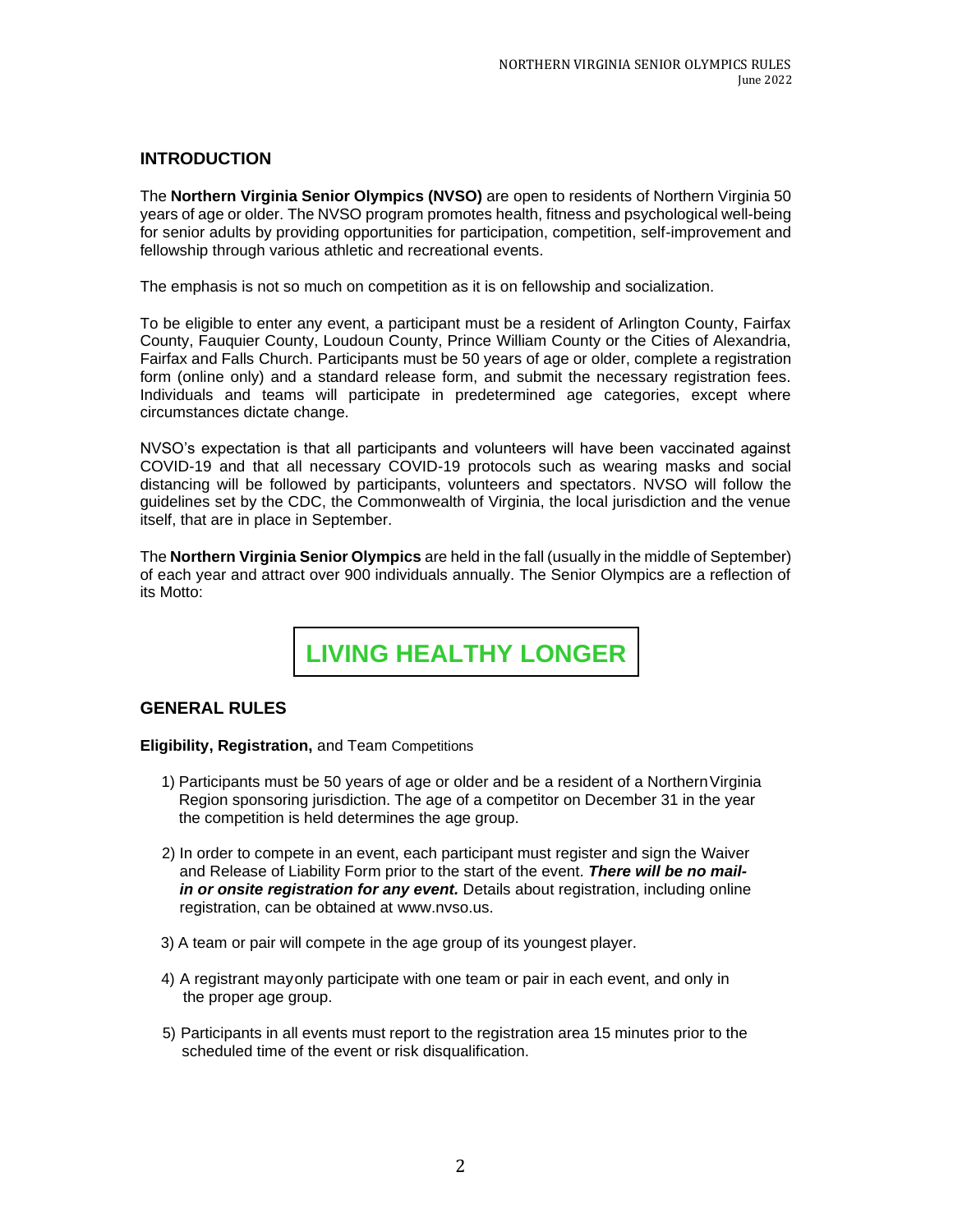## INTRODUCTION

The **Northern Virginia Senior Olympics (NVSO)** are open to residents of Northern Virginia 50 years of age or older. The NVSO program promotes health, fitness and psychological well-being for senior adults by providing opportunities for participation, competition, self-improvement and fellowship through various athletic and recreational events.

The emphasis is not so much on competition as it is on fellowship and socialization.

To be eligible to enter any event, a participant must be a resident of Arlington County, Fairfax County, Fauquier County, Loudoun County, Prince William County or the Cities of Alexandria, Fairfax and Falls Church. Participants must be 50 years of age or older, complete a registration form (online only) and a standard release form, and submit the necessary registration fees. Individuals and teams will participate in predetermined age categories, except where circumstances dictate change.

NVSO's expectation is that all participants and volunteers will have been vaccinated against COVID-19 and that all necessary COVID-19 protocols such as wearing masks and social distancing will be followed by participants, volunteers and spectators. NVSO will follow the guidelines set by the CDC, the Commonwealth of Virginia, the local jurisdiction and the venue itself, that are in place in September.

The **Northern Virginia Senior Olympics** are held in the fall (usually in the middle of September) of each year and attract over 900 individuals annually. The Senior Olympics are a reflection of its Motto:

**LIVING HEALTHY LONGER**

## GENERAL RULES

**Eligibility, Registration,** and Team Competitions

1) Participants must be 50 years of age or older and be a resident of a Northern Virginia Region sponsoring jurisdiction. The age of a competitor on December 31 in the year the competition is held determines the age group.

2) In order to compete in an event, each participant must register and sign the Waiver and Release of Liability Form prior to the start of the event. ***There will be no mail-in or onsite registration for any event.*** Details about registration, including online registration, can be obtained at www.nvso.us.

3) A team or pair will compete in the age group of its youngest player.

4) A registrant may only participate with one team or pair in each event, and only in the proper age group.

5) Participants in all events must report to the registration area 15 minutes prior to the scheduled time of the event or risk disqualification.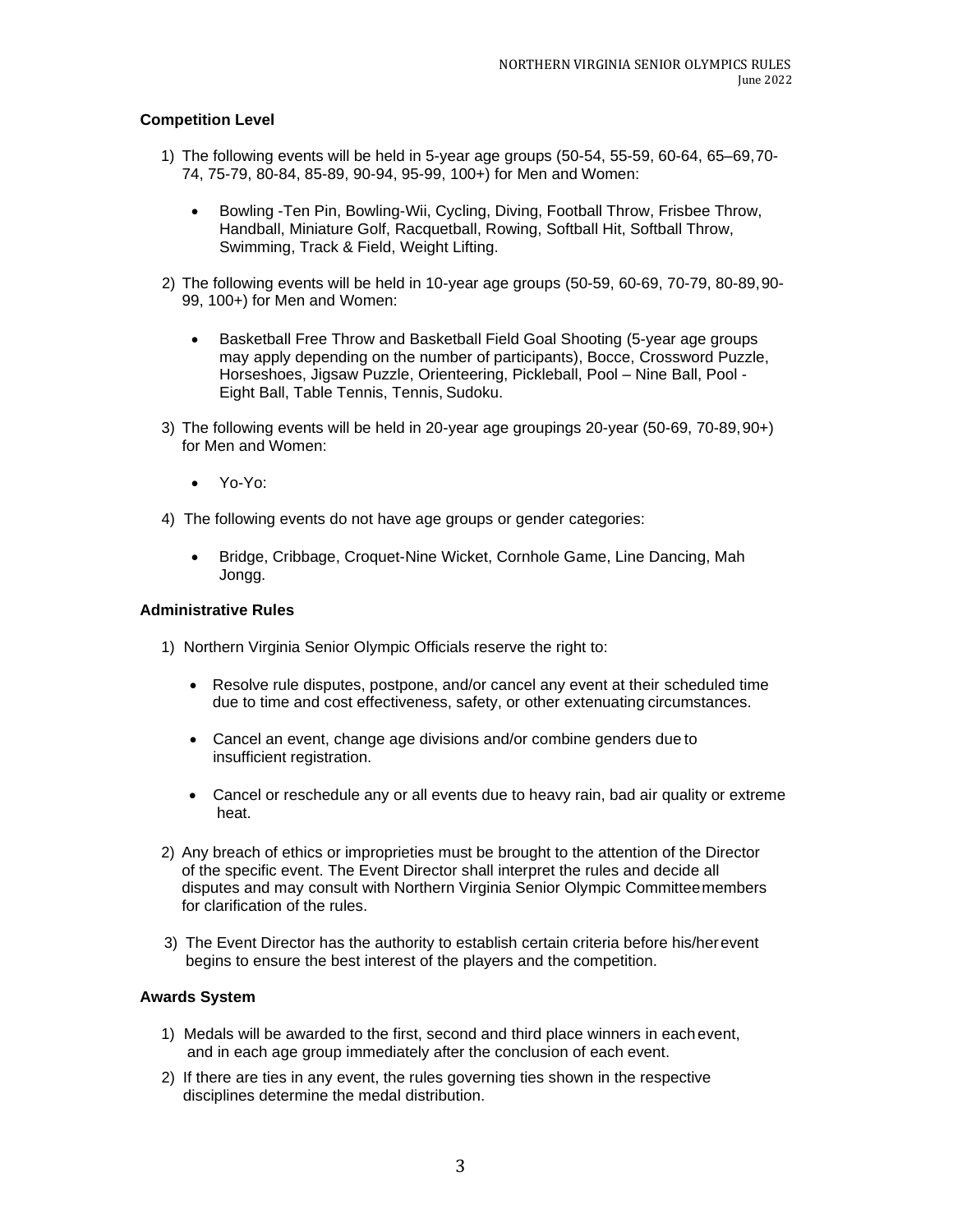### Competition Level

1) The following events will be held in 5-year age groups (50-54, 55-59, 60-64, 65–69, 70-74, 75-79, 80-84, 85-89, 90-94, 95-99, 100+) for Men and Women:

   - Bowling -Ten Pin, Bowling-Wii, Cycling, Diving, Football Throw, Frisbee Throw, Handball, Miniature Golf, Racquetball, Rowing, Softball Hit, Softball Throw, Swimming, Track & Field, Weight Lifting.

2) The following events will be held in 10-year age groups (50-59, 60-69, 70-79, 80-89, 90-99, 100+) for Men and Women:

   - Basketball Free Throw and Basketball Field Goal Shooting (5-year age groups may apply depending on the number of participants), Bocce, Crossword Puzzle, Horseshoes, Jigsaw Puzzle, Orienteering, Pickleball, Pool – Nine Ball, Pool - Eight Ball, Table Tennis, Tennis, Sudoku.

3) The following events will be held in 20-year age groupings 20-year (50-69, 70-89, 90+) for Men and Women:

   - Yo-Yo:

4) The following events do not have age groups or gender categories:

   - Bridge, Cribbage, Croquet-Nine Wicket, Cornhole Game, Line Dancing, Mah Jongg.

### Administrative Rules

1) Northern Virginia Senior Olympic Officials reserve the right to:

   - Resolve rule disputes, postpone, and/or cancel any event at their scheduled time due to time and cost effectiveness, safety, or other extenuating circumstances.

   - Cancel an event, change age divisions and/or combine genders due to insufficient registration.

   - Cancel or reschedule any or all events due to heavy rain, bad air quality or extreme heat.

2) Any breach of ethics or improprieties must be brought to the attention of the Director of the specific event. The Event Director shall interpret the rules and decide all disputes and may consult with Northern Virginia Senior Olympic Committee members for clarification of the rules.

3) The Event Director has the authority to establish certain criteria before his/her event begins to ensure the best interest of the players and the competition.

### Awards System

1) Medals will be awarded to the first, second and third place winners in each event, and in each age group immediately after the conclusion of each event.
2) If there are ties in any event, the rules governing ties shown in the respective disciplines determine the medal distribution.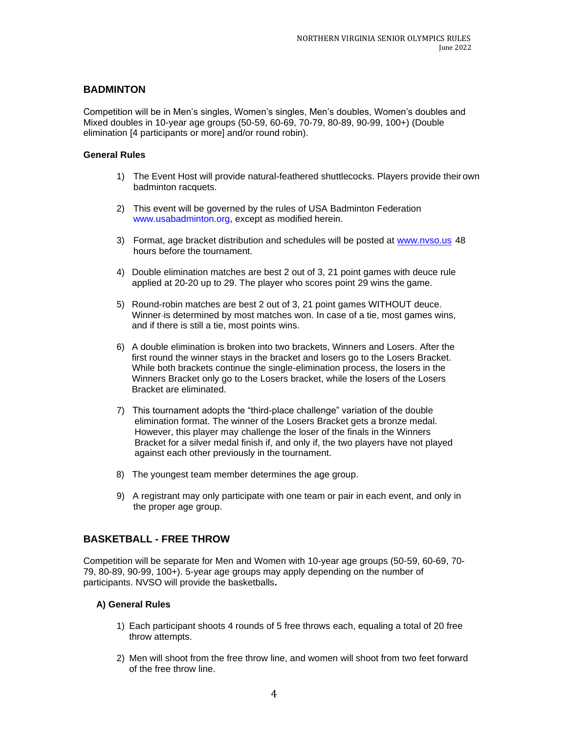## BADMINTON

Competition will be in Men's singles, Women's singles, Men's doubles, Women's doubles and Mixed doubles in 10-year age groups (50-59, 60-69, 70-79, 80-89, 90-99, 100+) (Double elimination [4 participants or more] and/or round robin).

### General Rules

1) The Event Host will provide natural-feathered shuttlecocks. Players provide their own badminton racquets.

2) This event will be governed by the rules of USA Badminton Federation www.usabadminton.org, except as modified herein.

3) Format, age bracket distribution and schedules will be posted at www.nvso.us 48 hours before the tournament.

4) Double elimination matches are best 2 out of 3, 21 point games with deuce rule applied at 20-20 up to 29. The player who scores point 29 wins the game.

5) Round-robin matches are best 2 out of 3, 21 point games WITHOUT deuce. Winner is determined by most matches won. In case of a tie, most games wins, and if there is still a tie, most points wins.

6) A double elimination is broken into two brackets, Winners and Losers. After the first round the winner stays in the bracket and losers go to the Losers Bracket. While both brackets continue the single-elimination process, the losers in the Winners Bracket only go to the Losers bracket, while the losers of the Losers Bracket are eliminated.

7) This tournament adopts the "third-place challenge" variation of the double elimination format. The winner of the Losers Bracket gets a bronze medal. However, this player may challenge the loser of the finals in the Winners Bracket for a silver medal finish if, and only if, the two players have not played against each other previously in the tournament.

8) The youngest team member determines the age group.

9) A registrant may only participate with one team or pair in each event, and only in the proper age group.

## BASKETBALL - FREE THROW

Competition will be separate for Men and Women with 10-year age groups (50-59, 60-69, 70-79, 80-89, 90-99, 100+). 5-year age groups may apply depending on the number of participants. NVSO will provide the basketballs**.**

### A) General Rules

1) Each participant shoots 4 rounds of 5 free throws each, equaling a total of 20 free throw attempts.

2) Men will shoot from the free throw line, and women will shoot from two feet forward of the free throw line.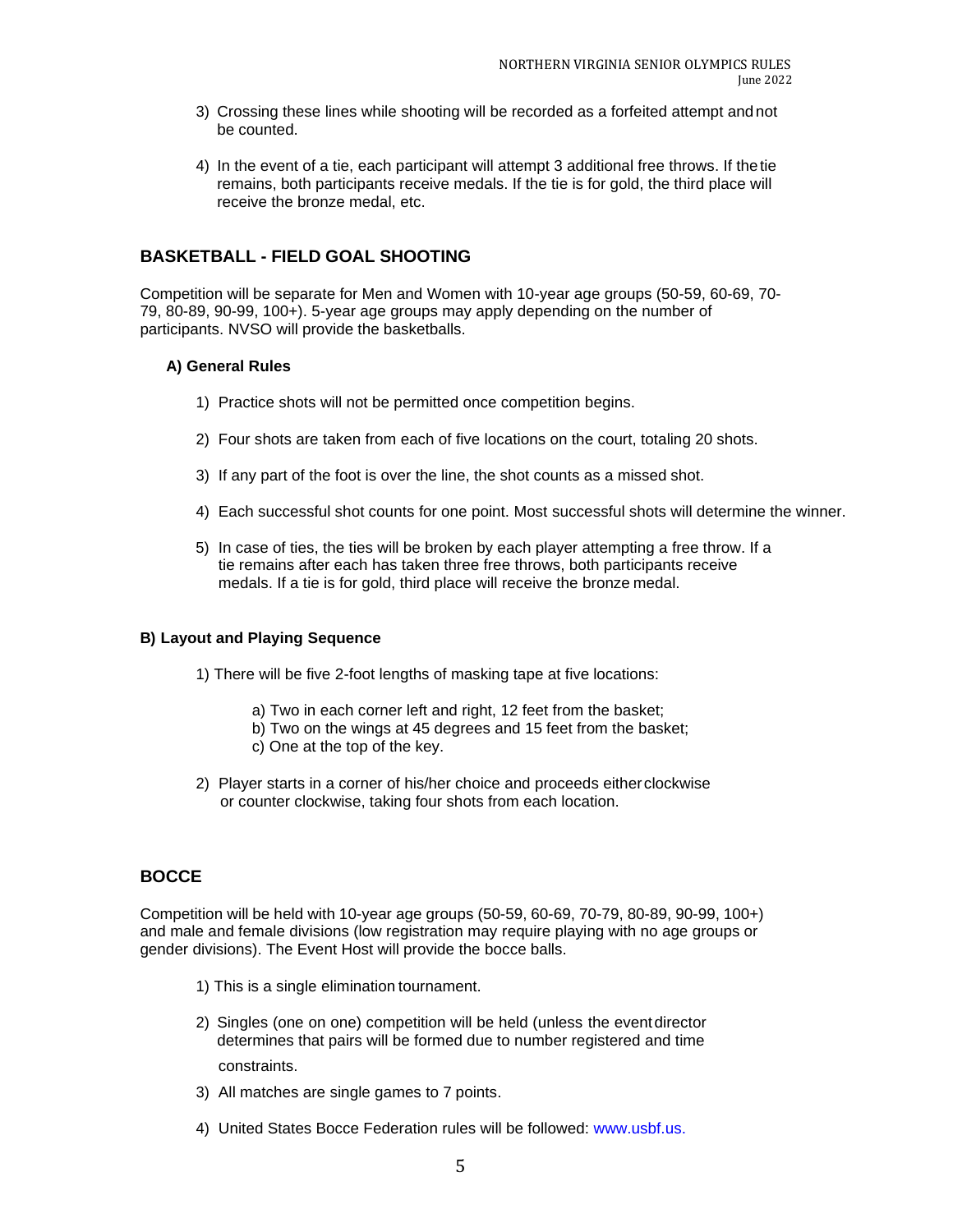3) Crossing these lines while shooting will be recorded as a forfeited attempt and not be counted.

4) In the event of a tie, each participant will attempt 3 additional free throws. If the tie remains, both participants receive medals. If the tie is for gold, the third place will receive the bronze medal, etc.

## BASKETBALL - FIELD GOAL SHOOTING

Competition will be separate for Men and Women with 10-year age groups (50-59, 60-69, 70-79, 80-89, 90-99, 100+). 5-year age groups may apply depending on the number of participants. NVSO will provide the basketballs.

### A) General Rules

1) Practice shots will not be permitted once competition begins.

2) Four shots are taken from each of five locations on the court, totaling 20 shots.

3) If any part of the foot is over the line, the shot counts as a missed shot.

4) Each successful shot counts for one point. Most successful shots will determine the winner.

5) In case of ties, the ties will be broken by each player attempting a free throw. If a tie remains after each has taken three free throws, both participants receive medals. If a tie is for gold, third place will receive the bronze medal.

### B) Layout and Playing Sequence

1) There will be five 2-foot lengths of masking tape at five locations:

   a) Two in each corner left and right, 12 feet from the basket;
   b) Two on the wings at 45 degrees and 15 feet from the basket;
   c) One at the top of the key.

2) Player starts in a corner of his/her choice and proceeds either clockwise or counter clockwise, taking four shots from each location.

## BOCCE

Competition will be held with 10-year age groups (50-59, 60-69, 70-79, 80-89, 90-99, 100+) and male and female divisions (low registration may require playing with no age groups or gender divisions). The Event Host will provide the bocce balls.

1) This is a single elimination tournament.

2) Singles (one on one) competition will be held (unless the event director determines that pairs will be formed due to number registered and time constraints.

3) All matches are single games to 7 points.

4) United States Bocce Federation rules will be followed: www.usbf.us.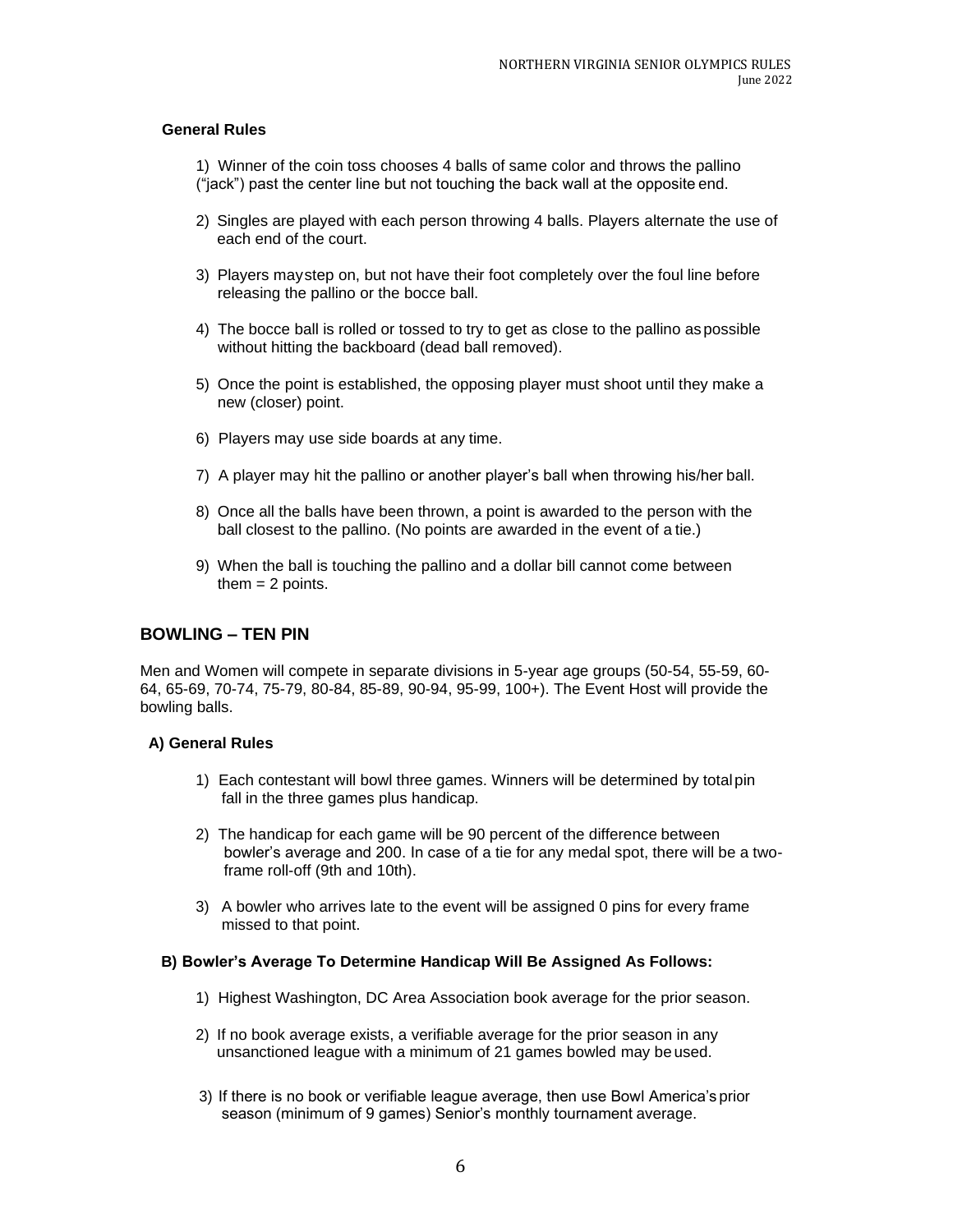#### General Rules

1) Winner of the coin toss chooses 4 balls of same color and throws the pallino ("jack") past the center line but not touching the back wall at the opposite end.

2) Singles are played with each person throwing 4 balls. Players alternate the use of each end of the court.

3) Players may step on, but not have their foot completely over the foul line before releasing the pallino or the bocce ball.

4) The bocce ball is rolled or tossed to try to get as close to the pallino as possible without hitting the backboard (dead ball removed).

5) Once the point is established, the opposing player must shoot until they make a new (closer) point.

6) Players may use side boards at any time.

7) A player may hit the pallino or another player's ball when throwing his/her ball.

8) Once all the balls have been thrown, a point is awarded to the person with the ball closest to the pallino. (No points are awarded in the event of a tie.)

9) When the ball is touching the pallino and a dollar bill cannot come between them = 2 points.

## BOWLING – TEN PIN

Men and Women will compete in separate divisions in 5-year age groups (50-54, 55-59, 60-64, 65-69, 70-74, 75-79, 80-84, 85-89, 90-94, 95-99, 100+). The Event Host will provide the bowling balls.

#### A) General Rules

1) Each contestant will bowl three games. Winners will be determined by total pin fall in the three games plus handicap.

2) The handicap for each game will be 90 percent of the difference between bowler's average and 200. In case of a tie for any medal spot, there will be a two-frame roll-off (9th and 10th).

3) A bowler who arrives late to the event will be assigned 0 pins for every frame missed to that point.

#### B) Bowler's Average To Determine Handicap Will Be Assigned As Follows:

1) Highest Washington, DC Area Association book average for the prior season.

2) If no book average exists, a verifiable average for the prior season in any unsanctioned league with a minimum of 21 games bowled may be used.

3) If there is no book or verifiable league average, then use Bowl America's prior season (minimum of 9 games) Senior's monthly tournament average.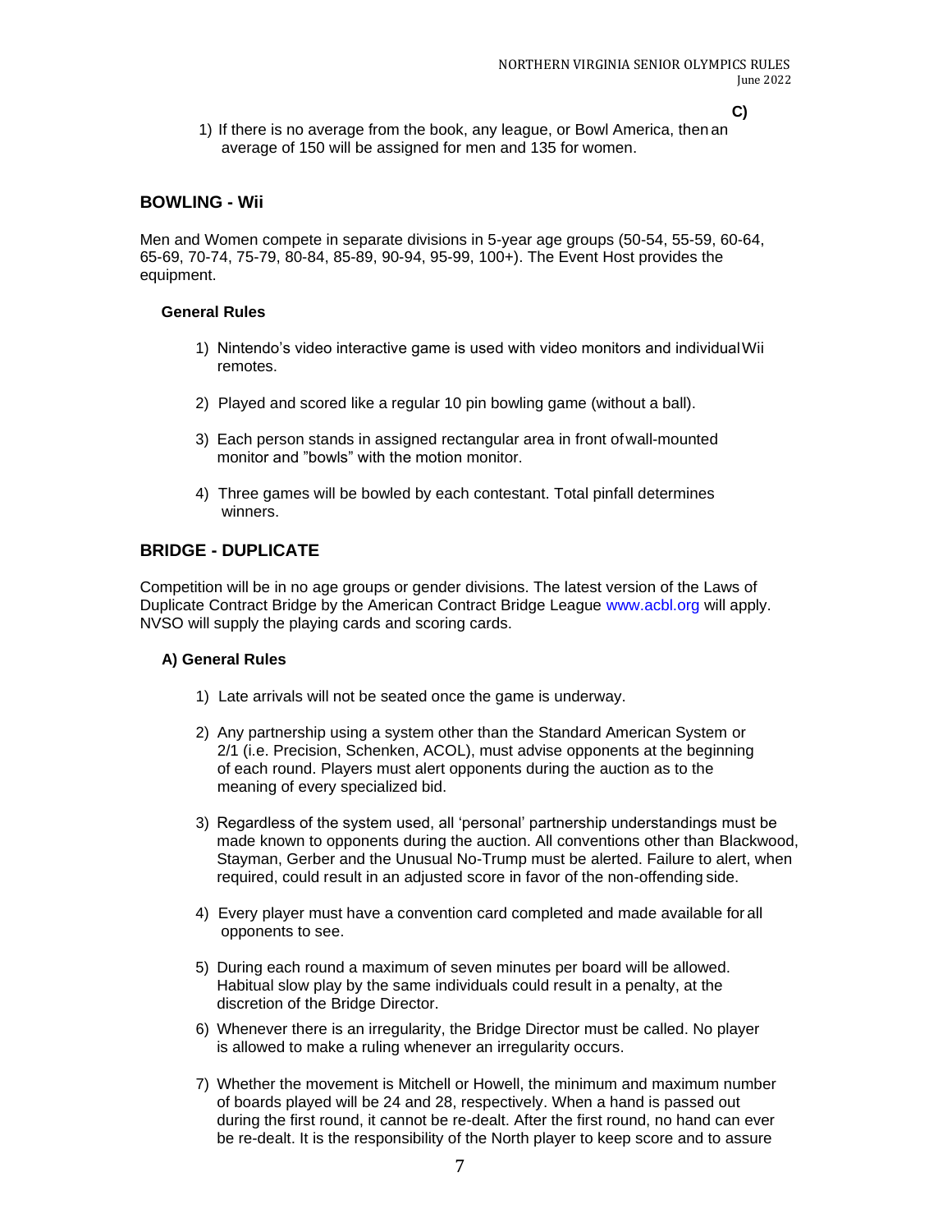C)

1) If there is no average from the book, any league, or Bowl America, then an average of 150 will be assigned for men and 135 for women.

## BOWLING - Wii

Men and Women compete in separate divisions in 5-year age groups (50-54, 55-59, 60-64, 65-69, 70-74, 75-79, 80-84, 85-89, 90-94, 95-99, 100+). The Event Host provides the equipment.

**General Rules**

1) Nintendo's video interactive game is used with video monitors and individual Wii remotes.

2) Played and scored like a regular 10 pin bowling game (without a ball).

3) Each person stands in assigned rectangular area in front of wall-mounted monitor and "bowls" with the motion monitor.

4) Three games will be bowled by each contestant. Total pinfall determines winners.

## BRIDGE - DUPLICATE

Competition will be in no age groups or gender divisions. The latest version of the Laws of Duplicate Contract Bridge by the American Contract Bridge League www.acbl.org will apply. NVSO will supply the playing cards and scoring cards.

**A) General Rules**

1) Late arrivals will not be seated once the game is underway.

2) Any partnership using a system other than the Standard American System or 2/1 (i.e. Precision, Schenken, ACOL), must advise opponents at the beginning of each round. Players must alert opponents during the auction as to the meaning of every specialized bid.

3) Regardless of the system used, all 'personal' partnership understandings must be made known to opponents during the auction. All conventions other than Blackwood, Stayman, Gerber and the Unusual No-Trump must be alerted. Failure to alert, when required, could result in an adjusted score in favor of the non-offending side.

4) Every player must have a convention card completed and made available for all opponents to see.

5) During each round a maximum of seven minutes per board will be allowed. Habitual slow play by the same individuals could result in a penalty, at the discretion of the Bridge Director.

6) Whenever there is an irregularity, the Bridge Director must be called. No player is allowed to make a ruling whenever an irregularity occurs.

7) Whether the movement is Mitchell or Howell, the minimum and maximum number of boards played will be 24 and 28, respectively. When a hand is passed out during the first round, it cannot be re-dealt. After the first round, no hand can ever be re-dealt. It is the responsibility of the North player to keep score and to assure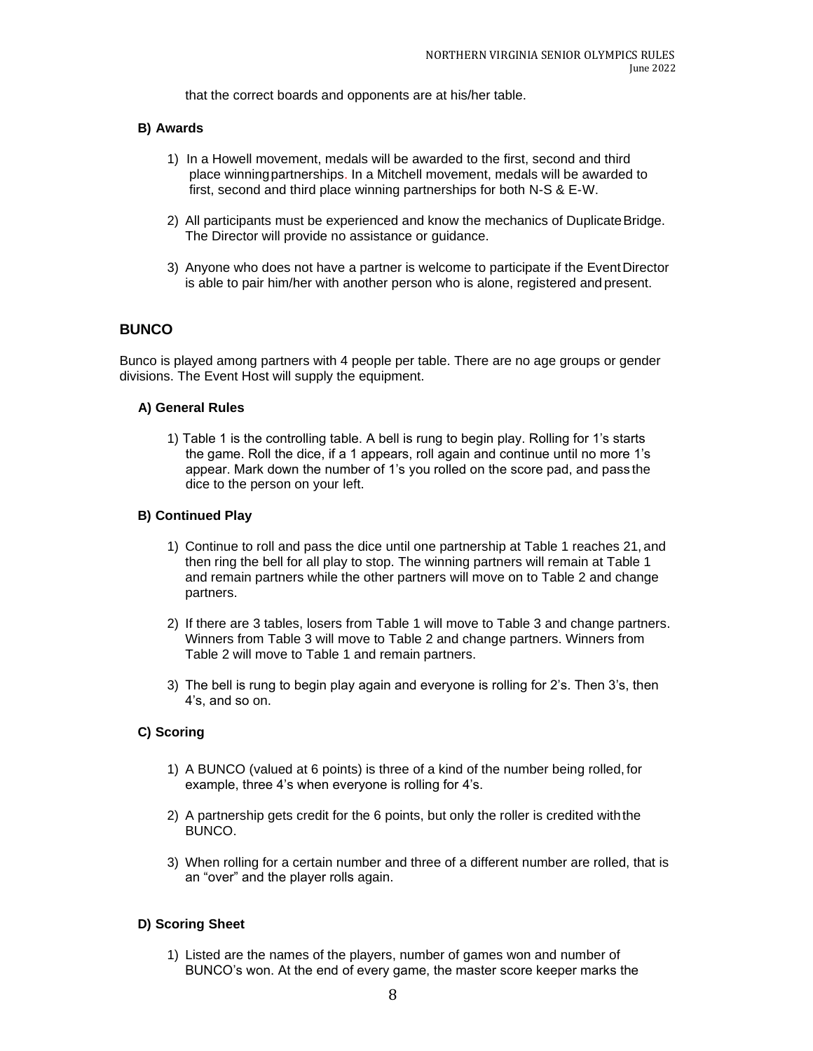that the correct boards and opponents are at his/her table.

### B) Awards

1) In a Howell movement, medals will be awarded to the first, second and third place winning partnerships. In a Mitchell movement, medals will be awarded to first, second and third place winning partnerships for both N-S & E-W.

2) All participants must be experienced and know the mechanics of Duplicate Bridge. The Director will provide no assistance or guidance.

3) Anyone who does not have a partner is welcome to participate if the Event Director is able to pair him/her with another person who is alone, registered and present.

## BUNCO

Bunco is played among partners with 4 people per table. There are no age groups or gender divisions. The Event Host will supply the equipment.

### A) General Rules

1) Table 1 is the controlling table. A bell is rung to begin play. Rolling for 1's starts the game. Roll the dice, if a 1 appears, roll again and continue until no more 1's appear. Mark down the number of 1's you rolled on the score pad, and pass the dice to the person on your left.

### B) Continued Play

1) Continue to roll and pass the dice until one partnership at Table 1 reaches 21, and then ring the bell for all play to stop. The winning partners will remain at Table 1 and remain partners while the other partners will move on to Table 2 and change partners.

2) If there are 3 tables, losers from Table 1 will move to Table 3 and change partners. Winners from Table 3 will move to Table 2 and change partners. Winners from Table 2 will move to Table 1 and remain partners.

3) The bell is rung to begin play again and everyone is rolling for 2's. Then 3's, then 4's, and so on.

### C) Scoring

1) A BUNCO (valued at 6 points) is three of a kind of the number being rolled, for example, three 4's when everyone is rolling for 4's.

2) A partnership gets credit for the 6 points, but only the roller is credited with the BUNCO.

3) When rolling for a certain number and three of a different number are rolled, that is an "over" and the player rolls again.

### D) Scoring Sheet

1) Listed are the names of the players, number of games won and number of BUNCO's won. At the end of every game, the master score keeper marks the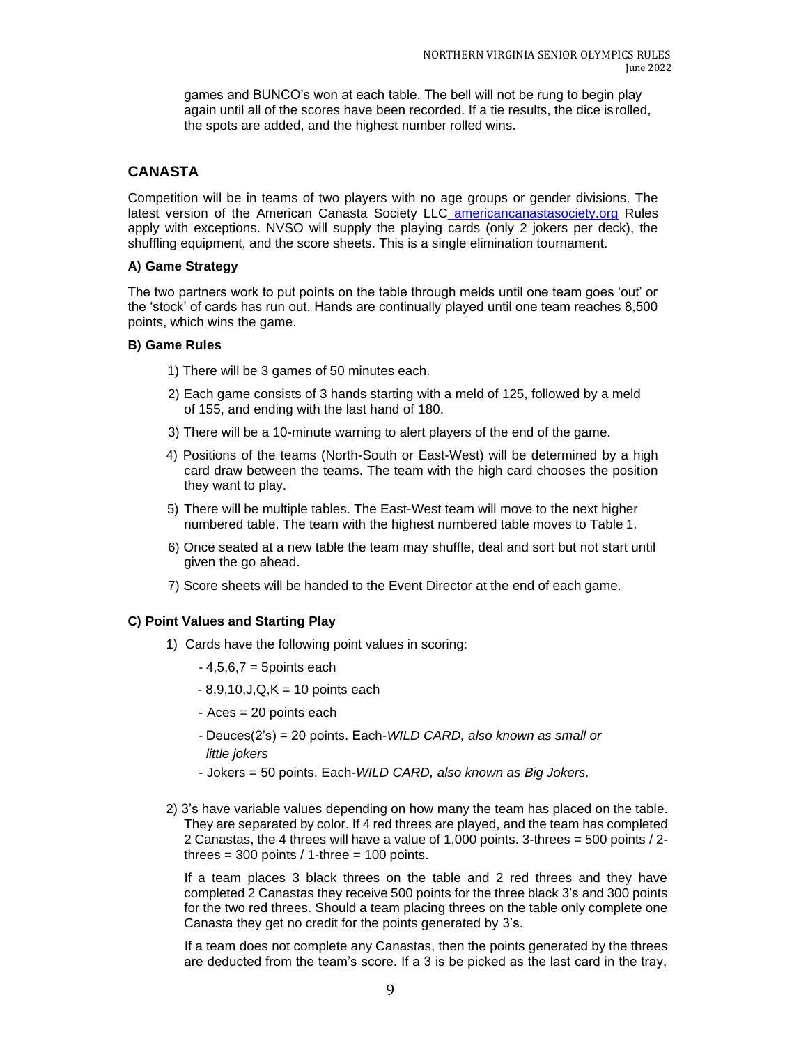games and BUNCO's won at each table. The bell will not be rung to begin play again until all of the scores have been recorded. If a tie results, the dice is rolled, the spots are added, and the highest number rolled wins.

## CANASTA

Competition will be in teams of two players with no age groups or gender divisions. The latest version of the American Canasta Society LLC americancanastasociety.org Rules apply with exceptions. NVSO will supply the playing cards (only 2 jokers per deck), the shuffling equipment, and the score sheets. This is a single elimination tournament.

### A) Game Strategy

The two partners work to put points on the table through melds until one team goes 'out' or the 'stock' of cards has run out. Hands are continually played until one team reaches 8,500 points, which wins the game.

### B) Game Rules

1) There will be 3 games of 50 minutes each.
2) Each game consists of 3 hands starting with a meld of 125, followed by a meld of 155, and ending with the last hand of 180.
3) There will be a 10-minute warning to alert players of the end of the game.
4) Positions of the teams (North-South or East-West) will be determined by a high card draw between the teams. The team with the high card chooses the position they want to play.
5) There will be multiple tables. The East-West team will move to the next higher numbered table. The team with the highest numbered table moves to Table 1.
6) Once seated at a new table the team may shuffle, deal and sort but not start until given the go ahead.
7) Score sheets will be handed to the Event Director at the end of each game.

### C) Point Values and Starting Play

1) Cards have the following point values in scoring:
   - 4,5,6,7 = 5points each
   - 8,9,10,J,Q,K = 10 points each
   - Aces = 20 points each
   - Deuces(2's) = 20 points. Each-*WILD CARD, also known as small or little jokers*
   - Jokers = 50 points. Each-*WILD CARD, also known as Big Jokers.*

2) 3's have variable values depending on how many the team has placed on the table. They are separated by color. If 4 red threes are played, and the team has completed 2 Canastas, the 4 threes will have a value of 1,000 points. 3-threes = 500 points / 2-threes = 300 points / 1-three = 100 points.

   If a team places 3 black threes on the table and 2 red threes and they have completed 2 Canastas they receive 500 points for the three black 3's and 300 points for the two red threes. Should a team placing threes on the table only complete one Canasta they get no credit for the points generated by 3's.

   If a team does not complete any Canastas, then the points generated by the threes are deducted from the team's score. If a 3 is be picked as the last card in the tray,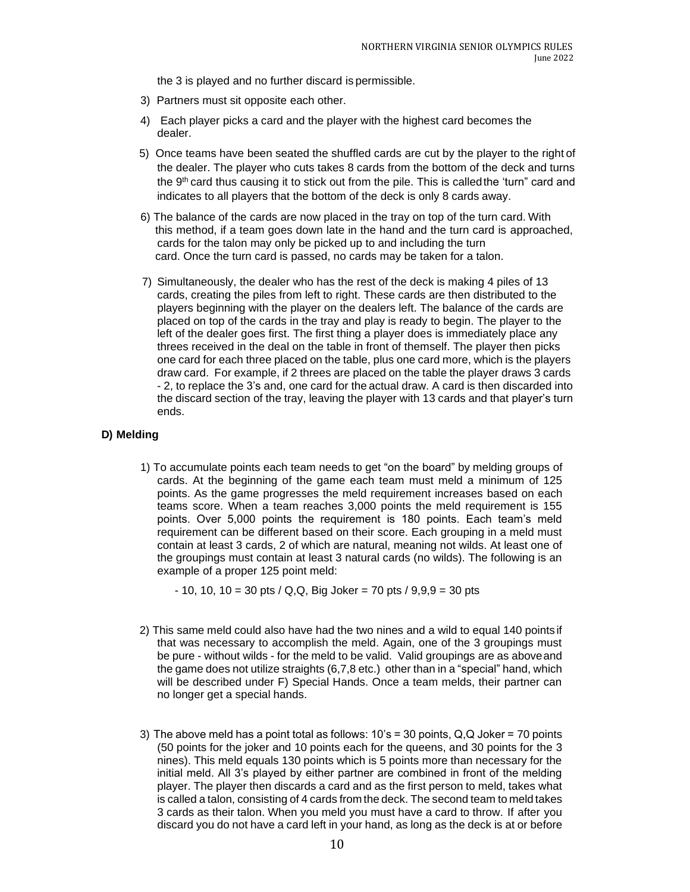the 3 is played and no further discard is permissible.

3) Partners must sit opposite each other.

4) Each player picks a card and the player with the highest card becomes the dealer.

5) Once teams have been seated the shuffled cards are cut by the player to the right of the dealer. The player who cuts takes 8 cards from the bottom of the deck and turns the 9th card thus causing it to stick out from the pile. This is called the 'turn" card and indicates to all players that the bottom of the deck is only 8 cards away.

6) The balance of the cards are now placed in the tray on top of the turn card. With this method, if a team goes down late in the hand and the turn card is approached, cards for the talon may only be picked up to and including the turn card. Once the turn card is passed, no cards may be taken for a talon.

7) Simultaneously, the dealer who has the rest of the deck is making 4 piles of 13 cards, creating the piles from left to right. These cards are then distributed to the players beginning with the player on the dealers left. The balance of the cards are placed on top of the cards in the tray and play is ready to begin. The player to the left of the dealer goes first. The first thing a player does is immediately place any threes received in the deal on the table in front of themself. The player then picks one card for each three placed on the table, plus one card more, which is the players draw card. For example, if 2 threes are placed on the table the player draws 3 cards - 2, to replace the 3's and, one card for the actual draw. A card is then discarded into the discard section of the tray, leaving the player with 13 cards and that player's turn ends.

### D) Melding

1) To accumulate points each team needs to get "on the board" by melding groups of cards. At the beginning of the game each team must meld a minimum of 125 points. As the game progresses the meld requirement increases based on each teams score. When a team reaches 3,000 points the meld requirement is 155 points. Over 5,000 points the requirement is 180 points. Each team's meld requirement can be different based on their score. Each grouping in a meld must contain at least 3 cards, 2 of which are natural, meaning not wilds. At least one of the groupings must contain at least 3 natural cards (no wilds). The following is an example of a proper 125 point meld:

   - 10, 10, 10 = 30 pts / Q,Q, Big Joker = 70 pts / 9,9,9 = 30 pts

2) This same meld could also have had the two nines and a wild to equal 140 points if that was necessary to accomplish the meld. Again, one of the 3 groupings must be pure - without wilds - for the meld to be valid. Valid groupings are as above and the game does not utilize straights (6,7,8 etc.) other than in a "special" hand, which will be described under F) Special Hands. Once a team melds, their partner can no longer get a special hands.

3) The above meld has a point total as follows: 10's = 30 points, Q,Q Joker = 70 points (50 points for the joker and 10 points each for the queens, and 30 points for the 3 nines). This meld equals 130 points which is 5 points more than necessary for the initial meld. All 3's played by either partner are combined in front of the melding player. The player then discards a card and as the first person to meld, takes what is called a talon, consisting of 4 cards from the deck. The second team to meld takes 3 cards as their talon. When you meld you must have a card to throw. If after you discard you do not have a card left in your hand, as long as the deck is at or before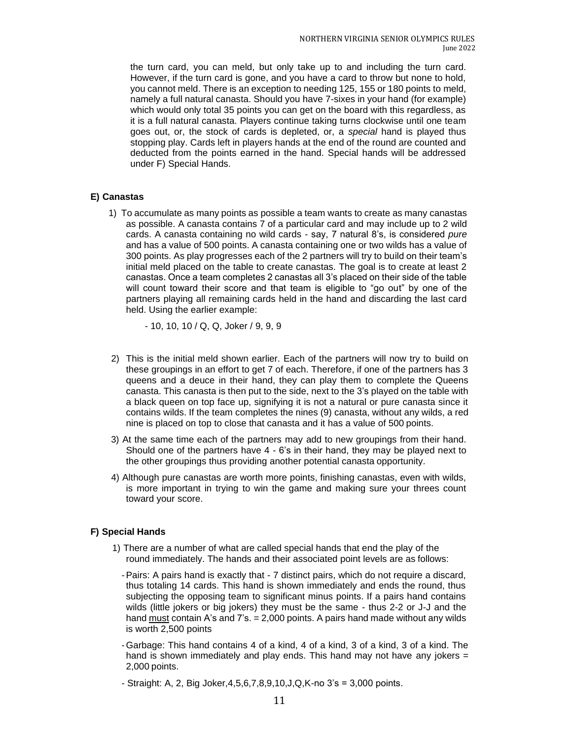the turn card, you can meld, but only take up to and including the turn card. However, if the turn card is gone, and you have a card to throw but none to hold, you cannot meld. There is an exception to needing 125, 155 or 180 points to meld, namely a full natural canasta. Should you have 7-sixes in your hand (for example) which would only total 35 points you can get on the board with this regardless, as it is a full natural canasta. Players continue taking turns clockwise until one team goes out, or, the stock of cards is depleted, or, a *special* hand is played thus stopping play. Cards left in players hands at the end of the round are counted and deducted from the points earned in the hand. Special hands will be addressed under F) Special Hands.

### E) Canastas

1) To accumulate as many points as possible a team wants to create as many canastas as possible. A canasta contains 7 of a particular card and may include up to 2 wild cards. A canasta containing no wild cards - say, 7 natural 8's, is considered *pure* and has a value of 500 points. A canasta containing one or two wilds has a value of 300 points. As play progresses each of the 2 partners will try to build on their team's initial meld placed on the table to create canastas. The goal is to create at least 2 canastas. Once a team completes 2 canastas all 3's placed on their side of the table will count toward their score and that team is eligible to "go out" by one of the partners playing all remaining cards held in the hand and discarding the last card held. Using the earlier example:

   - 10, 10, 10 / Q, Q, Joker / 9, 9, 9

2) This is the initial meld shown earlier. Each of the partners will now try to build on these groupings in an effort to get 7 of each. Therefore, if one of the partners has 3 queens and a deuce in their hand, they can play them to complete the Queens canasta. This canasta is then put to the side, next to the 3's played on the table with a black queen on top face up, signifying it is not a natural or pure canasta since it contains wilds. If the team completes the nines (9) canasta, without any wilds, a red nine is placed on top to close that canasta and it has a value of 500 points.

3) At the same time each of the partners may add to new groupings from their hand. Should one of the partners have 4 - 6's in their hand, they may be played next to the other groupings thus providing another potential canasta opportunity.

4) Although pure canastas are worth more points, finishing canastas, even with wilds, is more important in trying to win the game and making sure your threes count toward your score.

### F) Special Hands

1) There are a number of what are called special hands that end the play of the round immediately. The hands and their associated point levels are as follows:

   - Pairs: A pairs hand is exactly that - 7 distinct pairs, which do not require a discard, thus totaling 14 cards. This hand is shown immediately and ends the round, thus subjecting the opposing team to significant minus points. If a pairs hand contains wilds (little jokers or big jokers) they must be the same - thus 2-2 or J-J and the hand <u>must</u> contain A's and 7's. = 2,000 points. A pairs hand made without any wilds is worth 2,500 points
   - Garbage: This hand contains 4 of a kind, 4 of a kind, 3 of a kind, 3 of a kind. The hand is shown immediately and play ends. This hand may not have any jokers = 2,000 points.
   - Straight: A, 2, Big Joker,4,5,6,7,8,9,10,J,Q,K-no 3's = 3,000 points.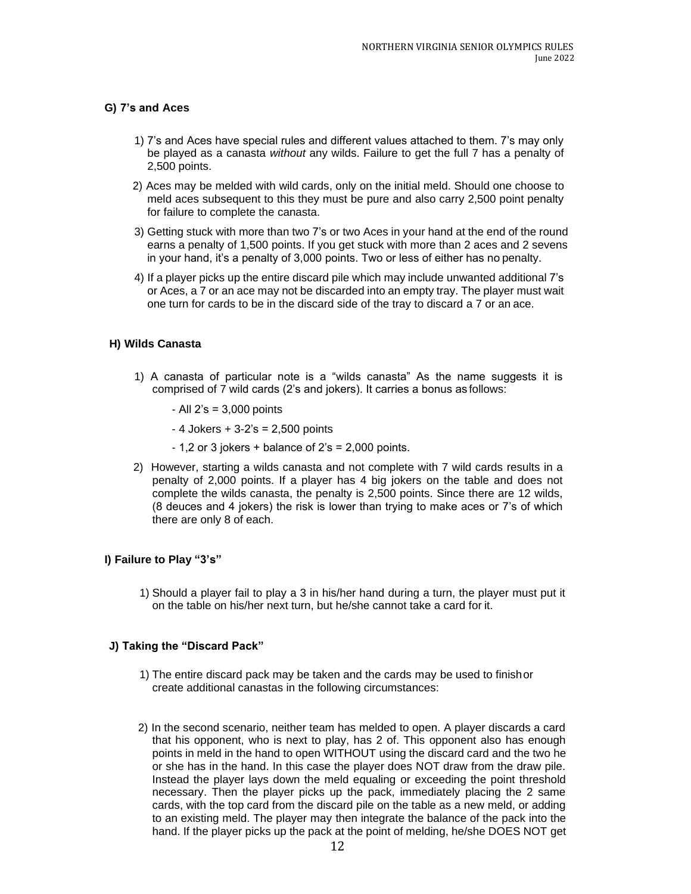### G) 7's and Aces

1) 7's and Aces have special rules and different values attached to them. 7's may only be played as a canasta *without* any wilds. Failure to get the full 7 has a penalty of 2,500 points.

2) Aces may be melded with wild cards, only on the initial meld. Should one choose to meld aces subsequent to this they must be pure and also carry 2,500 point penalty for failure to complete the canasta.

3) Getting stuck with more than two 7's or two Aces in your hand at the end of the round earns a penalty of 1,500 points. If you get stuck with more than 2 aces and 2 sevens in your hand, it's a penalty of 3,000 points. Two or less of either has no penalty.

4) If a player picks up the entire discard pile which may include unwanted additional 7's or Aces, a 7 or an ace may not be discarded into an empty tray. The player must wait one turn for cards to be in the discard side of the tray to discard a 7 or an ace.

### H) Wilds Canasta

1) A canasta of particular note is a "wilds canasta" As the name suggests it is comprised of 7 wild cards (2's and jokers). It carries a bonus as follows:

   - All 2's = 3,000 points
   - 4 Jokers + 3-2's = 2,500 points
   - 1,2 or 3 jokers + balance of 2's = 2,000 points.

2) However, starting a wilds canasta and not complete with 7 wild cards results in a penalty of 2,000 points. If a player has 4 big jokers on the table and does not complete the wilds canasta, the penalty is 2,500 points. Since there are 12 wilds, (8 deuces and 4 jokers) the risk is lower than trying to make aces or 7's of which there are only 8 of each.

### I) Failure to Play "3's"

1) Should a player fail to play a 3 in his/her hand during a turn, the player must put it on the table on his/her next turn, but he/she cannot take a card for it.

### J) Taking the "Discard Pack"

1) The entire discard pack may be taken and the cards may be used to finish or create additional canastas in the following circumstances:

2) In the second scenario, neither team has melded to open. A player discards a card that his opponent, who is next to play, has 2 of. This opponent also has enough points in meld in the hand to open WITHOUT using the discard card and the two he or she has in the hand. In this case the player does NOT draw from the draw pile. Instead the player lays down the meld equaling or exceeding the point threshold necessary. Then the player picks up the pack, immediately placing the 2 same cards, with the top card from the discard pile on the table as a new meld, or adding to an existing meld. The player may then integrate the balance of the pack into the hand. If the player picks up the pack at the point of melding, he/she DOES NOT get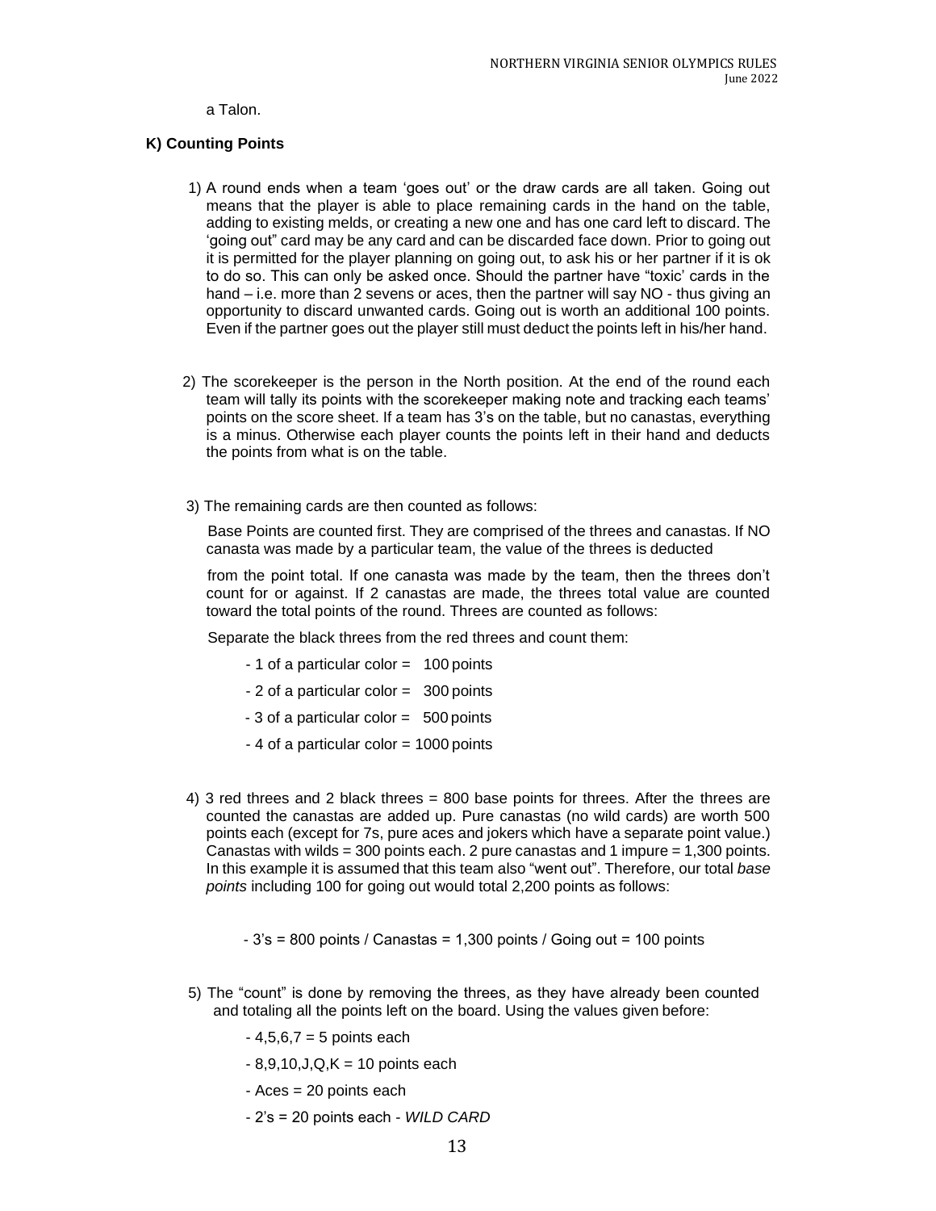a Talon.

**K) Counting Points**

1) A round ends when a team 'goes out' or the draw cards are all taken. Going out means that the player is able to place remaining cards in the hand on the table, adding to existing melds, or creating a new one and has one card left to discard. The 'going out" card may be any card and can be discarded face down. Prior to going out it is permitted for the player planning on going out, to ask his or her partner if it is ok to do so. This can only be asked once. Should the partner have "toxic' cards in the hand – i.e. more than 2 sevens or aces, then the partner will say NO - thus giving an opportunity to discard unwanted cards. Going out is worth an additional 100 points. Even if the partner goes out the player still must deduct the points left in his/her hand.

2) The scorekeeper is the person in the North position. At the end of the round each team will tally its points with the scorekeeper making note and tracking each teams' points on the score sheet. If a team has 3's on the table, but no canastas, everything is a minus. Otherwise each player counts the points left in their hand and deducts the points from what is on the table.

3) The remaining cards are then counted as follows:

   Base Points are counted first. They are comprised of the threes and canastas. If NO canasta was made by a particular team, the value of the threes is deducted

   from the point total. If one canasta was made by the team, then the threes don't count for or against. If 2 canastas are made, the threes total value are counted toward the total points of the round. Threes are counted as follows:

   Separate the black threes from the red threes and count them:

   - 1 of a particular color = 100 points
   - 2 of a particular color = 300 points
   - 3 of a particular color = 500 points
   - 4 of a particular color = 1000 points

4) 3 red threes and 2 black threes = 800 base points for threes. After the threes are counted the canastas are added up. Pure canastas (no wild cards) are worth 500 points each (except for 7s, pure aces and jokers which have a separate point value.) Canastas with wilds = 300 points each. 2 pure canastas and 1 impure = 1,300 points. In this example it is assumed that this team also "went out". Therefore, our total *base points* including 100 for going out would total 2,200 points as follows:

   - 3's = 800 points / Canastas = 1,300 points / Going out = 100 points

5) The "count" is done by removing the threes, as they have already been counted and totaling all the points left on the board. Using the values given before:

   - 4,5,6,7 = 5 points each
   - 8,9,10,J,Q,K = 10 points each
   - Aces = 20 points each
   - 2's = 20 points each - *WILD CARD*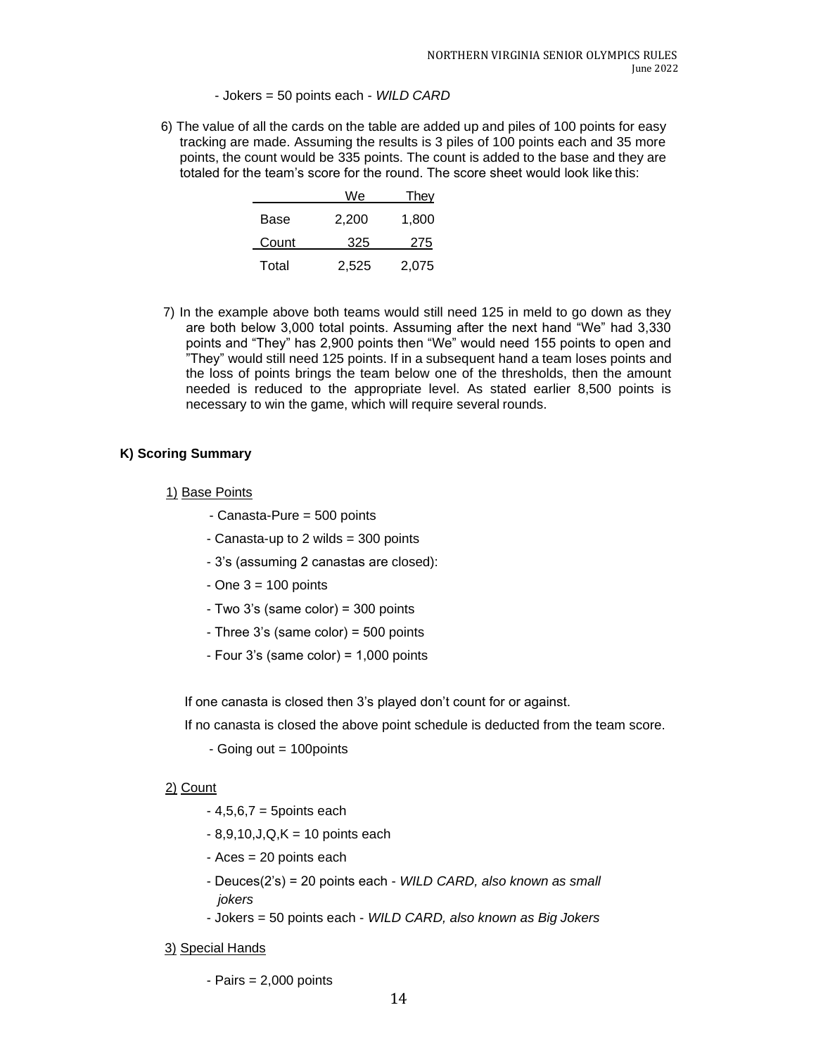- Jokers = 50 points each - *WILD CARD*

6) The value of all the cards on the table are added up and piles of 100 points for easy tracking are made. Assuming the results is 3 piles of 100 points each and 35 more points, the count would be 335 points. The count is added to the base and they are totaled for the team's score for the round. The score sheet would look like this:

| | We | They |
|---|---|---|
| Base | 2,200 | 1,800 |
| Count | 325 | 275 |
| Total | 2,525 | 2,075 |

7) In the example above both teams would still need 125 in meld to go down as they are both below 3,000 total points. Assuming after the next hand "We" had 3,330 points and "They" has 2,900 points then "We" would need 155 points to open and "They" would still need 125 points. If in a subsequent hand a team loses points and the loss of points brings the team below one of the thresholds, then the amount needed is reduced to the appropriate level. As stated earlier 8,500 points is necessary to win the game, which will require several rounds.

### K) Scoring Summary

1) Base Points

- Canasta-Pure = 500 points
- Canasta-up to 2 wilds = 300 points
- 3's (assuming 2 canastas are closed):
- One 3 = 100 points
- Two 3's (same color) = 300 points
- Three 3's (same color) = 500 points
- Four 3's (same color) = 1,000 points

If one canasta is closed then 3's played don't count for or against.

If no canasta is closed the above point schedule is deducted from the team score.

- Going out = 100points

2) Count

- 4,5,6,7 = 5points each
- 8,9,10,J,Q,K = 10 points each
- Aces = 20 points each
- Deuces(2's) = 20 points each - *WILD CARD, also known as small jokers*
- Jokers = 50 points each - *WILD CARD, also known as Big Jokers*

3) Special Hands

- Pairs = 2,000 points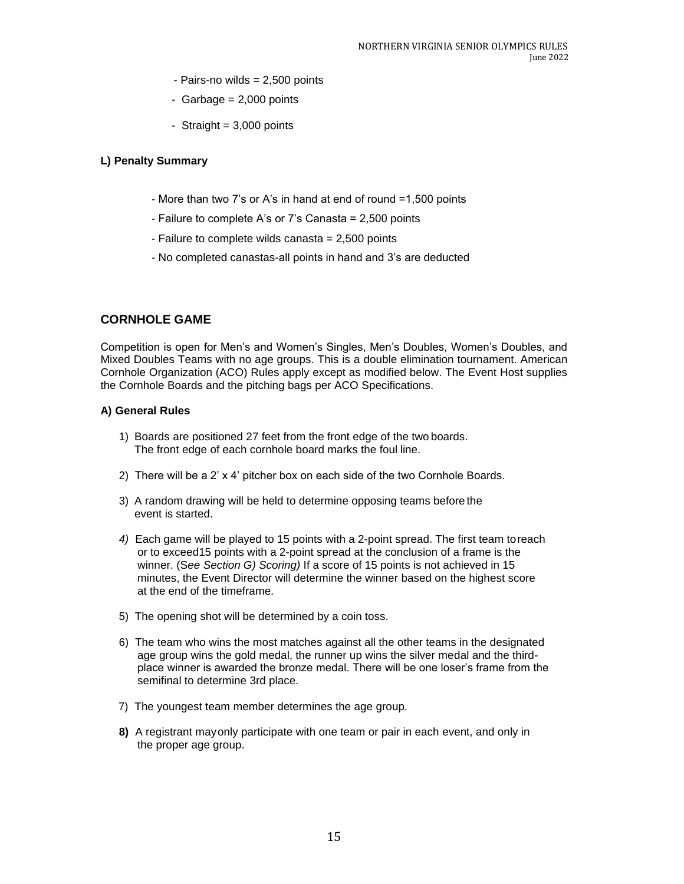- Pairs-no wilds = 2,500 points
- Garbage = 2,000 points
- Straight = 3,000 points

**L) Penalty Summary**

- More than two 7's or A's in hand at end of round =1,500 points
- Failure to complete A's or 7's Canasta = 2,500 points
- Failure to complete wilds canasta = 2,500 points
- No completed canastas-all points in hand and 3's are deducted

## CORNHOLE GAME

Competition is open for Men's and Women's Singles, Men's Doubles, Women's Doubles, and Mixed Doubles Teams with no age groups. This is a double elimination tournament. American Cornhole Organization (ACO) Rules apply except as modified below. The Event Host supplies the Cornhole Boards and the pitching bags per ACO Specifications.

**A) General Rules**

1) Boards are positioned 27 feet from the front edge of the two boards. The front edge of each cornhole board marks the foul line.
2) There will be a 2' x 4' pitcher box on each side of the two Cornhole Boards.
3) A random drawing will be held to determine opposing teams before the event is started.
4) Each game will be played to 15 points with a 2-point spread. The first team to reach or to exceed 15 points with a 2-point spread at the conclusion of a frame is the winner. (*See Section G) Scoring)* If a score of 15 points is not achieved in 15 minutes, the Event Director will determine the winner based on the highest score at the end of the timeframe.
5) The opening shot will be determined by a coin toss.
6) The team who wins the most matches against all the other teams in the designated age group wins the gold medal, the runner up wins the silver medal and the third-place winner is awarded the bronze medal. There will be one loser's frame from the semifinal to determine 3rd place.
7) The youngest team member determines the age group.
8) A registrant may only participate with one team or pair in each event, and only in the proper age group.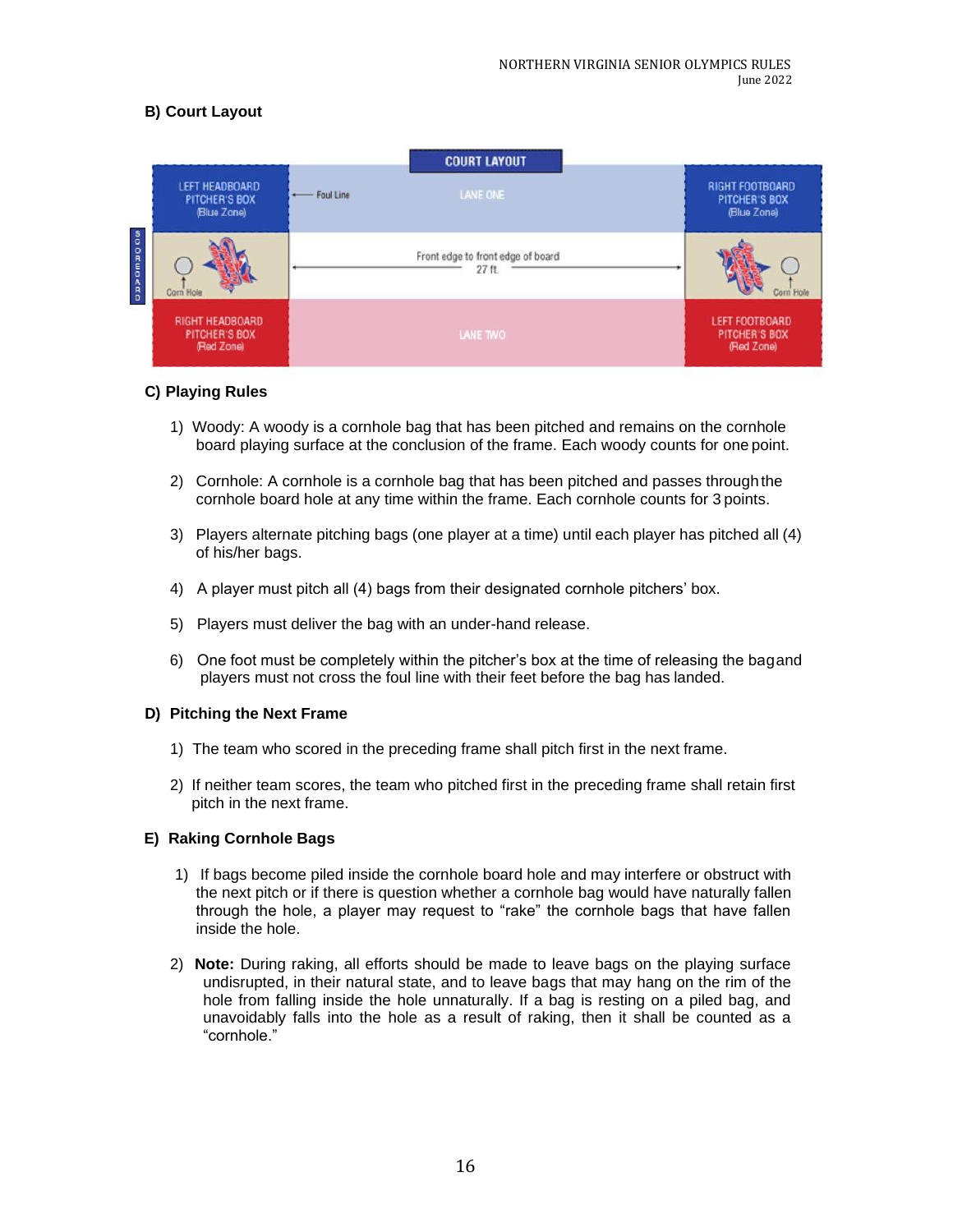### B) Court Layout

COURT LAYOUT

| LEFT HEADBOARD PITCHER'S BOX (Blue Zone) | ← Foul Line &nbsp;&nbsp;&nbsp; LANE ONE | RIGHT FOOTBOARD PITCHER'S BOX (Blue Zone) |
|---|---|---|
| Corn Hole | ← Front edge to front edge of board 27 ft. → | Corn Hole |
| RIGHT HEADBOARD PITCHER'S BOX (Red Zone) | LANE TWO | LEFT FOOTBOARD PITCHER'S BOX (Red Zone) |

SCOREBOARD

### C) Playing Rules

1) Woody: A woody is a cornhole bag that has been pitched and remains on the cornhole board playing surface at the conclusion of the frame. Each woody counts for one point.

2) Cornhole: A cornhole is a cornhole bag that has been pitched and passes through the cornhole board hole at any time within the frame. Each cornhole counts for 3 points.

3) Players alternate pitching bags (one player at a time) until each player has pitched all (4) of his/her bags.

4) A player must pitch all (4) bags from their designated cornhole pitchers' box.

5) Players must deliver the bag with an under-hand release.

6) One foot must be completely within the pitcher's box at the time of releasing the bag and players must not cross the foul line with their feet before the bag has landed.

### D) Pitching the Next Frame

1) The team who scored in the preceding frame shall pitch first in the next frame.

2) If neither team scores, the team who pitched first in the preceding frame shall retain first pitch in the next frame.

### E) Raking Cornhole Bags

1) If bags become piled inside the cornhole board hole and may interfere or obstruct with the next pitch or if there is question whether a cornhole bag would have naturally fallen through the hole, a player may request to "rake" the cornhole bags that have fallen inside the hole.

2) **Note:** During raking, all efforts should be made to leave bags on the playing surface undisrupted, in their natural state, and to leave bags that may hang on the rim of the hole from falling inside the hole unnaturally. If a bag is resting on a piled bag, and unavoidably falls into the hole as a result of raking, then it shall be counted as a "cornhole."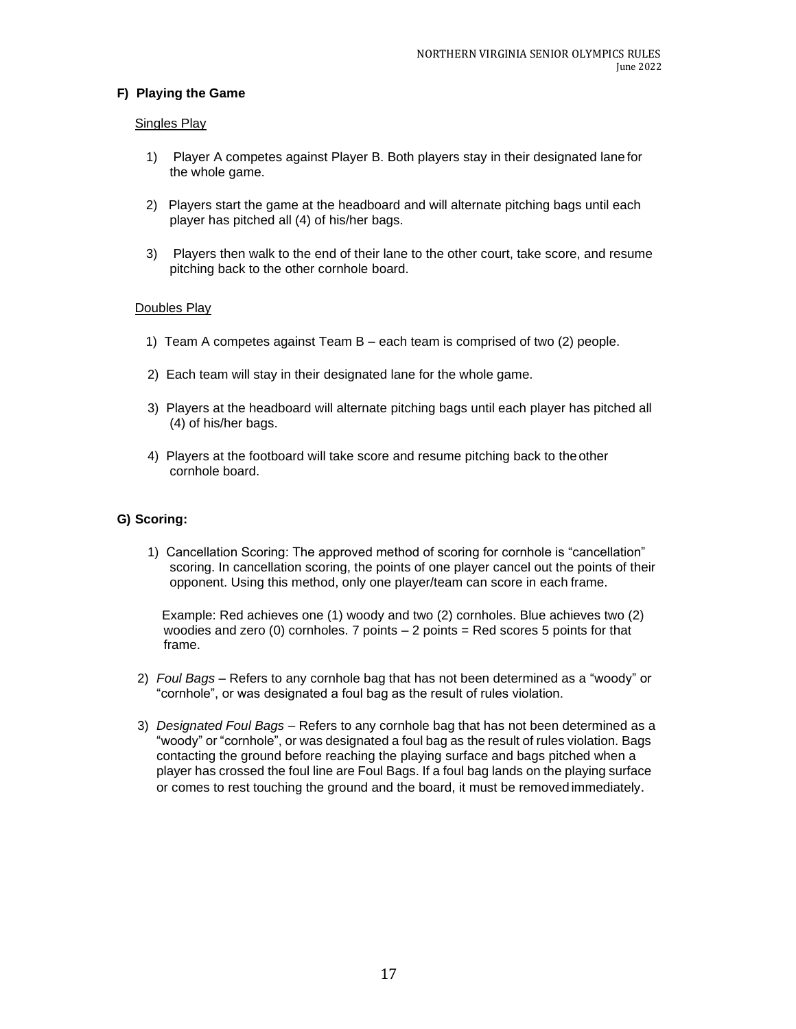**F) Playing the Game**

Singles Play

1) Player A competes against Player B. Both players stay in their designated lane for the whole game.

2) Players start the game at the headboard and will alternate pitching bags until each player has pitched all (4) of his/her bags.

3) Players then walk to the end of their lane to the other court, take score, and resume pitching back to the other cornhole board.

Doubles Play

1) Team A competes against Team B – each team is comprised of two (2) people.

2) Each team will stay in their designated lane for the whole game.

3) Players at the headboard will alternate pitching bags until each player has pitched all (4) of his/her bags.

4) Players at the footboard will take score and resume pitching back to the other cornhole board.

**G) Scoring:**

1) Cancellation Scoring: The approved method of scoring for cornhole is "cancellation" scoring. In cancellation scoring, the points of one player cancel out the points of their opponent. Using this method, only one player/team can score in each frame.

   Example: Red achieves one (1) woody and two (2) cornholes. Blue achieves two (2) woodies and zero (0) cornholes. 7 points – 2 points = Red scores 5 points for that frame.

2) *Foul Bags* – Refers to any cornhole bag that has not been determined as a "woody" or "cornhole", or was designated a foul bag as the result of rules violation.

3) *Designated Foul Bags* – Refers to any cornhole bag that has not been determined as a "woody" or "cornhole", or was designated a foul bag as the result of rules violation. Bags contacting the ground before reaching the playing surface and bags pitched when a player has crossed the foul line are Foul Bags. If a foul bag lands on the playing surface or comes to rest touching the ground and the board, it must be removed immediately.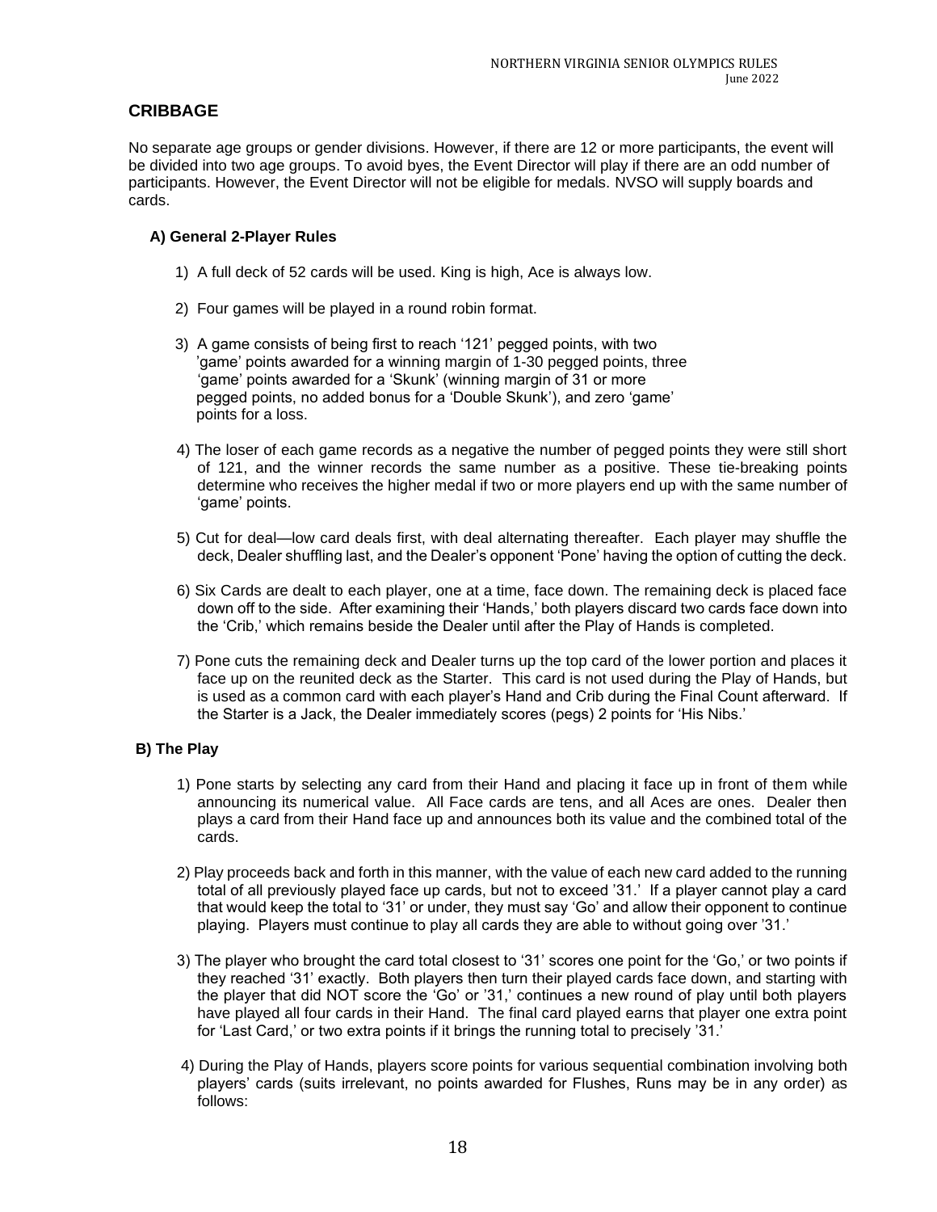## CRIBBAGE

No separate age groups or gender divisions. However, if there are 12 or more participants, the event will be divided into two age groups. To avoid byes, the Event Director will play if there are an odd number of participants. However, the Event Director will not be eligible for medals. NVSO will supply boards and cards.

### A) General 2-Player Rules

1) A full deck of 52 cards will be used. King is high, Ace is always low.

2) Four games will be played in a round robin format.

3) A game consists of being first to reach '121' pegged points, with two 'game' points awarded for a winning margin of 1-30 pegged points, three 'game' points awarded for a 'Skunk' (winning margin of 31 or more pegged points, no added bonus for a 'Double Skunk'), and zero 'game' points for a loss.

4) The loser of each game records as a negative the number of pegged points they were still short of 121, and the winner records the same number as a positive. These tie-breaking points determine who receives the higher medal if two or more players end up with the same number of 'game' points.

5) Cut for deal—low card deals first, with deal alternating thereafter. Each player may shuffle the deck, Dealer shuffling last, and the Dealer's opponent 'Pone' having the option of cutting the deck.

6) Six Cards are dealt to each player, one at a time, face down. The remaining deck is placed face down off to the side. After examining their 'Hands,' both players discard two cards face down into the 'Crib,' which remains beside the Dealer until after the Play of Hands is completed.

7) Pone cuts the remaining deck and Dealer turns up the top card of the lower portion and places it face up on the reunited deck as the Starter. This card is not used during the Play of Hands, but is used as a common card with each player's Hand and Crib during the Final Count afterward. If the Starter is a Jack, the Dealer immediately scores (pegs) 2 points for 'His Nibs.'

### B) The Play

1) Pone starts by selecting any card from their Hand and placing it face up in front of them while announcing its numerical value. All Face cards are tens, and all Aces are ones. Dealer then plays a card from their Hand face up and announces both its value and the combined total of the cards.

2) Play proceeds back and forth in this manner, with the value of each new card added to the running total of all previously played face up cards, but not to exceed '31.' If a player cannot play a card that would keep the total to '31' or under, they must say 'Go' and allow their opponent to continue playing. Players must continue to play all cards they are able to without going over '31.'

3) The player who brought the card total closest to '31' scores one point for the 'Go,' or two points if they reached '31' exactly. Both players then turn their played cards face down, and starting with the player that did NOT score the 'Go' or '31,' continues a new round of play until both players have played all four cards in their Hand. The final card played earns that player one extra point for 'Last Card,' or two extra points if it brings the running total to precisely '31.'

4) During the Play of Hands, players score points for various sequential combination involving both players' cards (suits irrelevant, no points awarded for Flushes, Runs may be in any order) as follows: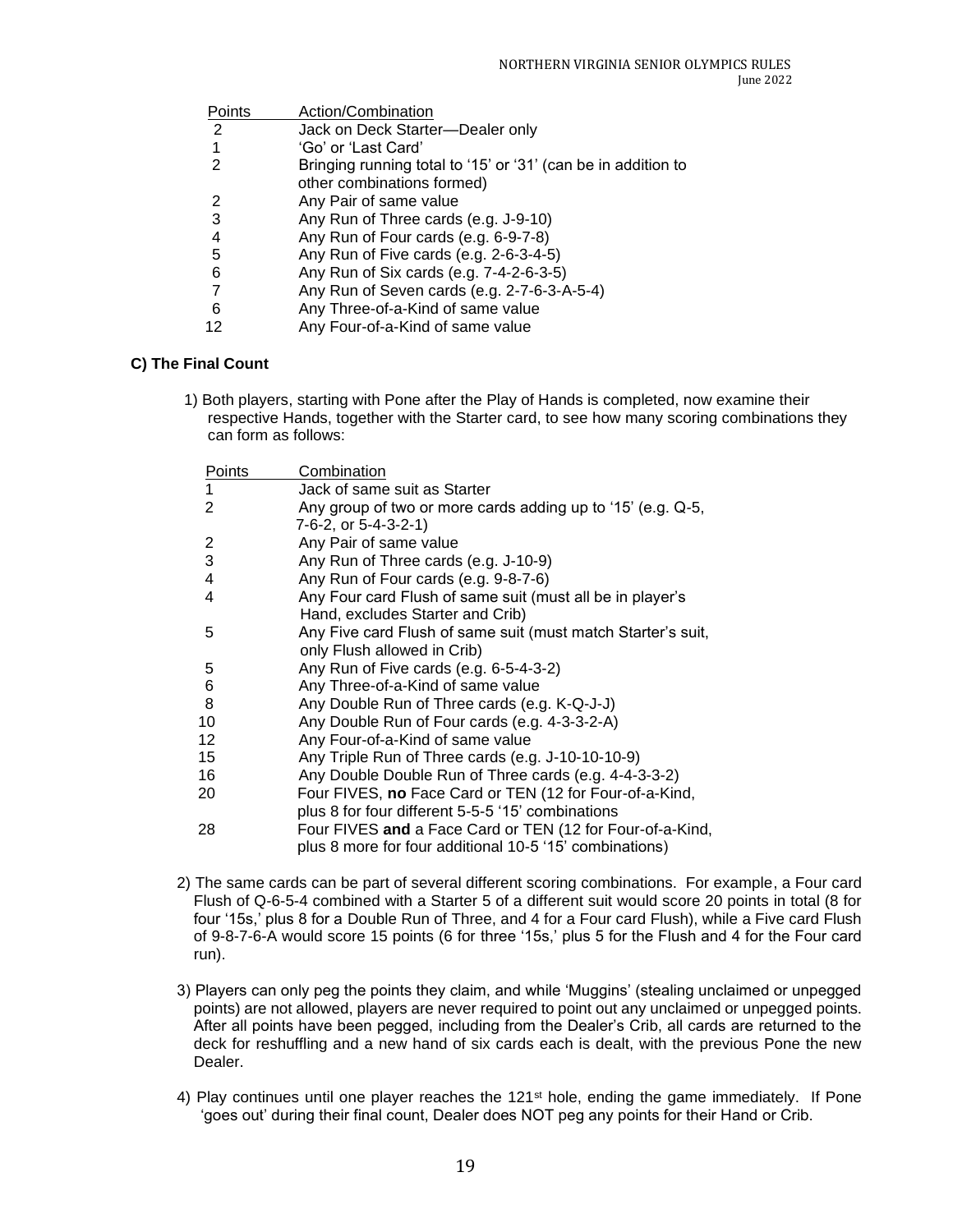| Points | Action/Combination |
|---|---|
| 2 | Jack on Deck Starter—Dealer only |
| 1 | 'Go' or 'Last Card' |
| 2 | Bringing running total to '15' or '31' (can be in addition to other combinations formed) |
| 2 | Any Pair of same value |
| 3 | Any Run of Three cards (e.g. J-9-10) |
| 4 | Any Run of Four cards (e.g. 6-9-7-8) |
| 5 | Any Run of Five cards (e.g. 2-6-3-4-5) |
| 6 | Any Run of Six cards (e.g. 7-4-2-6-3-5) |
| 7 | Any Run of Seven cards (e.g. 2-7-6-3-A-5-4) |
| 6 | Any Three-of-a-Kind of same value |
| 12 | Any Four-of-a-Kind of same value |

### C) The Final Count

1) Both players, starting with Pone after the Play of Hands is completed, now examine their respective Hands, together with the Starter card, to see how many scoring combinations they can form as follows:

| Points | Combination |
|---|---|
| 1 | Jack of same suit as Starter |
| 2 | Any group of two or more cards adding up to '15' (e.g. Q-5, 7-6-2, or 5-4-3-2-1) |
| 2 | Any Pair of same value |
| 3 | Any Run of Three cards (e.g. J-10-9) |
| 4 | Any Run of Four cards (e.g. 9-8-7-6) |
| 4 | Any Four card Flush of same suit (must all be in player's Hand, excludes Starter and Crib) |
| 5 | Any Five card Flush of same suit (must match Starter's suit, only Flush allowed in Crib) |
| 5 | Any Run of Five cards (e.g. 6-5-4-3-2) |
| 6 | Any Three-of-a-Kind of same value |
| 8 | Any Double Run of Three cards (e.g. K-Q-J-J) |
| 10 | Any Double Run of Four cards (e.g. 4-3-3-2-A) |
| 12 | Any Four-of-a-Kind of same value |
| 15 | Any Triple Run of Three cards (e.g. J-10-10-10-9) |
| 16 | Any Double Double Run of Three cards (e.g. 4-4-3-3-2) |
| 20 | Four FIVES, **no** Face Card or TEN (12 for Four-of-a-Kind, plus 8 for four different 5-5-5 '15' combinations |
| 28 | Four FIVES **and** a Face Card or TEN (12 for Four-of-a-Kind, plus 8 more for four additional 10-5 '15' combinations) |

2) The same cards can be part of several different scoring combinations. For example, a Four card Flush of Q-6-5-4 combined with a Starter 5 of a different suit would score 20 points in total (8 for four '15s,' plus 8 for a Double Run of Three, and 4 for a Four card Flush), while a Five card Flush of 9-8-7-6-A would score 15 points (6 for three '15s,' plus 5 for the Flush and 4 for the Four card run).

3) Players can only peg the points they claim, and while 'Muggins' (stealing unclaimed or unpegged points) are not allowed, players are never required to point out any unclaimed or unpegged points. After all points have been pegged, including from the Dealer's Crib, all cards are returned to the deck for reshuffling and a new hand of six cards each is dealt, with the previous Pone the new Dealer.

4) Play continues until one player reaches the 121st hole, ending the game immediately. If Pone 'goes out' during their final count, Dealer does NOT peg any points for their Hand or Crib.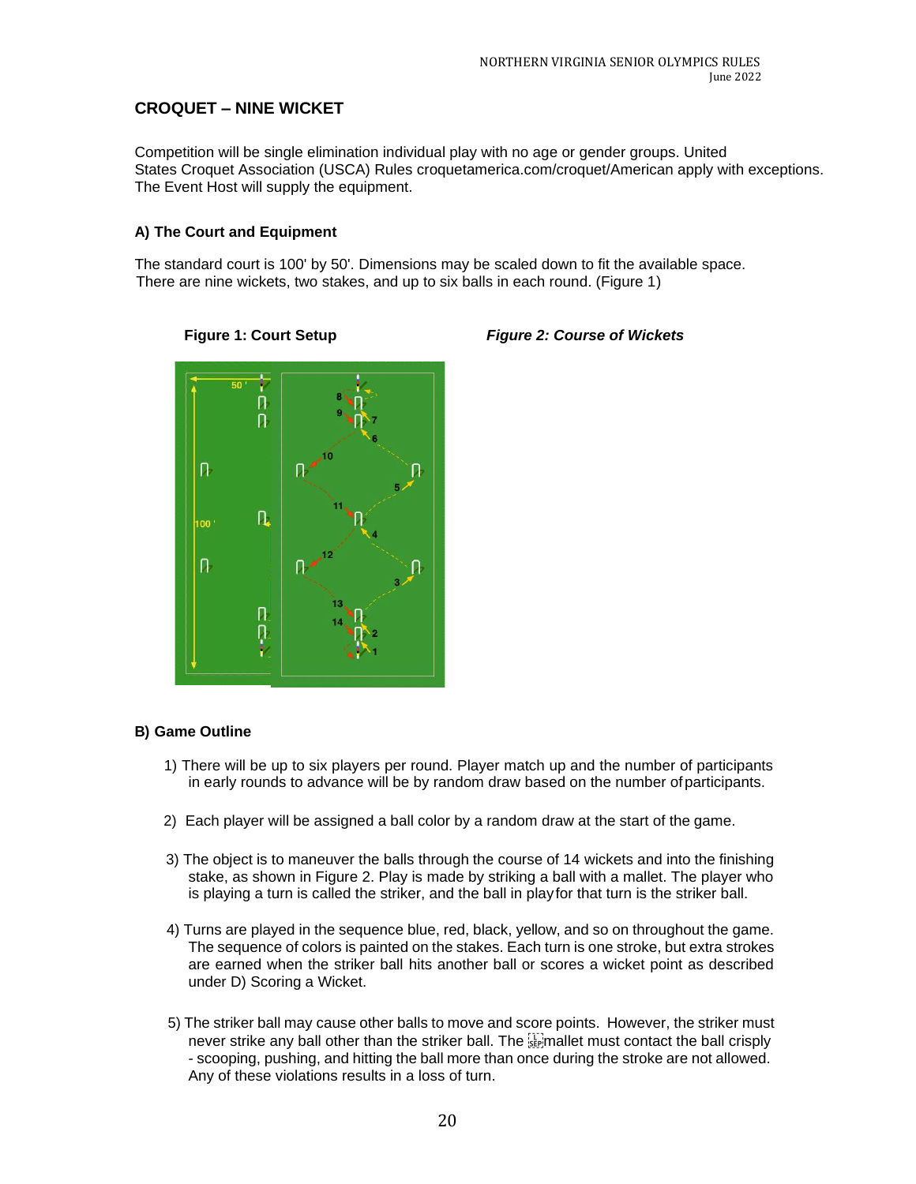## CROQUET – NINE WICKET

Competition will be single elimination individual play with no age or gender groups. United States Croquet Association (USCA) Rules croquetamerica.com/croquet/American apply with exceptions. The Event Host will supply the equipment.

### A) The Court and Equipment

The standard court is 100' by 50'. Dimensions may be scaled down to fit the available space. There are nine wickets, two stakes, and up to six balls in each round. (Figure 1)

**Figure 1: Court Setup**

***Figure 2: Course of Wickets***

### B) Game Outline

1) There will be up to six players per round. Player match up and the number of participants in early rounds to advance will be by random draw based on the number of participants.

2) Each player will be assigned a ball color by a random draw at the start of the game.

3) The object is to maneuver the balls through the course of 14 wickets and into the finishing stake, as shown in Figure 2. Play is made by striking a ball with a mallet. The player who is playing a turn is called the striker, and the ball in play for that turn is the striker ball.

4) Turns are played in the sequence blue, red, black, yellow, and so on throughout the game. The sequence of colors is painted on the stakes. Each turn is one stroke, but extra strokes are earned when the striker ball hits another ball or scores a wicket point as described under D) Scoring a Wicket.

5) The striker ball may cause other balls to move and score points. However, the striker must never strike any ball other than the striker ball. The mallet must contact the ball crisply - scooping, pushing, and hitting the ball more than once during the stroke are not allowed. Any of these violations results in a loss of turn.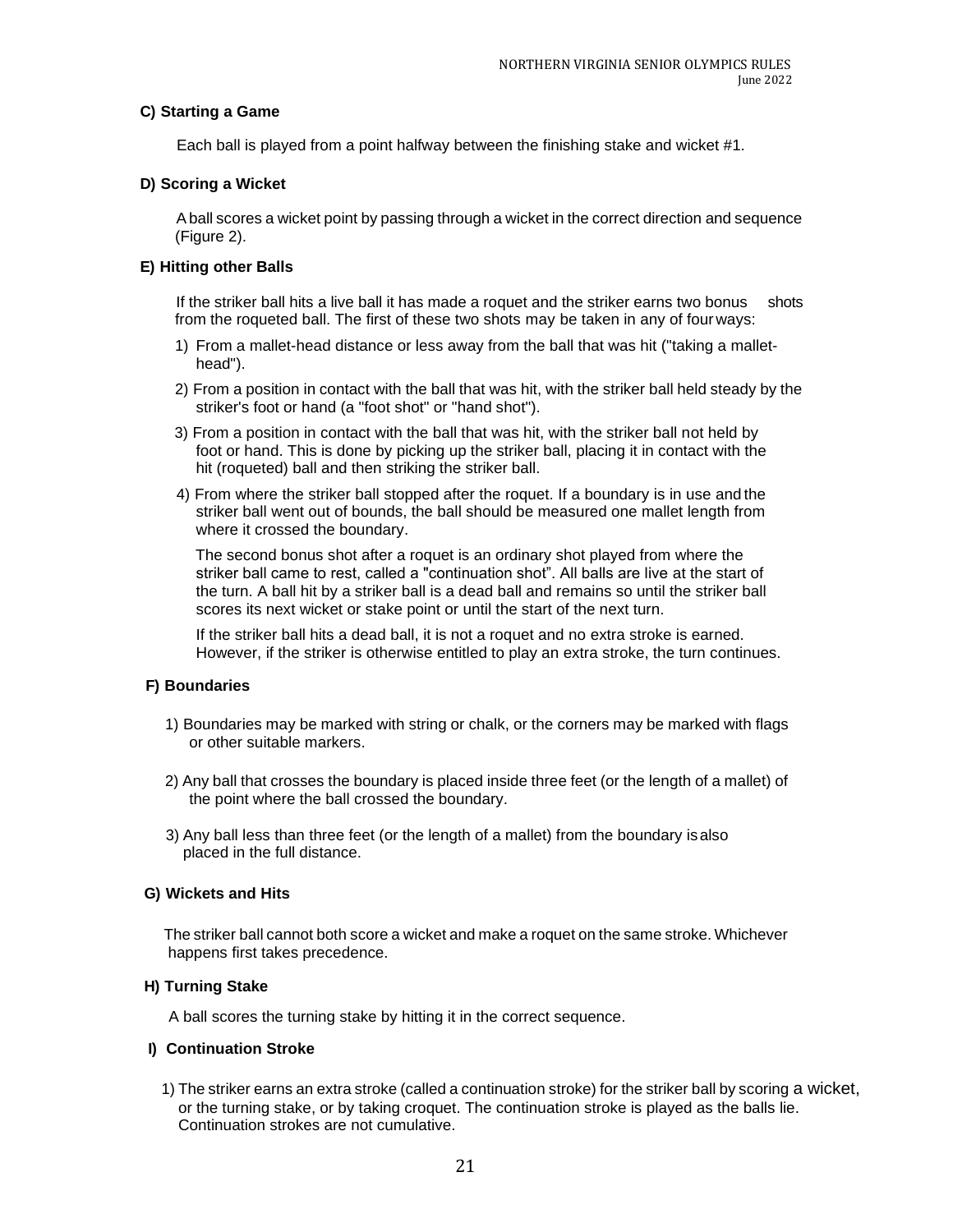**C) Starting a Game**

Each ball is played from a point halfway between the finishing stake and wicket #1.

**D) Scoring a Wicket**

A ball scores a wicket point by passing through a wicket in the correct direction and sequence (Figure 2).

**E) Hitting other Balls**

If the striker ball hits a live ball it has made a roquet and the striker earns two bonus shots from the roqueted ball. The first of these two shots may be taken in any of four ways:

1) From a mallet-head distance or less away from the ball that was hit ("taking a mallet-head").
2) From a position in contact with the ball that was hit, with the striker ball held steady by the striker's foot or hand (a "foot shot" or "hand shot").
3) From a position in contact with the ball that was hit, with the striker ball not held by foot or hand. This is done by picking up the striker ball, placing it in contact with the hit (roqueted) ball and then striking the striker ball.
4) From where the striker ball stopped after the roquet. If a boundary is in use and the striker ball went out of bounds, the ball should be measured one mallet length from where it crossed the boundary.

The second bonus shot after a roquet is an ordinary shot played from where the striker ball came to rest, called a "continuation shot". All balls are live at the start of the turn. A ball hit by a striker ball is a dead ball and remains so until the striker ball scores its next wicket or stake point or until the start of the next turn.

If the striker ball hits a dead ball, it is not a roquet and no extra stroke is earned. However, if the striker is otherwise entitled to play an extra stroke, the turn continues.

**F) Boundaries**

1) Boundaries may be marked with string or chalk, or the corners may be marked with flags or other suitable markers.
2) Any ball that crosses the boundary is placed inside three feet (or the length of a mallet) of the point where the ball crossed the boundary.
3) Any ball less than three feet (or the length of a mallet) from the boundary is also placed in the full distance.

**G) Wickets and Hits**

The striker ball cannot both score a wicket and make a roquet on the same stroke. Whichever happens first takes precedence.

**H) Turning Stake**

A ball scores the turning stake by hitting it in the correct sequence.

**I) Continuation Stroke**

1) The striker earns an extra stroke (called a continuation stroke) for the striker ball by scoring a wicket, or the turning stake, or by taking croquet. The continuation stroke is played as the balls lie. Continuation strokes are not cumulative.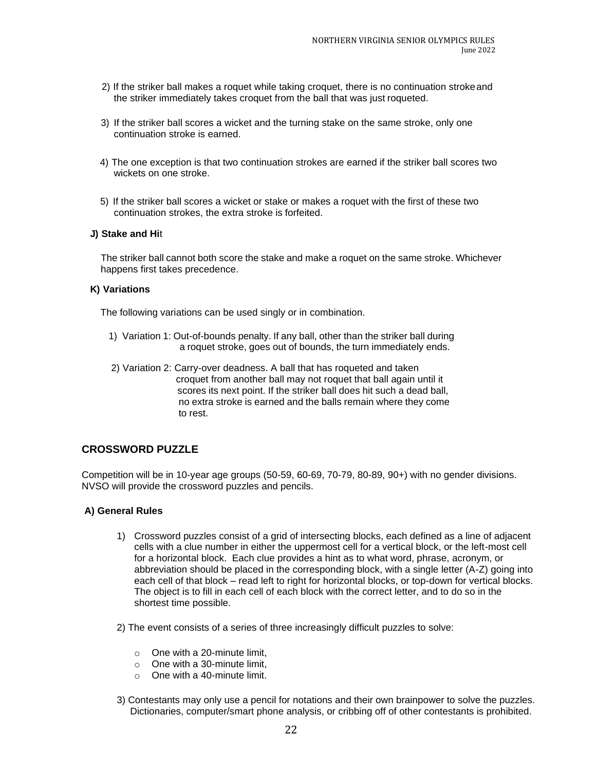2) If the striker ball makes a roquet while taking croquet, there is no continuation stroke and the striker immediately takes croquet from the ball that was just roqueted.

3) If the striker ball scores a wicket and the turning stake on the same stroke, only one continuation stroke is earned.

4) The one exception is that two continuation strokes are earned if the striker ball scores two wickets on one stroke.

5) If the striker ball scores a wicket or stake or makes a roquet with the first of these two continuation strokes, the extra stroke is forfeited.

**J) Stake and Hit**

The striker ball cannot both score the stake and make a roquet on the same stroke. Whichever happens first takes precedence.

**K) Variations**

The following variations can be used singly or in combination.

1) Variation 1: Out-of-bounds penalty. If any ball, other than the striker ball during a roquet stroke, goes out of bounds, the turn immediately ends.

2) Variation 2: Carry-over deadness. A ball that has roqueted and taken croquet from another ball may not roquet that ball again until it scores its next point. If the striker ball does hit such a dead ball, no extra stroke is earned and the balls remain where they come to rest.

## CROSSWORD PUZZLE

Competition will be in 10-year age groups (50-59, 60-69, 70-79, 80-89, 90+) with no gender divisions. NVSO will provide the crossword puzzles and pencils.

**A) General Rules**

1) Crossword puzzles consist of a grid of intersecting blocks, each defined as a line of adjacent cells with a clue number in either the uppermost cell for a vertical block, or the left-most cell for a horizontal block. Each clue provides a hint as to what word, phrase, acronym, or abbreviation should be placed in the corresponding block, with a single letter (A-Z) going into each cell of that block – read left to right for horizontal blocks, or top-down for vertical blocks. The object is to fill in each cell of each block with the correct letter, and to do so in the shortest time possible.

2) The event consists of a series of three increasingly difficult puzzles to solve:

- One with a 20-minute limit,
- One with a 30-minute limit,
- One with a 40-minute limit.

3) Contestants may only use a pencil for notations and their own brainpower to solve the puzzles. Dictionaries, computer/smart phone analysis, or cribbing off of other contestants is prohibited.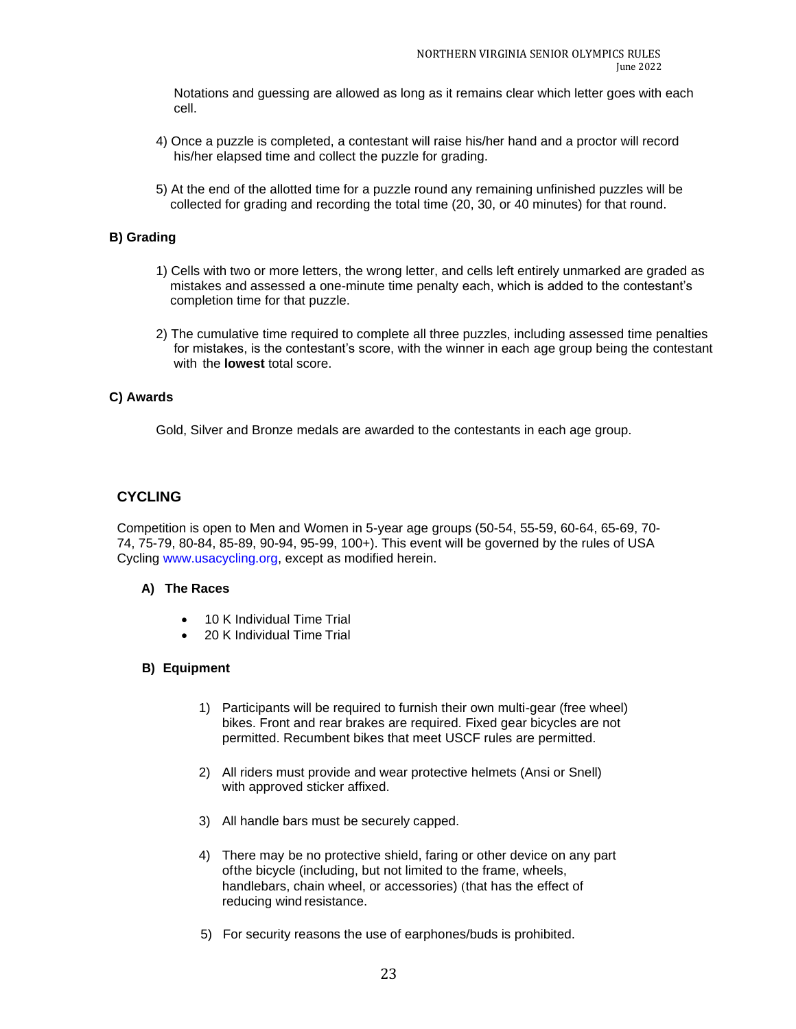Notations and guessing are allowed as long as it remains clear which letter goes with each cell.

4) Once a puzzle is completed, a contestant will raise his/her hand and a proctor will record his/her elapsed time and collect the puzzle for grading.

5) At the end of the allotted time for a puzzle round any remaining unfinished puzzles will be collected for grading and recording the total time (20, 30, or 40 minutes) for that round.

**B) Grading**

1) Cells with two or more letters, the wrong letter, and cells left entirely unmarked are graded as mistakes and assessed a one-minute time penalty each, which is added to the contestant's completion time for that puzzle.

2) The cumulative time required to complete all three puzzles, including assessed time penalties for mistakes, is the contestant's score, with the winner in each age group being the contestant with the **lowest** total score.

**C) Awards**

Gold, Silver and Bronze medals are awarded to the contestants in each age group.

## CYCLING

Competition is open to Men and Women in 5-year age groups (50-54, 55-59, 60-64, 65-69, 70-74, 75-79, 80-84, 85-89, 90-94, 95-99, 100+). This event will be governed by the rules of USA Cycling www.usacycling.org, except as modified herein.

**A) The Races**

- 10 K Individual Time Trial
- 20 K Individual Time Trial

**B) Equipment**

1) Participants will be required to furnish their own multi-gear (free wheel) bikes. Front and rear brakes are required. Fixed gear bicycles are not permitted. Recumbent bikes that meet USCF rules are permitted.

2) All riders must provide and wear protective helmets (Ansi or Snell) with approved sticker affixed.

3) All handle bars must be securely capped.

4) There may be no protective shield, faring or other device on any part ofthe bicycle (including, but not limited to the frame, wheels, handlebars, chain wheel, or accessories) (that has the effect of reducing wind resistance.

5) For security reasons the use of earphones/buds is prohibited.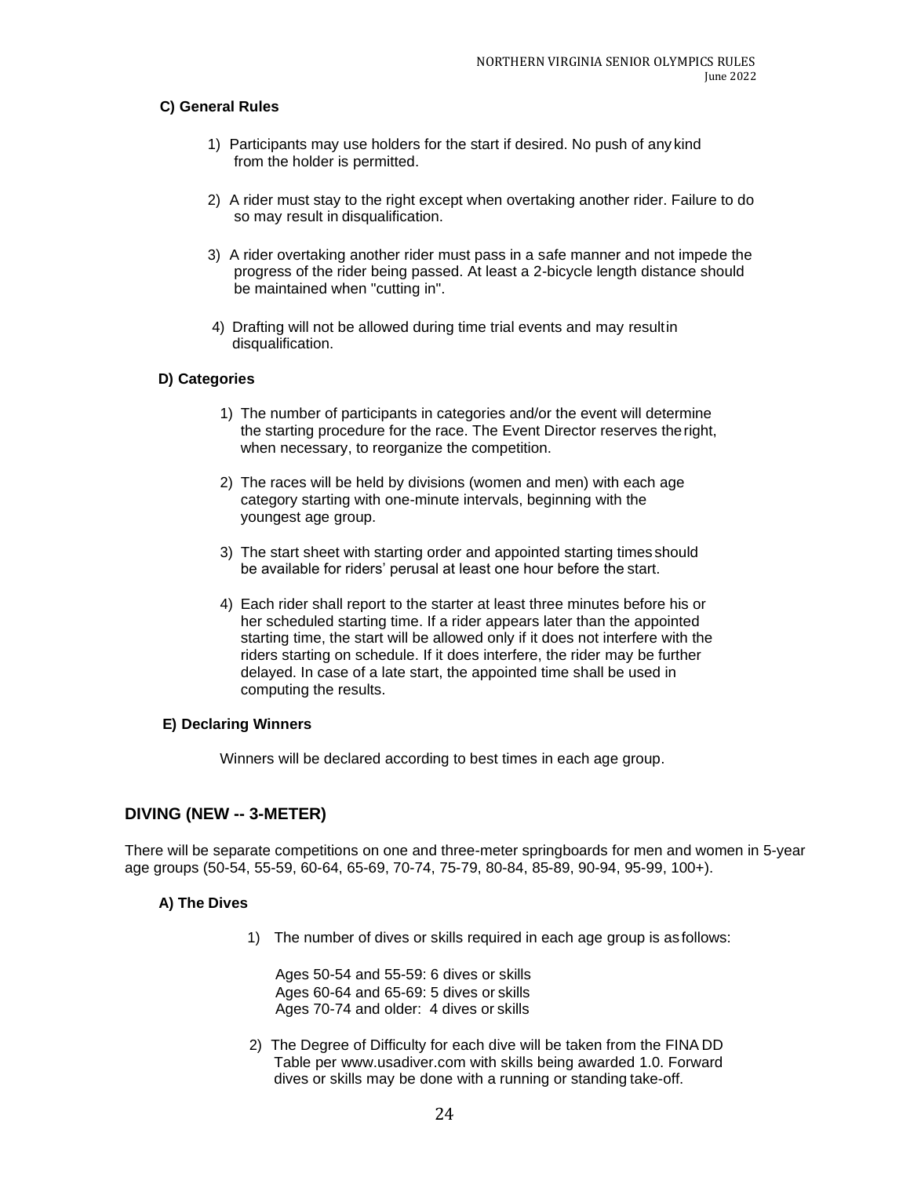### C) General Rules

1) Participants may use holders for the start if desired. No push of any kind from the holder is permitted.

2) A rider must stay to the right except when overtaking another rider. Failure to do so may result in disqualification.

3) A rider overtaking another rider must pass in a safe manner and not impede the progress of the rider being passed. At least a 2-bicycle length distance should be maintained when "cutting in".

4) Drafting will not be allowed during time trial events and may result in disqualification.

### D) Categories

1) The number of participants in categories and/or the event will determine the starting procedure for the race. The Event Director reserves the right, when necessary, to reorganize the competition.

2) The races will be held by divisions (women and men) with each age category starting with one-minute intervals, beginning with the youngest age group.

3) The start sheet with starting order and appointed starting times should be available for riders' perusal at least one hour before the start.

4) Each rider shall report to the starter at least three minutes before his or her scheduled starting time. If a rider appears later than the appointed starting time, the start will be allowed only if it does not interfere with the riders starting on schedule. If it does interfere, the rider may be further delayed. In case of a late start, the appointed time shall be used in computing the results.

### E) Declaring Winners

Winners will be declared according to best times in each age group.

## DIVING (NEW -- 3-METER)

There will be separate competitions on one and three-meter springboards for men and women in 5-year age groups (50-54, 55-59, 60-64, 65-69, 70-74, 75-79, 80-84, 85-89, 90-94, 95-99, 100+).

### A) The Dives

1) The number of dives or skills required in each age group is as follows:

   Ages 50-54 and 55-59: 6 dives or skills
   Ages 60-64 and 65-69: 5 dives or skills
   Ages 70-74 and older: 4 dives or skills

2) The Degree of Difficulty for each dive will be taken from the FINA DD Table per www.usadiver.com with skills being awarded 1.0. Forward dives or skills may be done with a running or standing take-off.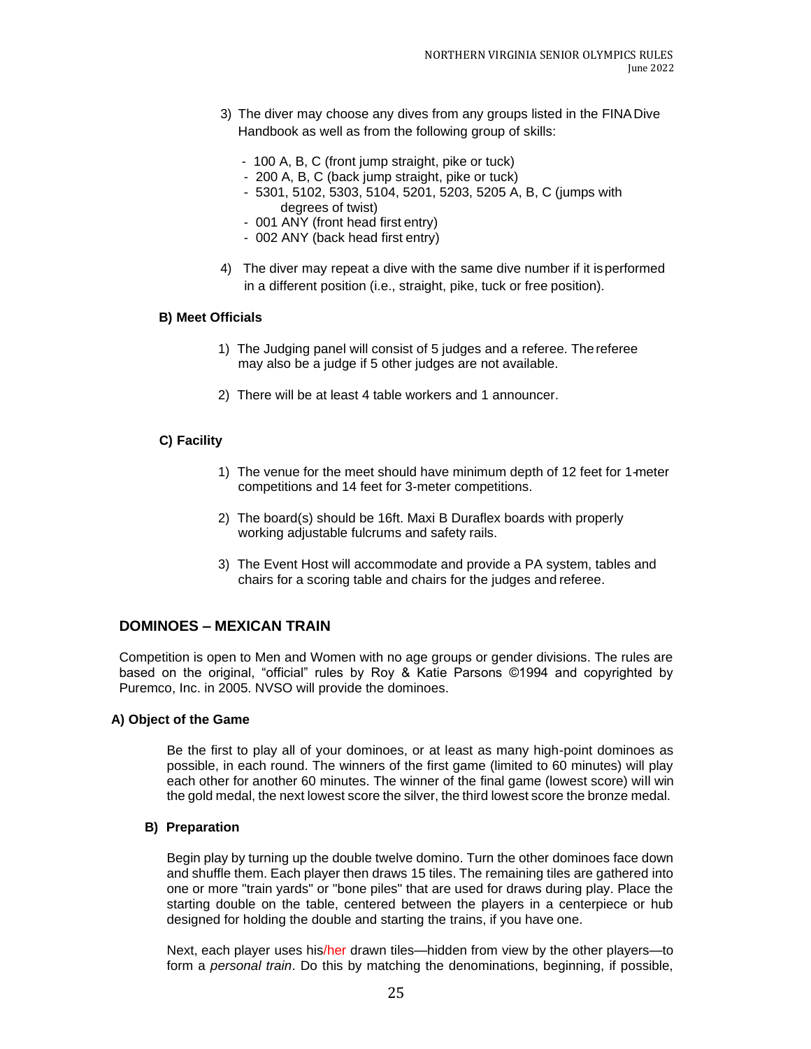3) The diver may choose any dives from any groups listed in the FINA Dive Handbook as well as from the following group of skills:

   - 100 A, B, C (front jump straight, pike or tuck)
   - 200 A, B, C (back jump straight, pike or tuck)
   - 5301, 5102, 5303, 5104, 5201, 5203, 5205 A, B, C (jumps with degrees of twist)
   - 001 ANY (front head first entry)
   - 002 ANY (back head first entry)

4) The diver may repeat a dive with the same dive number if it is performed in a different position (i.e., straight, pike, tuck or free position).

**B) Meet Officials**

1) The Judging panel will consist of 5 judges and a referee. The referee may also be a judge if 5 other judges are not available.

2) There will be at least 4 table workers and 1 announcer.

**C) Facility**

1) The venue for the meet should have minimum depth of 12 feet for 1-meter competitions and 14 feet for 3-meter competitions.

2) The board(s) should be 16ft. Maxi B Duraflex boards with properly working adjustable fulcrums and safety rails.

3) The Event Host will accommodate and provide a PA system, tables and chairs for a scoring table and chairs for the judges and referee.

## DOMINOES – MEXICAN TRAIN

Competition is open to Men and Women with no age groups or gender divisions. The rules are based on the original, "official" rules by Roy & Katie Parsons ©1994 and copyrighted by Puremco, Inc. in 2005. NVSO will provide the dominoes.

**A) Object of the Game**

Be the first to play all of your dominoes, or at least as many high-point dominoes as possible, in each round. The winners of the first game (limited to 60 minutes) will play each other for another 60 minutes. The winner of the final game (lowest score) will win the gold medal, the next lowest score the silver, the third lowest score the bronze medal.

**B) Preparation**

Begin play by turning up the double twelve domino. Turn the other dominoes face down and shuffle them. Each player then draws 15 tiles. The remaining tiles are gathered into one or more "train yards" or "bone piles" that are used for draws during play. Place the starting double on the table, centered between the players in a centerpiece or hub designed for holding the double and starting the trains, if you have one.

Next, each player uses his/her drawn tiles—hidden from view by the other players—to form a *personal train*. Do this by matching the denominations, beginning, if possible,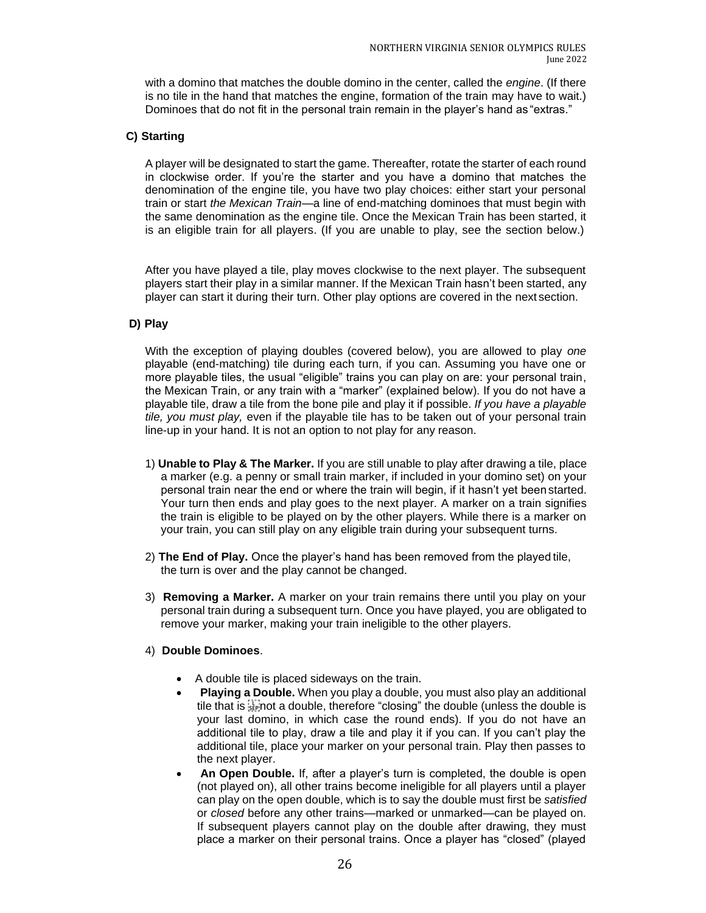with a domino that matches the double domino in the center, called the *engine*. (If there is no tile in the hand that matches the engine, formation of the train may have to wait.) Dominoes that do not fit in the personal train remain in the player's hand as "extras."

**C) Starting**

A player will be designated to start the game. Thereafter, rotate the starter of each round in clockwise order. If you're the starter and you have a domino that matches the denomination of the engine tile, you have two play choices: either start your personal train or start *the Mexican Train*—a line of end-matching dominoes that must begin with the same denomination as the engine tile. Once the Mexican Train has been started, it is an eligible train for all players. (If you are unable to play, see the section below.)

After you have played a tile, play moves clockwise to the next player. The subsequent players start their play in a similar manner. If the Mexican Train hasn't been started, any player can start it during their turn. Other play options are covered in the next section.

**D) Play**

With the exception of playing doubles (covered below), you are allowed to play *one* playable (end-matching) tile during each turn, if you can. Assuming you have one or more playable tiles, the usual "eligible" trains you can play on are: your personal train, the Mexican Train, or any train with a "marker" (explained below). If you do not have a playable tile, draw a tile from the bone pile and play it if possible. *If you have a playable tile, you must play,* even if the playable tile has to be taken out of your personal train line-up in your hand. It is not an option to not play for any reason.

1) **Unable to Play & The Marker.** If you are still unable to play after drawing a tile, place a marker (e.g. a penny or small train marker, if included in your domino set) on your personal train near the end or where the train will begin, if it hasn't yet been started. Your turn then ends and play goes to the next player. A marker on a train signifies the train is eligible to be played on by the other players. While there is a marker on your train, you can still play on any eligible train during your subsequent turns.

2) **The End of Play.** Once the player's hand has been removed from the played tile, the turn is over and the play cannot be changed.

3) **Removing a Marker.** A marker on your train remains there until you play on your personal train during a subsequent turn. Once you have played, you are obligated to remove your marker, making your train ineligible to the other players.

4) **Double Dominoes**.

- A double tile is placed sideways on the train.
- **Playing a Double.** When you play a double, you must also play an additional tile that is not a double, therefore "closing" the double (unless the double is your last domino, in which case the round ends). If you do not have an additional tile to play, draw a tile and play it if you can. If you can't play the additional tile, place your marker on your personal train. Play then passes to the next player.
- **An Open Double.** If, after a player's turn is completed, the double is open (not played on), all other trains become ineligible for all players until a player can play on the open double, which is to say the double must first be *satisfied* or *closed* before any other trains—marked or unmarked—can be played on. If subsequent players cannot play on the double after drawing, they must place a marker on their personal trains. Once a player has "closed" (played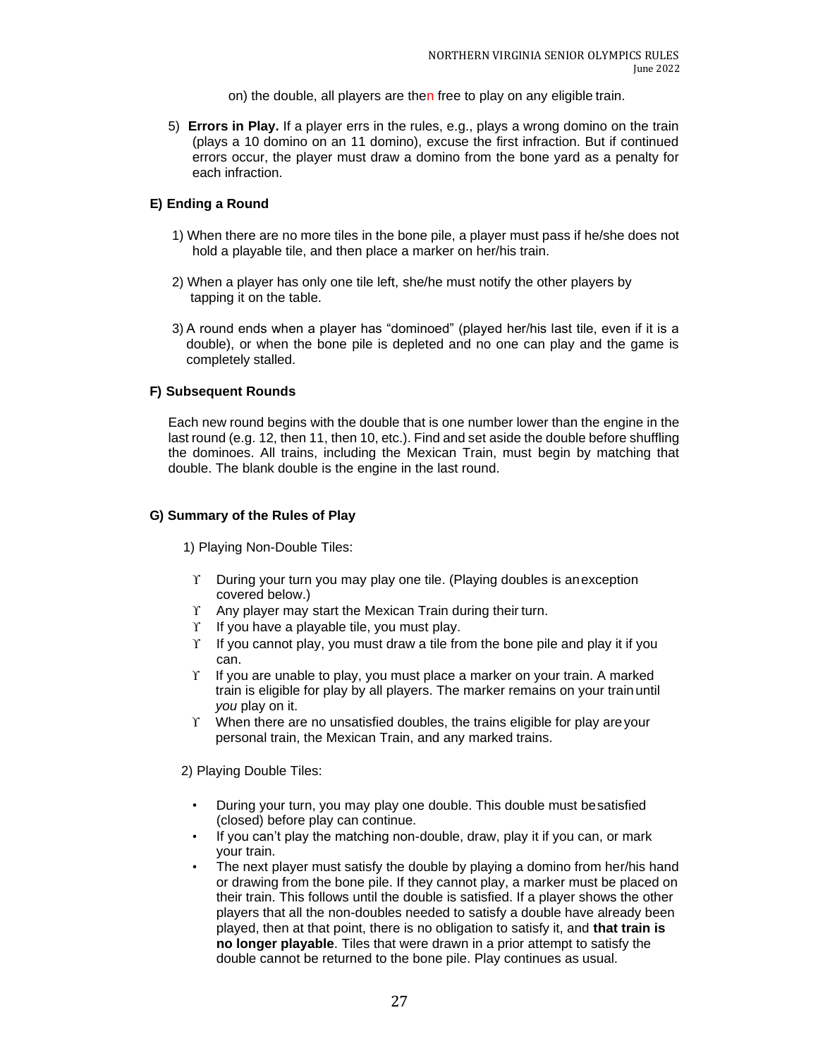on) the double, all players are then free to play on any eligible train.

5) **Errors in Play.** If a player errs in the rules, e.g., plays a wrong domino on the train (plays a 10 domino on an 11 domino), excuse the first infraction. But if continued errors occur, the player must draw a domino from the bone yard as a penalty for each infraction.

**E) Ending a Round**

1) When there are no more tiles in the bone pile, a player must pass if he/she does not hold a playable tile, and then place a marker on her/his train.

2) When a player has only one tile left, she/he must notify the other players by tapping it on the table.

3) A round ends when a player has "dominoed" (played her/his last tile, even if it is a double), or when the bone pile is depleted and no one can play and the game is completely stalled.

**F) Subsequent Rounds**

Each new round begins with the double that is one number lower than the engine in the last round (e.g. 12, then 11, then 10, etc.). Find and set aside the double before shuffling the dominoes. All trains, including the Mexican Train, must begin by matching that double. The blank double is the engine in the last round.

**G) Summary of the Rules of Play**

1) Playing Non-Double Tiles:

- During your turn you may play one tile. (Playing doubles is an exception covered below.)
- Any player may start the Mexican Train during their turn.
- If you have a playable tile, you must play.
- If you cannot play, you must draw a tile from the bone pile and play it if you can.
- If you are unable to play, you must place a marker on your train. A marked train is eligible for play by all players. The marker remains on your train until *you* play on it.
- When there are no unsatisfied doubles, the trains eligible for play are your personal train, the Mexican Train, and any marked trains.

2) Playing Double Tiles:

- During your turn, you may play one double. This double must be satisfied (closed) before play can continue.
- If you can't play the matching non-double, draw, play it if you can, or mark your train.
- The next player must satisfy the double by playing a domino from her/his hand or drawing from the bone pile. If they cannot play, a marker must be placed on their train. This follows until the double is satisfied. If a player shows the other players that all the non-doubles needed to satisfy a double have already been played, then at that point, there is no obligation to satisfy it, and **that train is no longer playable**. Tiles that were drawn in a prior attempt to satisfy the double cannot be returned to the bone pile. Play continues as usual.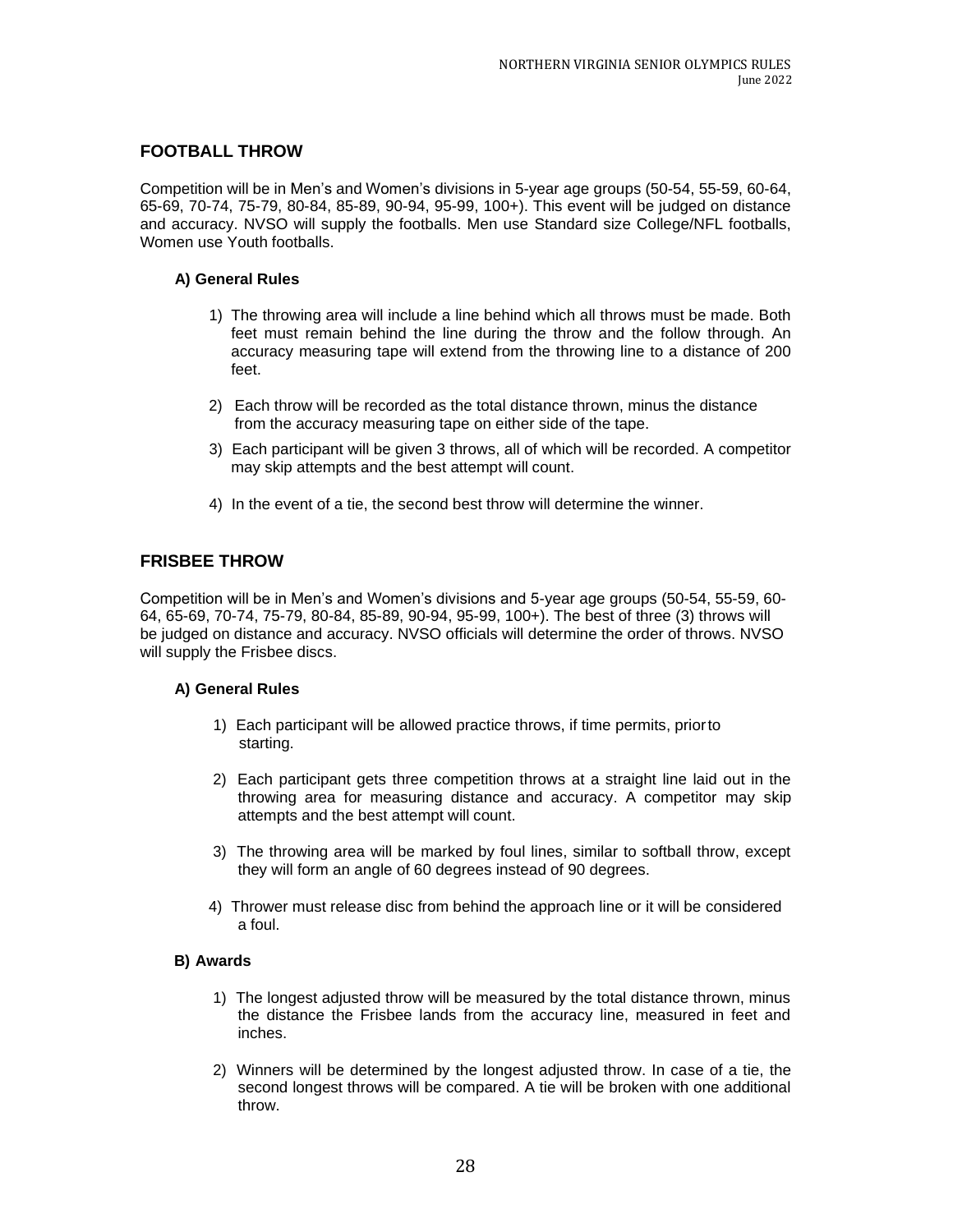## FOOTBALL THROW

Competition will be in Men's and Women's divisions in 5-year age groups (50-54, 55-59, 60-64, 65-69, 70-74, 75-79, 80-84, 85-89, 90-94, 95-99, 100+). This event will be judged on distance and accuracy. NVSO will supply the footballs. Men use Standard size College/NFL footballs, Women use Youth footballs.

### A) General Rules

1) The throwing area will include a line behind which all throws must be made. Both feet must remain behind the line during the throw and the follow through. An accuracy measuring tape will extend from the throwing line to a distance of 200 feet.
2) Each throw will be recorded as the total distance thrown, minus the distance from the accuracy measuring tape on either side of the tape.
3) Each participant will be given 3 throws, all of which will be recorded. A competitor may skip attempts and the best attempt will count.
4) In the event of a tie, the second best throw will determine the winner.

## FRISBEE THROW

Competition will be in Men's and Women's divisions and 5-year age groups (50-54, 55-59, 60-64, 65-69, 70-74, 75-79, 80-84, 85-89, 90-94, 95-99, 100+). The best of three (3) throws will be judged on distance and accuracy. NVSO officials will determine the order of throws. NVSO will supply the Frisbee discs.

### A) General Rules

1) Each participant will be allowed practice throws, if time permits, prior to starting.
2) Each participant gets three competition throws at a straight line laid out in the throwing area for measuring distance and accuracy. A competitor may skip attempts and the best attempt will count.
3) The throwing area will be marked by foul lines, similar to softball throw, except they will form an angle of 60 degrees instead of 90 degrees.
4) Thrower must release disc from behind the approach line or it will be considered a foul.

### B) Awards

1) The longest adjusted throw will be measured by the total distance thrown, minus the distance the Frisbee lands from the accuracy line, measured in feet and inches.
2) Winners will be determined by the longest adjusted throw. In case of a tie, the second longest throws will be compared. A tie will be broken with one additional throw.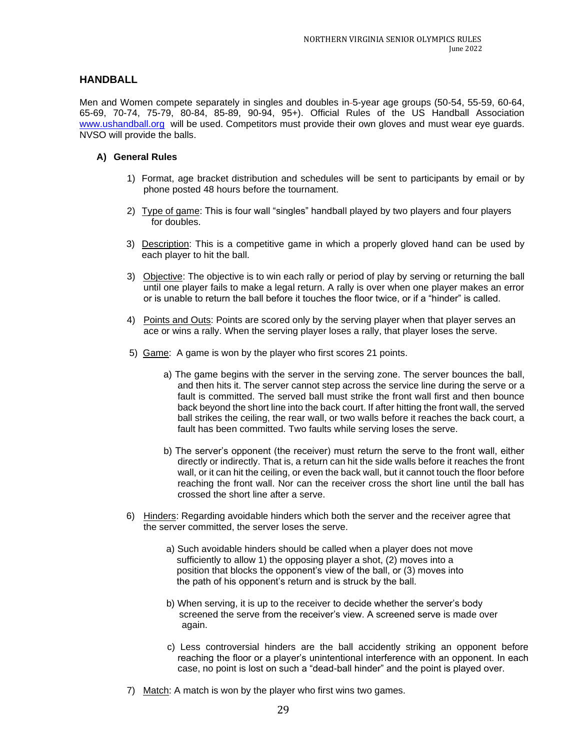## HANDBALL

Men and Women compete separately in singles and doubles in 5-year age groups (50-54, 55-59, 60-64, 65-69, 70-74, 75-79, 80-84, 85-89, 90-94, 95+). Official Rules of the US Handball Association www.ushandball.org will be used. Competitors must provide their own gloves and must wear eye guards. NVSO will provide the balls.

### A) General Rules

1) Format, age bracket distribution and schedules will be sent to participants by email or by phone posted 48 hours before the tournament.

2) Type of game: This is four wall "singles" handball played by two players and four players for doubles.

3) Description: This is a competitive game in which a properly gloved hand can be used by each player to hit the ball.

3) Objective: The objective is to win each rally or period of play by serving or returning the ball until one player fails to make a legal return. A rally is over when one player makes an error or is unable to return the ball before it touches the floor twice, or if a "hinder" is called.

4) Points and Outs: Points are scored only by the serving player when that player serves an ace or wins a rally. When the serving player loses a rally, that player loses the serve.

5) Game: A game is won by the player who first scores 21 points.

   a) The game begins with the server in the serving zone. The server bounces the ball, and then hits it. The server cannot step across the service line during the serve or a fault is committed. The served ball must strike the front wall first and then bounce back beyond the short line into the back court. If after hitting the front wall, the served ball strikes the ceiling, the rear wall, or two walls before it reaches the back court, a fault has been committed. Two faults while serving loses the serve.

   b) The server's opponent (the receiver) must return the serve to the front wall, either directly or indirectly. That is, a return can hit the side walls before it reaches the front wall, or it can hit the ceiling, or even the back wall, but it cannot touch the floor before reaching the front wall. Nor can the receiver cross the short line until the ball has crossed the short line after a serve.

6) Hinders: Regarding avoidable hinders which both the server and the receiver agree that the server committed, the server loses the serve.

   a) Such avoidable hinders should be called when a player does not move sufficiently to allow 1) the opposing player a shot, (2) moves into a position that blocks the opponent's view of the ball, or (3) moves into the path of his opponent's return and is struck by the ball.

   b) When serving, it is up to the receiver to decide whether the server's body screened the serve from the receiver's view. A screened serve is made over again.

   c) Less controversial hinders are the ball accidently striking an opponent before reaching the floor or a player's unintentional interference with an opponent. In each case, no point is lost on such a "dead-ball hinder" and the point is played over.

7) Match: A match is won by the player who first wins two games.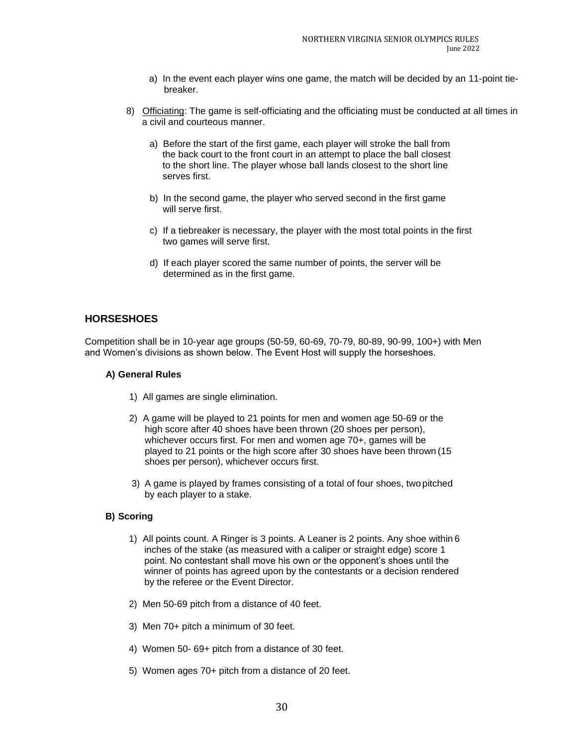a) In the event each player wins one game, the match will be decided by an 11-point tie-breaker.

8) Officiating: The game is self-officiating and the officiating must be conducted at all times in a civil and courteous manner.

   a) Before the start of the first game, each player will stroke the ball from the back court to the front court in an attempt to place the ball closest to the short line. The player whose ball lands closest to the short line serves first.

   b) In the second game, the player who served second in the first game will serve first.

   c) If a tiebreaker is necessary, the player with the most total points in the first two games will serve first.

   d) If each player scored the same number of points, the server will be determined as in the first game.

## HORSESHOES

Competition shall be in 10-year age groups (50-59, 60-69, 70-79, 80-89, 90-99, 100+) with Men and Women's divisions as shown below. The Event Host will supply the horseshoes.

### A) General Rules

1) All games are single elimination.

2) A game will be played to 21 points for men and women age 50-69 or the high score after 40 shoes have been thrown (20 shoes per person), whichever occurs first. For men and women age 70+, games will be played to 21 points or the high score after 30 shoes have been thrown (15 shoes per person), whichever occurs first.

3) A game is played by frames consisting of a total of four shoes, two pitched by each player to a stake.

### B) Scoring

1) All points count. A Ringer is 3 points. A Leaner is 2 points. Any shoe within 6 inches of the stake (as measured with a caliper or straight edge) score 1 point. No contestant shall move his own or the opponent's shoes until the winner of points has agreed upon by the contestants or a decision rendered by the referee or the Event Director.

2) Men 50-69 pitch from a distance of 40 feet.

3) Men 70+ pitch a minimum of 30 feet.

4) Women 50- 69+ pitch from a distance of 30 feet.

5) Women ages 70+ pitch from a distance of 20 feet.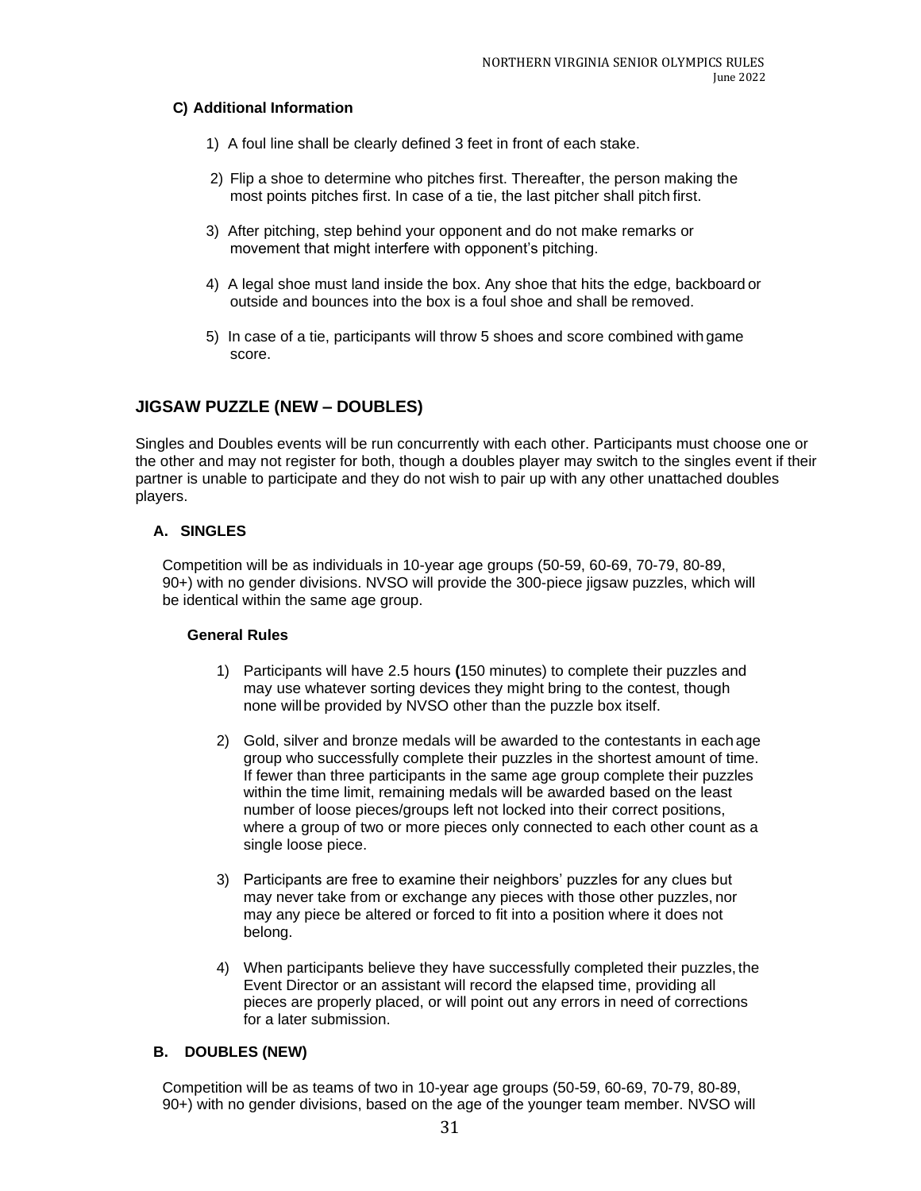### C) Additional Information

1) A foul line shall be clearly defined 3 feet in front of each stake.

2) Flip a shoe to determine who pitches first. Thereafter, the person making the most points pitches first. In case of a tie, the last pitcher shall pitch first.

3) After pitching, step behind your opponent and do not make remarks or movement that might interfere with opponent's pitching.

4) A legal shoe must land inside the box. Any shoe that hits the edge, backboard or outside and bounces into the box is a foul shoe and shall be removed.

5) In case of a tie, participants will throw 5 shoes and score combined with game score.

## JIGSAW PUZZLE (NEW – DOUBLES)

Singles and Doubles events will be run concurrently with each other. Participants must choose one or the other and may not register for both, though a doubles player may switch to the singles event if their partner is unable to participate and they do not wish to pair up with any other unattached doubles players.

### A. SINGLES

Competition will be as individuals in 10-year age groups (50-59, 60-69, 70-79, 80-89, 90+) with no gender divisions. NVSO will provide the 300-piece jigsaw puzzles, which will be identical within the same age group.

#### General Rules

1) Participants will have 2.5 hours **(**150 minutes) to complete their puzzles and may use whatever sorting devices they might bring to the contest, though none will be provided by NVSO other than the puzzle box itself.

2) Gold, silver and bronze medals will be awarded to the contestants in each age group who successfully complete their puzzles in the shortest amount of time. If fewer than three participants in the same age group complete their puzzles within the time limit, remaining medals will be awarded based on the least number of loose pieces/groups left not locked into their correct positions, where a group of two or more pieces only connected to each other count as a single loose piece.

3) Participants are free to examine their neighbors' puzzles for any clues but may never take from or exchange any pieces with those other puzzles, nor may any piece be altered or forced to fit into a position where it does not belong.

4) When participants believe they have successfully completed their puzzles, the Event Director or an assistant will record the elapsed time, providing all pieces are properly placed, or will point out any errors in need of corrections for a later submission.

### B. DOUBLES (NEW)

Competition will be as teams of two in 10-year age groups (50-59, 60-69, 70-79, 80-89, 90+) with no gender divisions, based on the age of the younger team member. NVSO will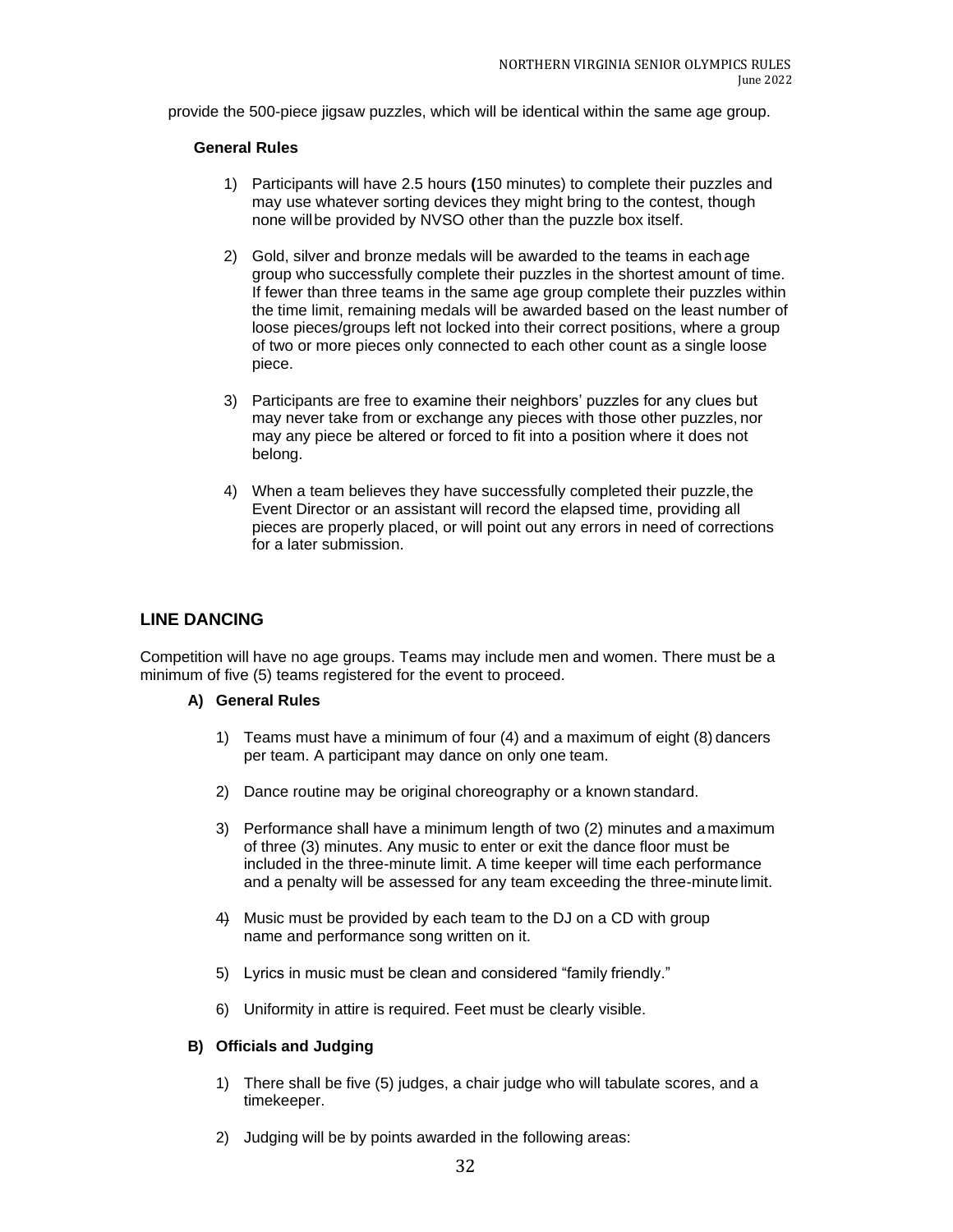provide the 500-piece jigsaw puzzles, which will be identical within the same age group.

**General Rules**

1) Participants will have 2.5 hours **(**150 minutes) to complete their puzzles and may use whatever sorting devices they might bring to the contest, though none will be provided by NVSO other than the puzzle box itself.

2) Gold, silver and bronze medals will be awarded to the teams in each age group who successfully complete their puzzles in the shortest amount of time. If fewer than three teams in the same age group complete their puzzles within the time limit, remaining medals will be awarded based on the least number of loose pieces/groups left not locked into their correct positions, where a group of two or more pieces only connected to each other count as a single loose piece.

3) Participants are free to examine their neighbors' puzzles for any clues but may never take from or exchange any pieces with those other puzzles, nor may any piece be altered or forced to fit into a position where it does not belong.

4) When a team believes they have successfully completed their puzzle, the Event Director or an assistant will record the elapsed time, providing all pieces are properly placed, or will point out any errors in need of corrections for a later submission.

## LINE DANCING

Competition will have no age groups. Teams may include men and women. There must be a minimum of five (5) teams registered for the event to proceed.

**A) General Rules**

1) Teams must have a minimum of four (4) and a maximum of eight (8) dancers per team. A participant may dance on only one team.

2) Dance routine may be original choreography or a known standard.

3) Performance shall have a minimum length of two (2) minutes and a maximum of three (3) minutes. Any music to enter or exit the dance floor must be included in the three-minute limit. A time keeper will time each performance and a penalty will be assessed for any team exceeding the three-minute limit.

4) Music must be provided by each team to the DJ on a CD with group name and performance song written on it.

5) Lyrics in music must be clean and considered "family friendly."

6) Uniformity in attire is required. Feet must be clearly visible.

**B) Officials and Judging**

1) There shall be five (5) judges, a chair judge who will tabulate scores, and a timekeeper.

2) Judging will be by points awarded in the following areas: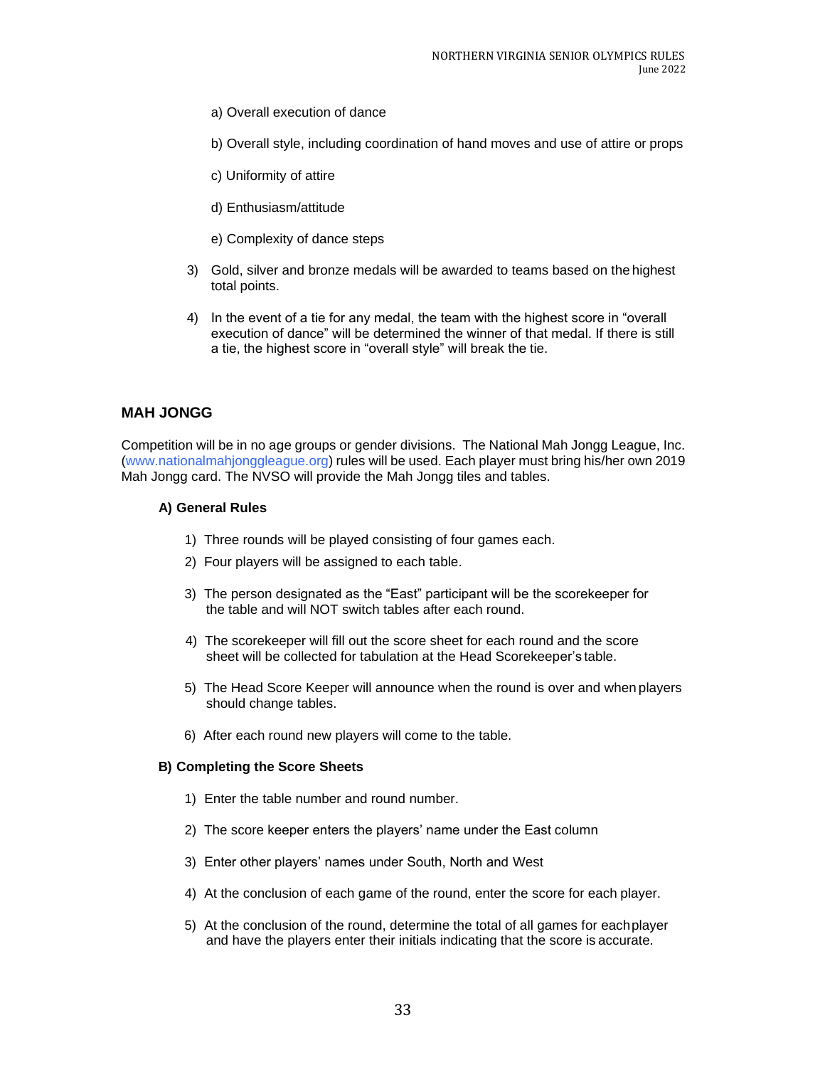a) Overall execution of dance

b) Overall style, including coordination of hand moves and use of attire or props

c) Uniformity of attire

d) Enthusiasm/attitude

e) Complexity of dance steps

3) Gold, silver and bronze medals will be awarded to teams based on the highest total points.

4) In the event of a tie for any medal, the team with the highest score in “overall execution of dance” will be determined the winner of that medal. If there is still a tie, the highest score in “overall style” will break the tie.

## MAH JONGG

Competition will be in no age groups or gender divisions. The National Mah Jongg League, Inc. (www.nationalmahjonggleague.org) rules will be used. Each player must bring his/her own 2019 Mah Jongg card. The NVSO will provide the Mah Jongg tiles and tables.

### A) General Rules

1) Three rounds will be played consisting of four games each.
2) Four players will be assigned to each table.
3) The person designated as the “East” participant will be the scorekeeper for the table and will NOT switch tables after each round.
4) The scorekeeper will fill out the score sheet for each round and the score sheet will be collected for tabulation at the Head Scorekeeper’s table.
5) The Head Score Keeper will announce when the round is over and when players should change tables.
6) After each round new players will come to the table.

### B) Completing the Score Sheets

1) Enter the table number and round number.
2) The score keeper enters the players’ name under the East column
3) Enter other players’ names under South, North and West
4) At the conclusion of each game of the round, enter the score for each player.
5) At the conclusion of the round, determine the total of all games for each player and have the players enter their initials indicating that the score is accurate.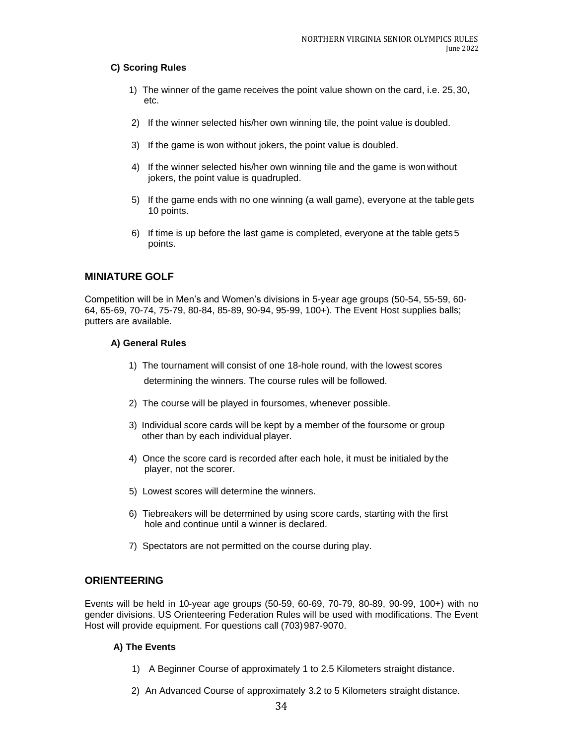### C) Scoring Rules

1) The winner of the game receives the point value shown on the card, i.e. 25, 30, etc.

2) If the winner selected his/her own winning tile, the point value is doubled.

3) If the game is won without jokers, the point value is doubled.

4) If the winner selected his/her own winning tile and the game is won without jokers, the point value is quadrupled.

5) If the game ends with no one winning (a wall game), everyone at the table gets 10 points.

6) If time is up before the last game is completed, everyone at the table gets 5 points.

## MINIATURE GOLF

Competition will be in Men's and Women's divisions in 5-year age groups (50-54, 55-59, 60-64, 65-69, 70-74, 75-79, 80-84, 85-89, 90-94, 95-99, 100+). The Event Host supplies balls; putters are available.

### A) General Rules

1) The tournament will consist of one 18-hole round, with the lowest scores determining the winners. The course rules will be followed.

2) The course will be played in foursomes, whenever possible.

3) Individual score cards will be kept by a member of the foursome or group other than by each individual player.

4) Once the score card is recorded after each hole, it must be initialed by the player, not the scorer.

5) Lowest scores will determine the winners.

6) Tiebreakers will be determined by using score cards, starting with the first hole and continue until a winner is declared.

7) Spectators are not permitted on the course during play.

## ORIENTEERING

Events will be held in 10-year age groups (50-59, 60-69, 70-79, 80-89, 90-99, 100+) with no gender divisions. US Orienteering Federation Rules will be used with modifications. The Event Host will provide equipment. For questions call (703) 987-9070.

### A) The Events

1) A Beginner Course of approximately 1 to 2.5 Kilometers straight distance.

2) An Advanced Course of approximately 3.2 to 5 Kilometers straight distance.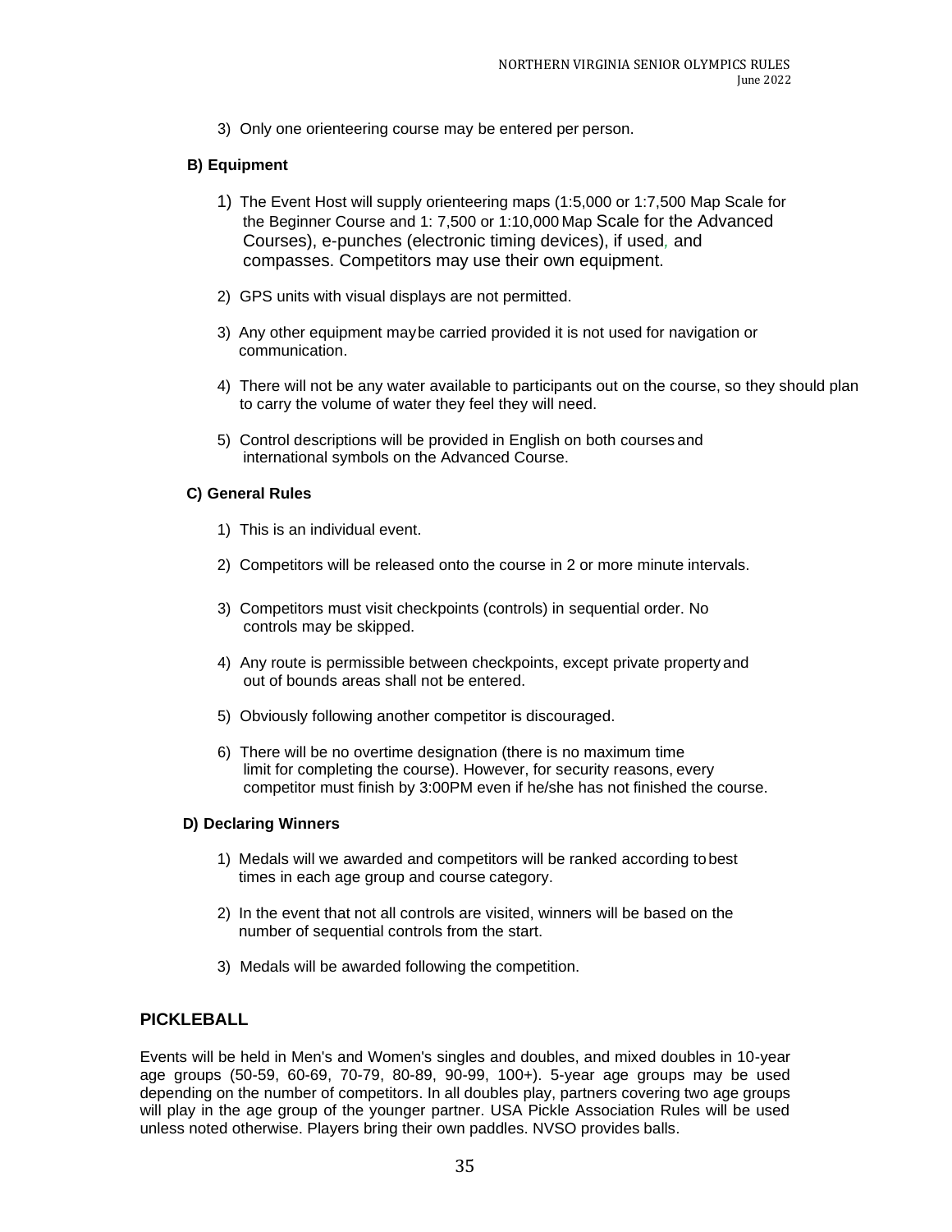3) Only one orienteering course may be entered per person.

**B) Equipment**

1) The Event Host will supply orienteering maps (1:5,000 or 1:7,500 Map Scale for the Beginner Course and 1: 7,500 or 1:10,000 Map Scale for the Advanced Courses), e-punches (electronic timing devices), if used, and compasses. Competitors may use their own equipment.

2) GPS units with visual displays are not permitted.

3) Any other equipment maybe carried provided it is not used for navigation or communication.

4) There will not be any water available to participants out on the course, so they should plan to carry the volume of water they feel they will need.

5) Control descriptions will be provided in English on both courses and international symbols on the Advanced Course.

**C) General Rules**

1) This is an individual event.

2) Competitors will be released onto the course in 2 or more minute intervals.

3) Competitors must visit checkpoints (controls) in sequential order. No controls may be skipped.

4) Any route is permissible between checkpoints, except private property and out of bounds areas shall not be entered.

5) Obviously following another competitor is discouraged.

6) There will be no overtime designation (there is no maximum time limit for completing the course). However, for security reasons, every competitor must finish by 3:00PM even if he/she has not finished the course.

**D) Declaring Winners**

1) Medals will we awarded and competitors will be ranked according to best times in each age group and course category.

2) In the event that not all controls are visited, winners will be based on the number of sequential controls from the start.

3) Medals will be awarded following the competition.

## PICKLEBALL

Events will be held in Men's and Women's singles and doubles, and mixed doubles in 10-year age groups (50-59, 60-69, 70-79, 80-89, 90-99, 100+). 5-year age groups may be used depending on the number of competitors. In all doubles play, partners covering two age groups will play in the age group of the younger partner. USA Pickle Association Rules will be used unless noted otherwise. Players bring their own paddles. NVSO provides balls.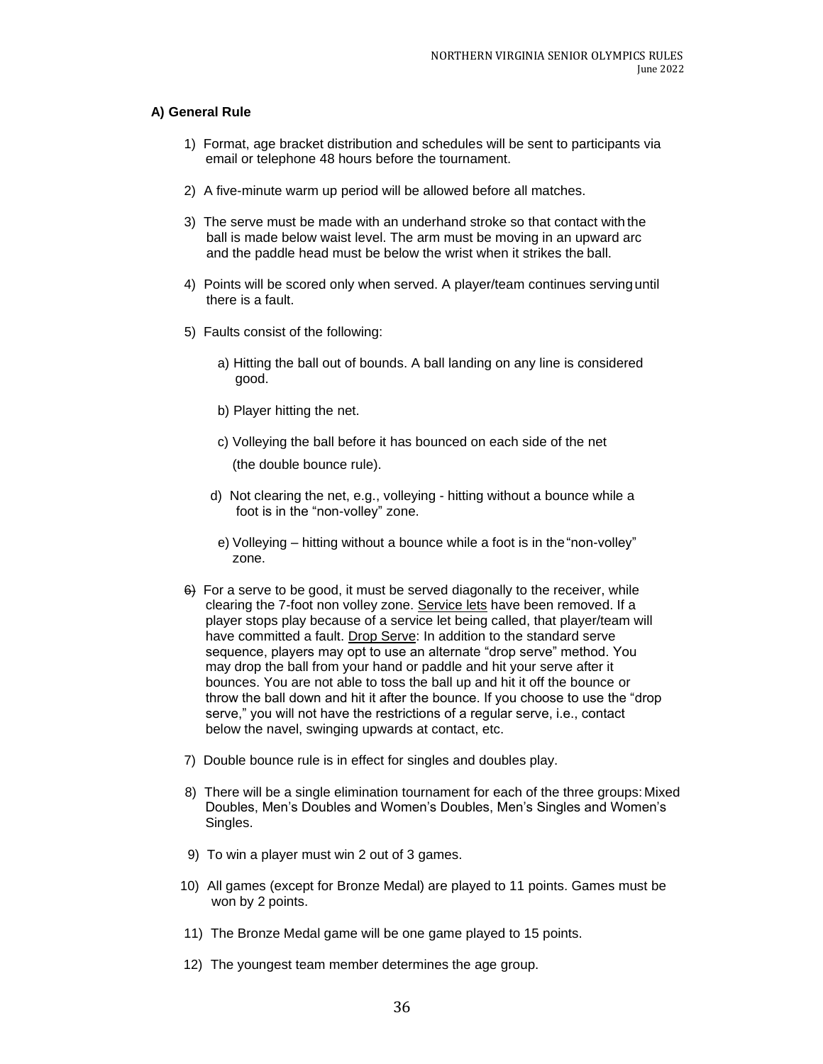### A) General Rule

1) Format, age bracket distribution and schedules will be sent to participants via email or telephone 48 hours before the tournament.

2) A five-minute warm up period will be allowed before all matches.

3) The serve must be made with an underhand stroke so that contact with the ball is made below waist level. The arm must be moving in an upward arc and the paddle head must be below the wrist when it strikes the ball.

4) Points will be scored only when served. A player/team continues serving until there is a fault.

5) Faults consist of the following:

   a) Hitting the ball out of bounds. A ball landing on any line is considered good.

   b) Player hitting the net.

   c) Volleying the ball before it has bounced on each side of the net (the double bounce rule).

   d) Not clearing the net, e.g., volleying - hitting without a bounce while a foot is in the "non-volley" zone.

   e) Volleying – hitting without a bounce while a foot is in the "non-volley" zone.

6) For a serve to be good, it must be served diagonally to the receiver, while clearing the 7-foot non volley zone. Service lets have been removed. If a player stops play because of a service let being called, that player/team will have committed a fault. Drop Serve: In addition to the standard serve sequence, players may opt to use an alternate "drop serve" method. You may drop the ball from your hand or paddle and hit your serve after it bounces. You are not able to toss the ball up and hit it off the bounce or throw the ball down and hit it after the bounce. If you choose to use the "drop serve," you will not have the restrictions of a regular serve, i.e., contact below the navel, swinging upwards at contact, etc.

7) Double bounce rule is in effect for singles and doubles play.

8) There will be a single elimination tournament for each of the three groups: Mixed Doubles, Men's Doubles and Women's Doubles, Men's Singles and Women's Singles.

9) To win a player must win 2 out of 3 games.

10) All games (except for Bronze Medal) are played to 11 points. Games must be won by 2 points.

11) The Bronze Medal game will be one game played to 15 points.

12) The youngest team member determines the age group.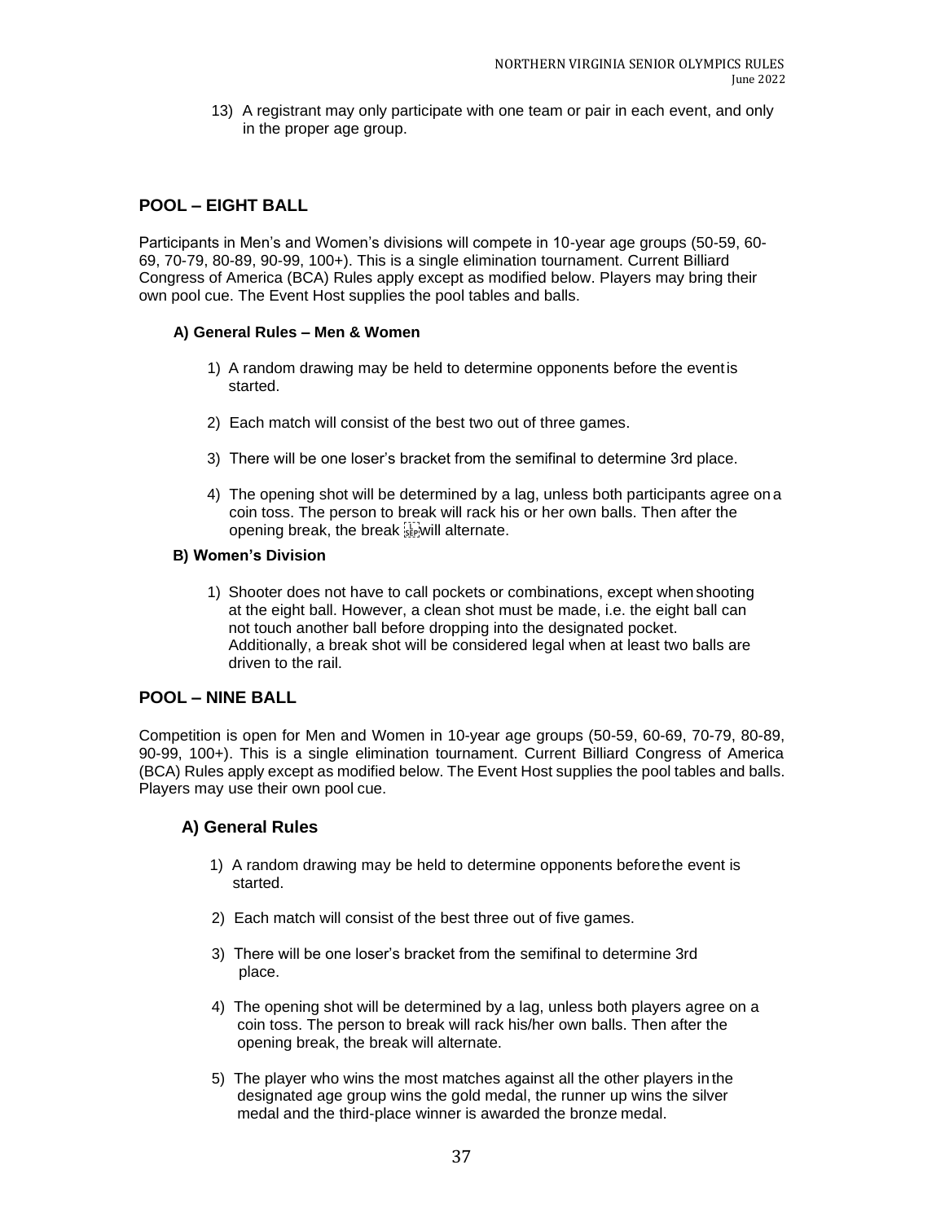13) A registrant may only participate with one team or pair in each event, and only in the proper age group.

## POOL – EIGHT BALL

Participants in Men's and Women's divisions will compete in 10-year age groups (50-59, 60-69, 70-79, 80-89, 90-99, 100+). This is a single elimination tournament. Current Billiard Congress of America (BCA) Rules apply except as modified below. Players may bring their own pool cue. The Event Host supplies the pool tables and balls.

### A) General Rules – Men & Women

1) A random drawing may be held to determine opponents before the event is started.

2) Each match will consist of the best two out of three games.

3) There will be one loser's bracket from the semifinal to determine 3rd place.

4) The opening shot will be determined by a lag, unless both participants agree on a coin toss. The person to break will rack his or her own balls. Then after the opening break, the break will alternate.

### B) Women's Division

1) Shooter does not have to call pockets or combinations, except when shooting at the eight ball. However, a clean shot must be made, i.e. the eight ball can not touch another ball before dropping into the designated pocket. Additionally, a break shot will be considered legal when at least two balls are driven to the rail.

## POOL – NINE BALL

Competition is open for Men and Women in 10-year age groups (50-59, 60-69, 70-79, 80-89, 90-99, 100+). This is a single elimination tournament. Current Billiard Congress of America (BCA) Rules apply except as modified below. The Event Host supplies the pool tables and balls. Players may use their own pool cue.

### A) General Rules

1) A random drawing may be held to determine opponents before the event is started.

2) Each match will consist of the best three out of five games.

3) There will be one loser's bracket from the semifinal to determine 3rd place.

4) The opening shot will be determined by a lag, unless both players agree on a coin toss. The person to break will rack his/her own balls. Then after the opening break, the break will alternate.

5) The player who wins the most matches against all the other players in the designated age group wins the gold medal, the runner up wins the silver medal and the third-place winner is awarded the bronze medal.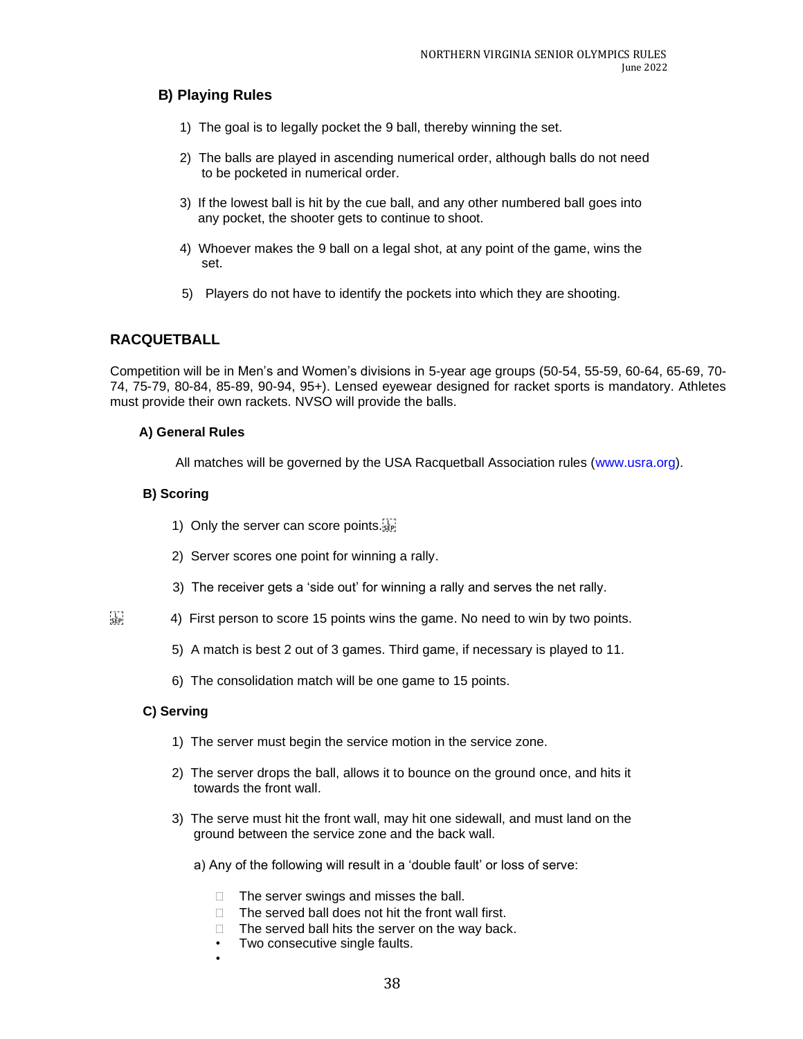### B) Playing Rules

1) The goal is to legally pocket the 9 ball, thereby winning the set.

2) The balls are played in ascending numerical order, although balls do not need to be pocketed in numerical order.

3) If the lowest ball is hit by the cue ball, and any other numbered ball goes into any pocket, the shooter gets to continue to shoot.

4) Whoever makes the 9 ball on a legal shot, at any point of the game, wins the set.

5) Players do not have to identify the pockets into which they are shooting.

## RACQUETBALL

Competition will be in Men's and Women's divisions in 5-year age groups (50-54, 55-59, 60-64, 65-69, 70-74, 75-79, 80-84, 85-89, 90-94, 95+). Lensed eyewear designed for racket sports is mandatory. Athletes must provide their own rackets. NVSO will provide the balls.

### A) General Rules

All matches will be governed by the USA Racquetball Association rules (www.usra.org).

### B) Scoring

1) Only the server can score points.

2) Server scores one point for winning a rally.

3) The receiver gets a 'side out' for winning a rally and serves the net rally.

4) First person to score 15 points wins the game. No need to win by two points.

5) A match is best 2 out of 3 games. Third game, if necessary is played to 11.

6) The consolidation match will be one game to 15 points.

### C) Serving

1) The server must begin the service motion in the service zone.

2) The server drops the ball, allows it to bounce on the ground once, and hits it towards the front wall.

3) The serve must hit the front wall, may hit one sidewall, and must land on the ground between the service zone and the back wall.

a) Any of the following will result in a 'double fault' or loss of serve:

- The server swings and misses the ball.
- The served ball does not hit the front wall first.
- The served ball hits the server on the way back.
- Two consecutive single faults.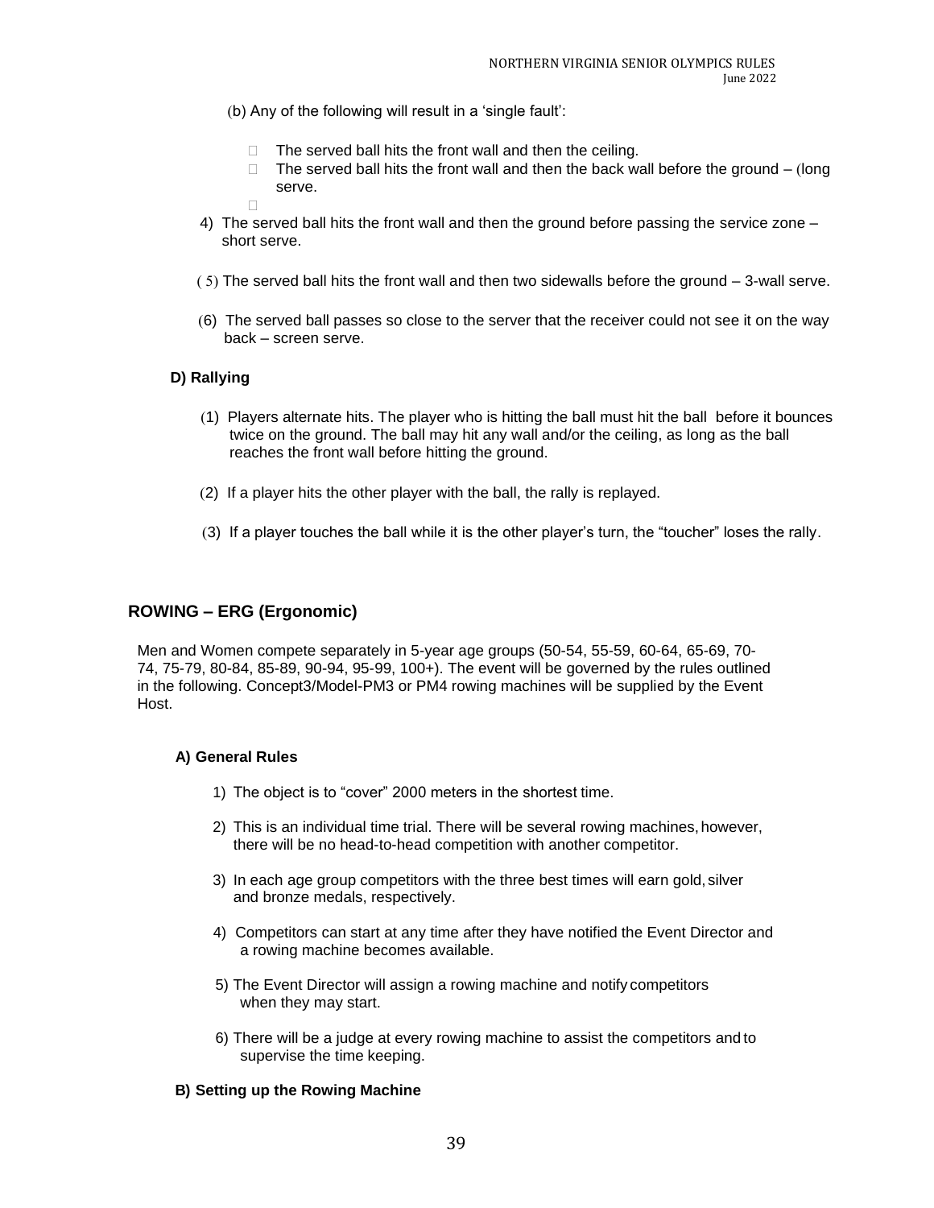(b) Any of the following will result in a 'single fault':

- The served ball hits the front wall and then the ceiling.
- The served ball hits the front wall and then the back wall before the ground – (long serve.

4) The served ball hits the front wall and then the ground before passing the service zone – short serve.

(5) The served ball hits the front wall and then two sidewalls before the ground – 3-wall serve.

(6) The served ball passes so close to the server that the receiver could not see it on the way back – screen serve.

**D) Rallying**

(1) Players alternate hits. The player who is hitting the ball must hit the ball before it bounces twice on the ground. The ball may hit any wall and/or the ceiling, as long as the ball reaches the front wall before hitting the ground.

(2) If a player hits the other player with the ball, the rally is replayed.

(3) If a player touches the ball while it is the other player's turn, the "toucher" loses the rally.

## ROWING – ERG (Ergonomic)

Men and Women compete separately in 5-year age groups (50-54, 55-59, 60-64, 65-69, 70-74, 75-79, 80-84, 85-89, 90-94, 95-99, 100+). The event will be governed by the rules outlined in the following. Concept3/Model-PM3 or PM4 rowing machines will be supplied by the Event Host.

**A) General Rules**

1) The object is to "cover" 2000 meters in the shortest time.

2) This is an individual time trial. There will be several rowing machines, however, there will be no head-to-head competition with another competitor.

3) In each age group competitors with the three best times will earn gold, silver and bronze medals, respectively.

4) Competitors can start at any time after they have notified the Event Director and a rowing machine becomes available.

5) The Event Director will assign a rowing machine and notify competitors when they may start.

6) There will be a judge at every rowing machine to assist the competitors and to supervise the time keeping.

**B) Setting up the Rowing Machine**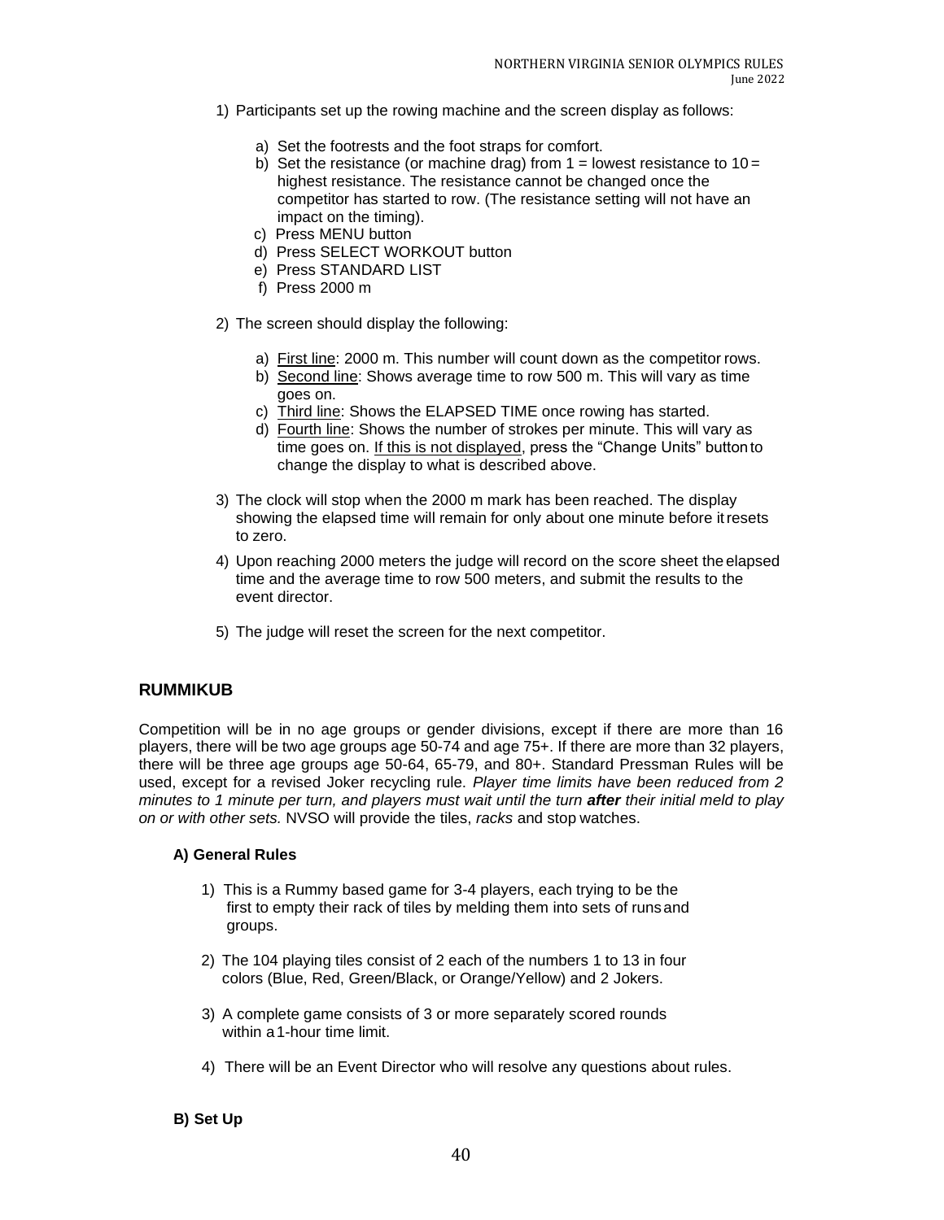1) Participants set up the rowing machine and the screen display as follows:

   a) Set the footrests and the foot straps for comfort.
   b) Set the resistance (or machine drag) from 1 = lowest resistance to 10 = highest resistance. The resistance cannot be changed once the competitor has started to row. (The resistance setting will not have an impact on the timing).
   c) Press MENU button
   d) Press SELECT WORKOUT button
   e) Press STANDARD LIST
   f) Press 2000 m

2) The screen should display the following:

   a) First line: 2000 m. This number will count down as the competitor rows.
   b) Second line: Shows average time to row 500 m. This will vary as time goes on.
   c) Third line: Shows the ELAPSED TIME once rowing has started.
   d) Fourth line: Shows the number of strokes per minute. This will vary as time goes on. If this is not displayed, press the "Change Units" button to change the display to what is described above.

3) The clock will stop when the 2000 m mark has been reached. The display showing the elapsed time will remain for only about one minute before it resets to zero.

4) Upon reaching 2000 meters the judge will record on the score sheet the elapsed time and the average time to row 500 meters, and submit the results to the event director.

5) The judge will reset the screen for the next competitor.

## RUMMIKUB

Competition will be in no age groups or gender divisions, except if there are more than 16 players, there will be two age groups age 50-74 and age 75+. If there are more than 32 players, there will be three age groups age 50-64, 65-79, and 80+. Standard Pressman Rules will be used, except for a revised Joker recycling rule. *Player time limits have been reduced from 2 minutes to 1 minute per turn, and players must wait until the turn* ***after*** *their initial meld to play on or with other sets.* NVSO will provide the tiles, *racks* and stop watches.

### A) General Rules

1) This is a Rummy based game for 3-4 players, each trying to be the first to empty their rack of tiles by melding them into sets of runs and groups.

2) The 104 playing tiles consist of 2 each of the numbers 1 to 13 in four colors (Blue, Red, Green/Black, or Orange/Yellow) and 2 Jokers.

3) A complete game consists of 3 or more separately scored rounds within a 1-hour time limit.

4) There will be an Event Director who will resolve any questions about rules.

### B) Set Up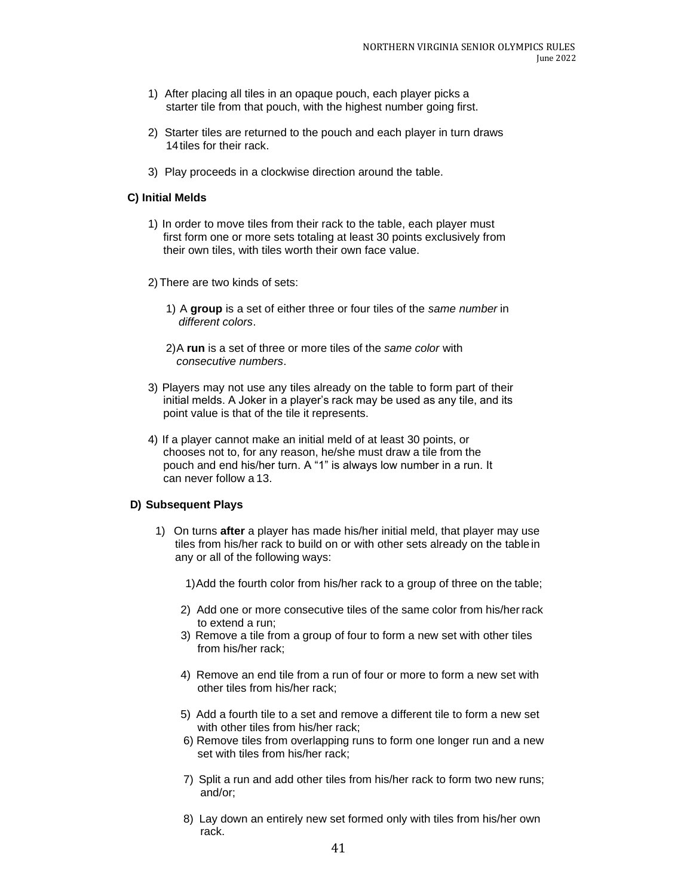1) After placing all tiles in an opaque pouch, each player picks a starter tile from that pouch, with the highest number going first.

2) Starter tiles are returned to the pouch and each player in turn draws 14 tiles for their rack.

3) Play proceeds in a clockwise direction around the table.

**C) Initial Melds**

1) In order to move tiles from their rack to the table, each player must first form one or more sets totaling at least 30 points exclusively from their own tiles, with tiles worth their own face value.

2) There are two kinds of sets:

   1) A **group** is a set of either three or four tiles of the *same number* in *different colors*.

   2) A **run** is a set of three or more tiles of the *same color* with *consecutive numbers*.

3) Players may not use any tiles already on the table to form part of their initial melds. A Joker in a player's rack may be used as any tile, and its point value is that of the tile it represents.

4) If a player cannot make an initial meld of at least 30 points, or chooses not to, for any reason, he/she must draw a tile from the pouch and end his/her turn. A "1" is always low number in a run. It can never follow a 13.

**D) Subsequent Plays**

1) On turns **after** a player has made his/her initial meld, that player may use tiles from his/her rack to build on or with other sets already on the table in any or all of the following ways:

   1) Add the fourth color from his/her rack to a group of three on the table;

   2) Add one or more consecutive tiles of the same color from his/her rack to extend a run;

   3) Remove a tile from a group of four to form a new set with other tiles from his/her rack;

   4) Remove an end tile from a run of four or more to form a new set with other tiles from his/her rack;

   5) Add a fourth tile to a set and remove a different tile to form a new set with other tiles from his/her rack;

   6) Remove tiles from overlapping runs to form one longer run and a new set with tiles from his/her rack;

   7) Split a run and add other tiles from his/her rack to form two new runs; and/or;

   8) Lay down an entirely new set formed only with tiles from his/her own rack.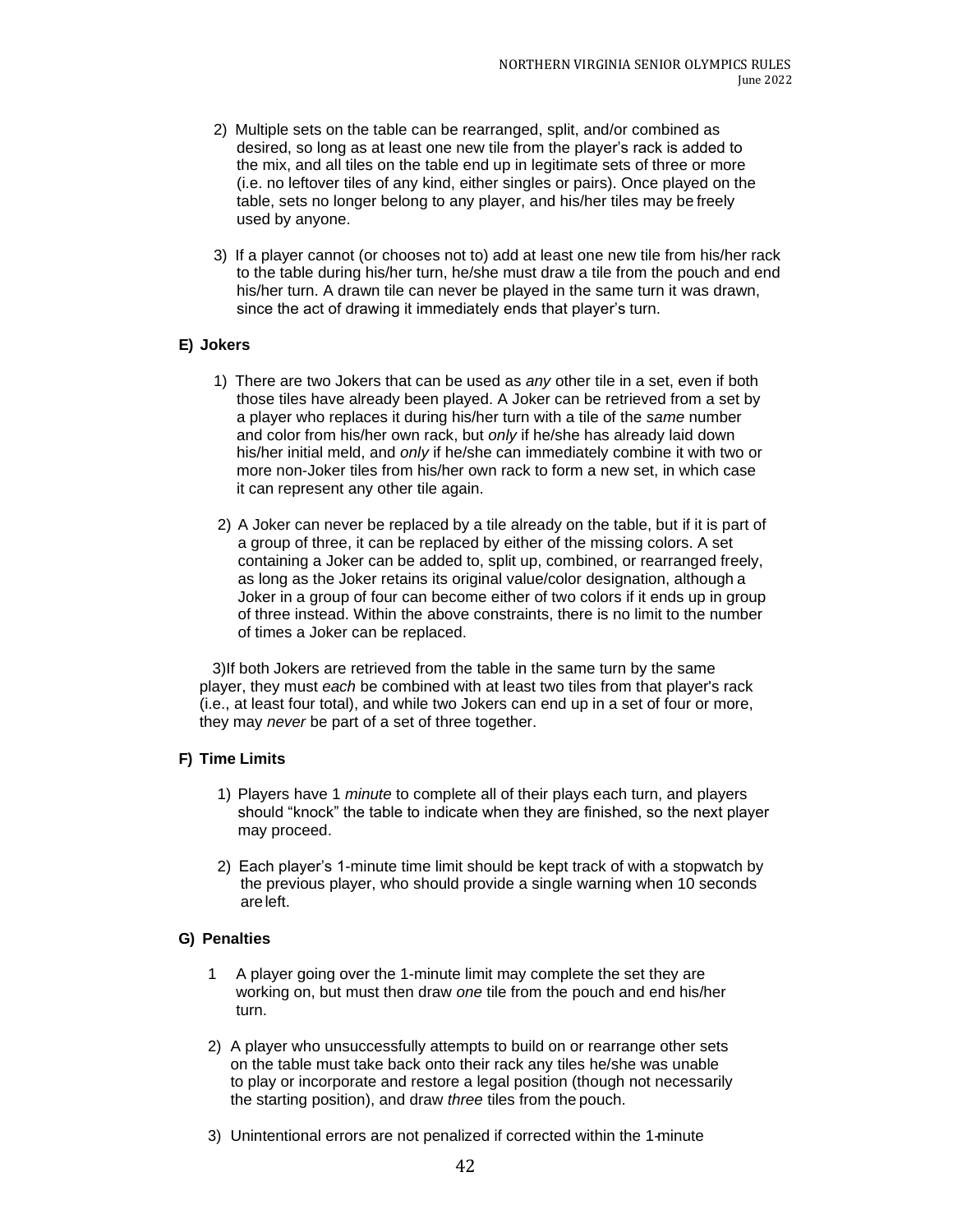2) Multiple sets on the table can be rearranged, split, and/or combined as desired, so long as at least one new tile from the player's rack is added to the mix, and all tiles on the table end up in legitimate sets of three or more (i.e. no leftover tiles of any kind, either singles or pairs). Once played on the table, sets no longer belong to any player, and his/her tiles may be freely used by anyone.

3) If a player cannot (or chooses not to) add at least one new tile from his/her rack to the table during his/her turn, he/she must draw a tile from the pouch and end his/her turn. A drawn tile can never be played in the same turn it was drawn, since the act of drawing it immediately ends that player's turn.

**E) Jokers**

1) There are two Jokers that can be used as *any* other tile in a set, even if both those tiles have already been played. A Joker can be retrieved from a set by a player who replaces it during his/her turn with a tile of the *same* number and color from his/her own rack, but *only* if he/she has already laid down his/her initial meld, and *only* if he/she can immediately combine it with two or more non-Joker tiles from his/her own rack to form a new set, in which case it can represent any other tile again.

2) A Joker can never be replaced by a tile already on the table, but if it is part of a group of three, it can be replaced by either of the missing colors. A set containing a Joker can be added to, split up, combined, or rearranged freely, as long as the Joker retains its original value/color designation, although a Joker in a group of four can become either of two colors if it ends up in group of three instead. Within the above constraints, there is no limit to the number of times a Joker can be replaced.

3)If both Jokers are retrieved from the table in the same turn by the same player, they must *each* be combined with at least two tiles from that player's rack (i.e., at least four total), and while two Jokers can end up in a set of four or more, they may *never* be part of a set of three together.

**F) Time Limits**

1) Players have 1 *minute* to complete all of their plays each turn, and players should "knock" the table to indicate when they are finished, so the next player may proceed.

2) Each player's 1-minute time limit should be kept track of with a stopwatch by the previous player, who should provide a single warning when 10 seconds are left.

**G) Penalties**

1 A player going over the 1-minute limit may complete the set they are working on, but must then draw *one* tile from the pouch and end his/her turn.

2) A player who unsuccessfully attempts to build on or rearrange other sets on the table must take back onto their rack any tiles he/she was unable to play or incorporate and restore a legal position (though not necessarily the starting position), and draw *three* tiles from the pouch.

3) Unintentional errors are not penalized if corrected within the 1-minute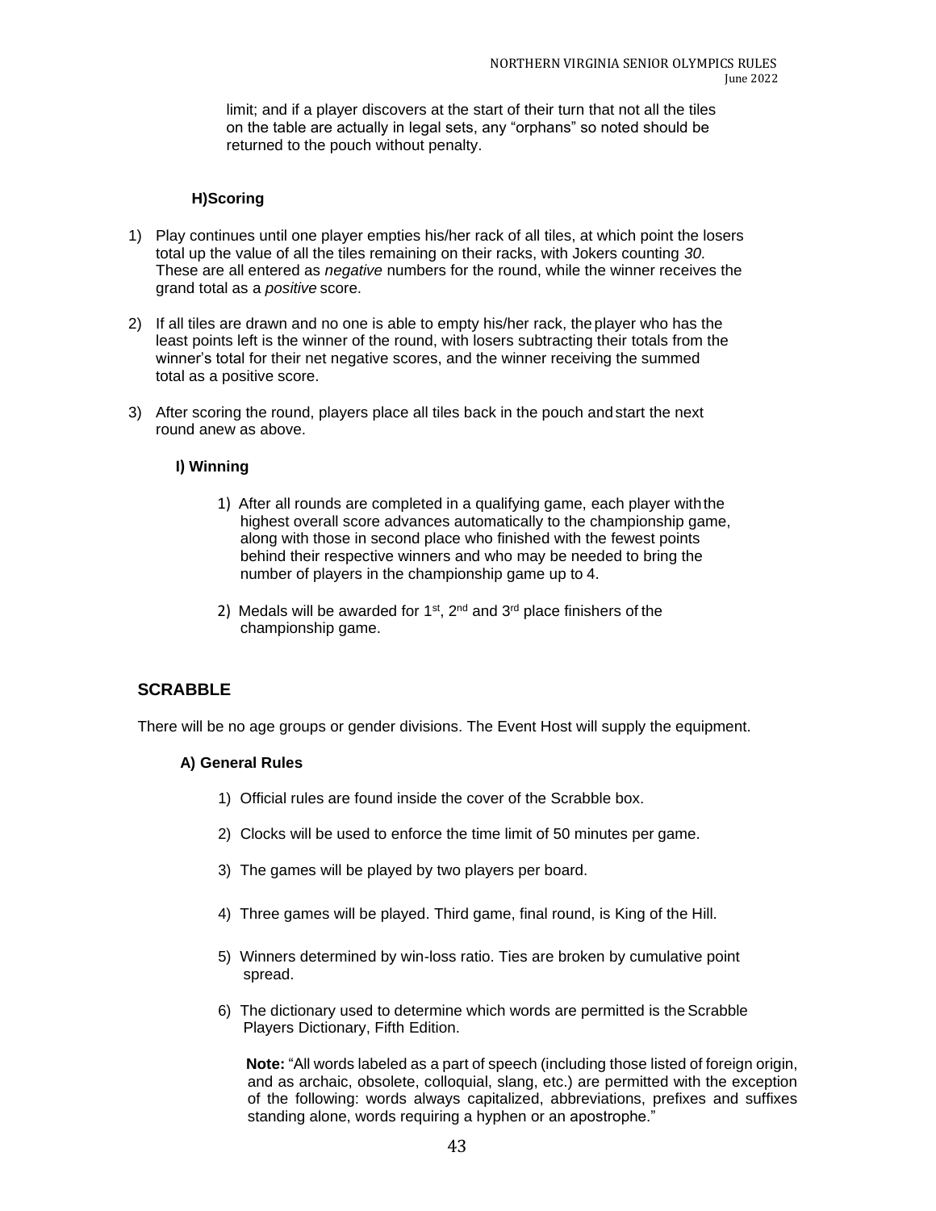limit; and if a player discovers at the start of their turn that not all the tiles on the table are actually in legal sets, any "orphans" so noted should be returned to the pouch without penalty.

#### H) Scoring

1) Play continues until one player empties his/her rack of all tiles, at which point the losers total up the value of all the tiles remaining on their racks, with Jokers counting *30*. These are all entered as *negative* numbers for the round, while the winner receives the grand total as a *positive* score.

2) If all tiles are drawn and no one is able to empty his/her rack, the player who has the least points left is the winner of the round, with losers subtracting their totals from the winner's total for their net negative scores, and the winner receiving the summed total as a positive score.

3) After scoring the round, players place all tiles back in the pouch and start the next round anew as above.

#### I) Winning

1) After all rounds are completed in a qualifying game, each player with the highest overall score advances automatically to the championship game, along with those in second place who finished with the fewest points behind their respective winners and who may be needed to bring the number of players in the championship game up to 4.

2) Medals will be awarded for 1st, 2nd and 3rd place finishers of the championship game.

## SCRABBLE

There will be no age groups or gender divisions. The Event Host will supply the equipment.

#### A) General Rules

1) Official rules are found inside the cover of the Scrabble box.

2) Clocks will be used to enforce the time limit of 50 minutes per game.

3) The games will be played by two players per board.

4) Three games will be played. Third game, final round, is King of the Hill.

5) Winners determined by win-loss ratio. Ties are broken by cumulative point spread.

6) The dictionary used to determine which words are permitted is the Scrabble Players Dictionary, Fifth Edition.

   **Note:** "All words labeled as a part of speech (including those listed of foreign origin, and as archaic, obsolete, colloquial, slang, etc.) are permitted with the exception of the following: words always capitalized, abbreviations, prefixes and suffixes standing alone, words requiring a hyphen or an apostrophe."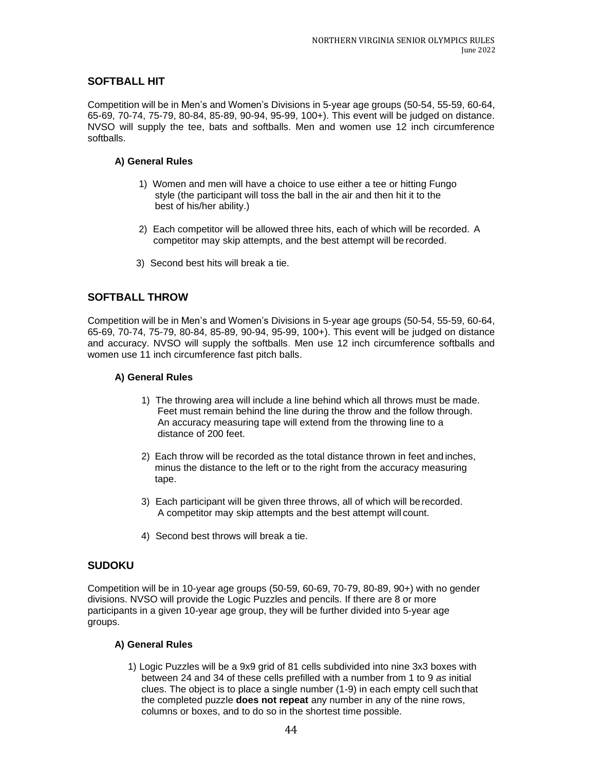## SOFTBALL HIT

Competition will be in Men's and Women's Divisions in 5-year age groups (50-54, 55-59, 60-64, 65-69, 70-74, 75-79, 80-84, 85-89, 90-94, 95-99, 100+). This event will be judged on distance. NVSO will supply the tee, bats and softballs. Men and women use 12 inch circumference softballs.

### A) General Rules

1) Women and men will have a choice to use either a tee or hitting Fungo style (the participant will toss the ball in the air and then hit it to the best of his/her ability.)

2) Each competitor will be allowed three hits, each of which will be recorded. A competitor may skip attempts, and the best attempt will be recorded.

3) Second best hits will break a tie.

## SOFTBALL THROW

Competition will be in Men's and Women's Divisions in 5-year age groups (50-54, 55-59, 60-64, 65-69, 70-74, 75-79, 80-84, 85-89, 90-94, 95-99, 100+). This event will be judged on distance and accuracy. NVSO will supply the softballs. Men use 12 inch circumference softballs and women use 11 inch circumference fast pitch balls.

### A) General Rules

1) The throwing area will include a line behind which all throws must be made. Feet must remain behind the line during the throw and the follow through. An accuracy measuring tape will extend from the throwing line to a distance of 200 feet.

2) Each throw will be recorded as the total distance thrown in feet and inches, minus the distance to the left or to the right from the accuracy measuring tape.

3) Each participant will be given three throws, all of which will be recorded. A competitor may skip attempts and the best attempt will count.

4) Second best throws will break a tie.

## SUDOKU

Competition will be in 10-year age groups (50-59, 60-69, 70-79, 80-89, 90+) with no gender divisions. NVSO will provide the Logic Puzzles and pencils. If there are 8 or more participants in a given 10-year age group, they will be further divided into 5-year age groups.

### A) General Rules

1) Logic Puzzles will be a 9x9 grid of 81 cells subdivided into nine 3x3 boxes with between 24 and 34 of these cells prefilled with a number from 1 to 9 *as* initial clues. The object is to place a single number (1-9) in each empty cell such that the completed puzzle **does not repeat** any number in any of the nine rows, columns or boxes, and to do so in the shortest time possible.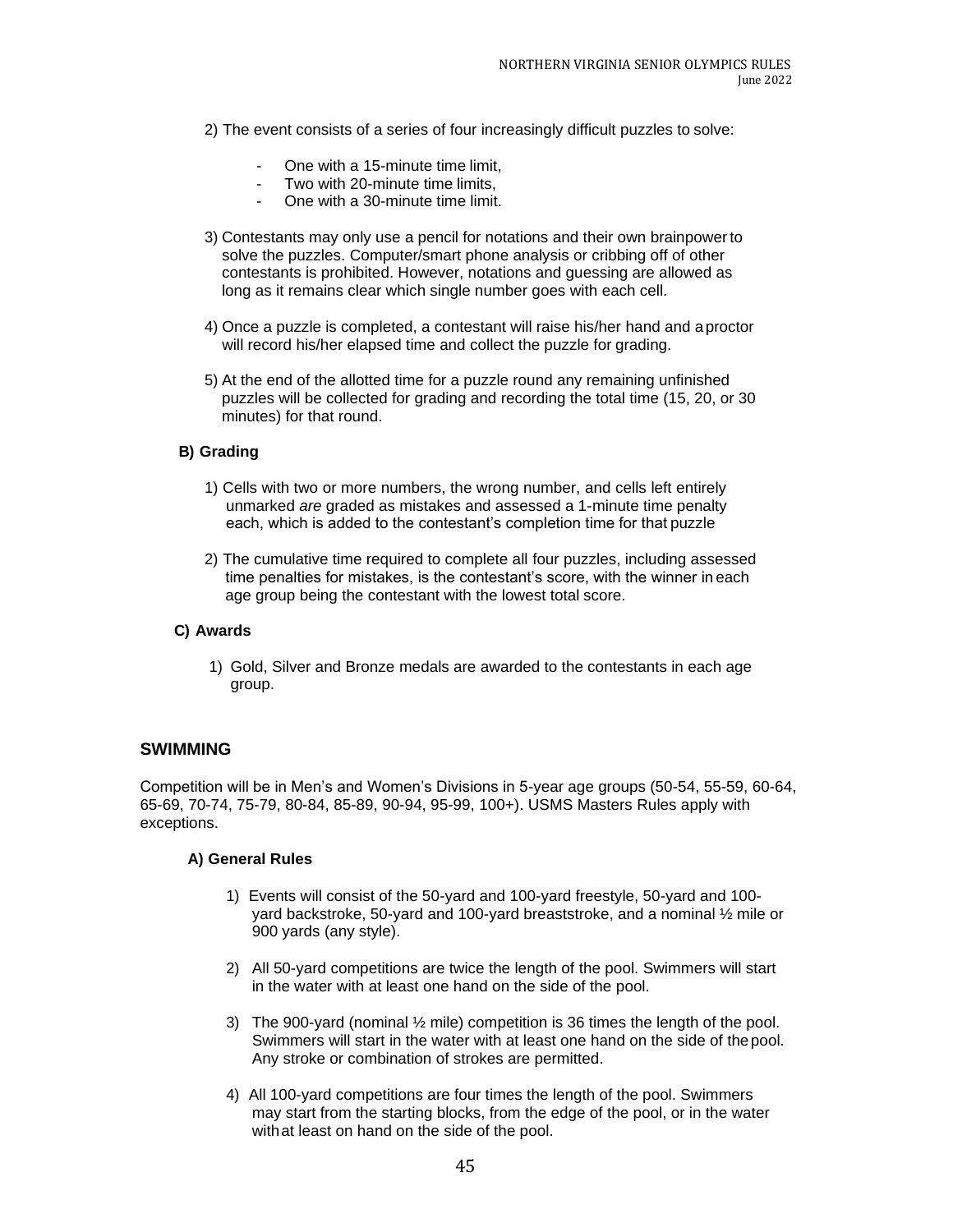2) The event consists of a series of four increasingly difficult puzzles to solve:

- One with a 15-minute time limit,
- Two with 20-minute time limits,
- One with a 30-minute time limit.

3) Contestants may only use a pencil for notations and their own brainpower to solve the puzzles. Computer/smart phone analysis or cribbing off of other contestants is prohibited. However, notations and guessing are allowed as long as it remains clear which single number goes with each cell.

4) Once a puzzle is completed, a contestant will raise his/her hand and a proctor will record his/her elapsed time and collect the puzzle for grading.

5) At the end of the allotted time for a puzzle round any remaining unfinished puzzles will be collected for grading and recording the total time (15, 20, or 30 minutes) for that round.

**B) Grading**

1) Cells with two or more numbers, the wrong number, and cells left entirely unmarked *are* graded as mistakes and assessed a 1-minute time penalty each, which is added to the contestant's completion time for that puzzle

2) The cumulative time required to complete all four puzzles, including assessed time penalties for mistakes, is the contestant's score, with the winner in each age group being the contestant with the lowest total score.

**C) Awards**

1) Gold, Silver and Bronze medals are awarded to the contestants in each age group.

## SWIMMING

Competition will be in Men's and Women's Divisions in 5-year age groups (50-54, 55-59, 60-64, 65-69, 70-74, 75-79, 80-84, 85-89, 90-94, 95-99, 100+). USMS Masters Rules apply with exceptions.

**A) General Rules**

1) Events will consist of the 50-yard and 100-yard freestyle, 50-yard and 100-yard backstroke, 50-yard and 100-yard breaststroke, and a nominal ½ mile or 900 yards (any style).

2) All 50-yard competitions are twice the length of the pool. Swimmers will start in the water with at least one hand on the side of the pool.

3) The 900-yard (nominal ½ mile) competition is 36 times the length of the pool. Swimmers will start in the water with at least one hand on the side of the pool. Any stroke or combination of strokes are permitted.

4) All 100-yard competitions are four times the length of the pool. Swimmers may start from the starting blocks, from the edge of the pool, or in the water with at least on hand on the side of the pool.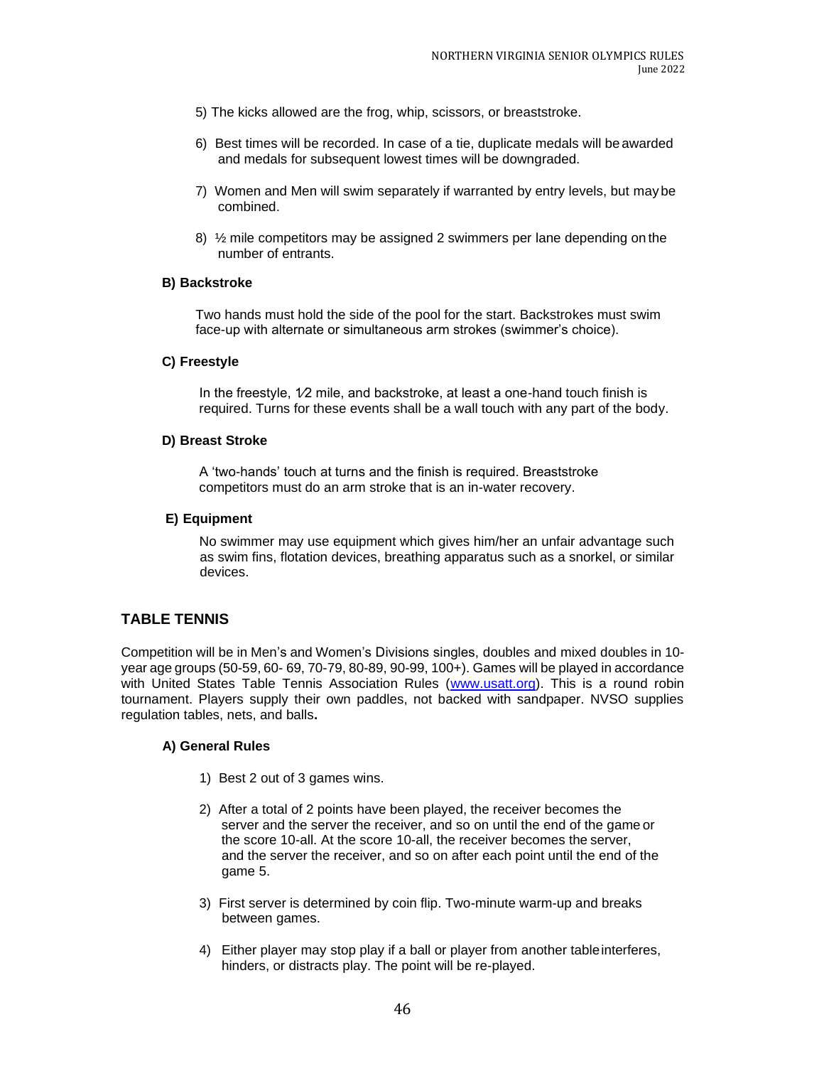5) The kicks allowed are the frog, whip, scissors, or breaststroke.

6) Best times will be recorded. In case of a tie, duplicate medals will be awarded and medals for subsequent lowest times will be downgraded.

7) Women and Men will swim separately if warranted by entry levels, but may be combined.

8) ½ mile competitors may be assigned 2 swimmers per lane depending on the number of entrants.

#### B) Backstroke

Two hands must hold the side of the pool for the start. Backstrokes must swim face-up with alternate or simultaneous arm strokes (swimmer's choice).

#### C) Freestyle

In the freestyle, 1⁄2 mile, and backstroke, at least a one-hand touch finish is required. Turns for these events shall be a wall touch with any part of the body.

#### D) Breast Stroke

A 'two-hands' touch at turns and the finish is required. Breaststroke competitors must do an arm stroke that is an in-water recovery.

#### E) Equipment

No swimmer may use equipment which gives him/her an unfair advantage such as swim fins, flotation devices, breathing apparatus such as a snorkel, or similar devices.

## TABLE TENNIS

Competition will be in Men's and Women's Divisions singles, doubles and mixed doubles in 10-year age groups (50-59, 60- 69, 70-79, 80-89, 90-99, 100+). Games will be played in accordance with United States Table Tennis Association Rules (www.usatt.org). This is a round robin tournament. Players supply their own paddles, not backed with sandpaper. NVSO supplies regulation tables, nets, and balls**.**

#### A) General Rules

1) Best 2 out of 3 games wins.

2) After a total of 2 points have been played, the receiver becomes the server and the server the receiver, and so on until the end of the game or the score 10-all. At the score 10-all, the receiver becomes the server, and the server the receiver, and so on after each point until the end of the game 5.

3) First server is determined by coin flip. Two-minute warm-up and breaks between games.

4) Either player may stop play if a ball or player from another table interferes, hinders, or distracts play. The point will be re-played.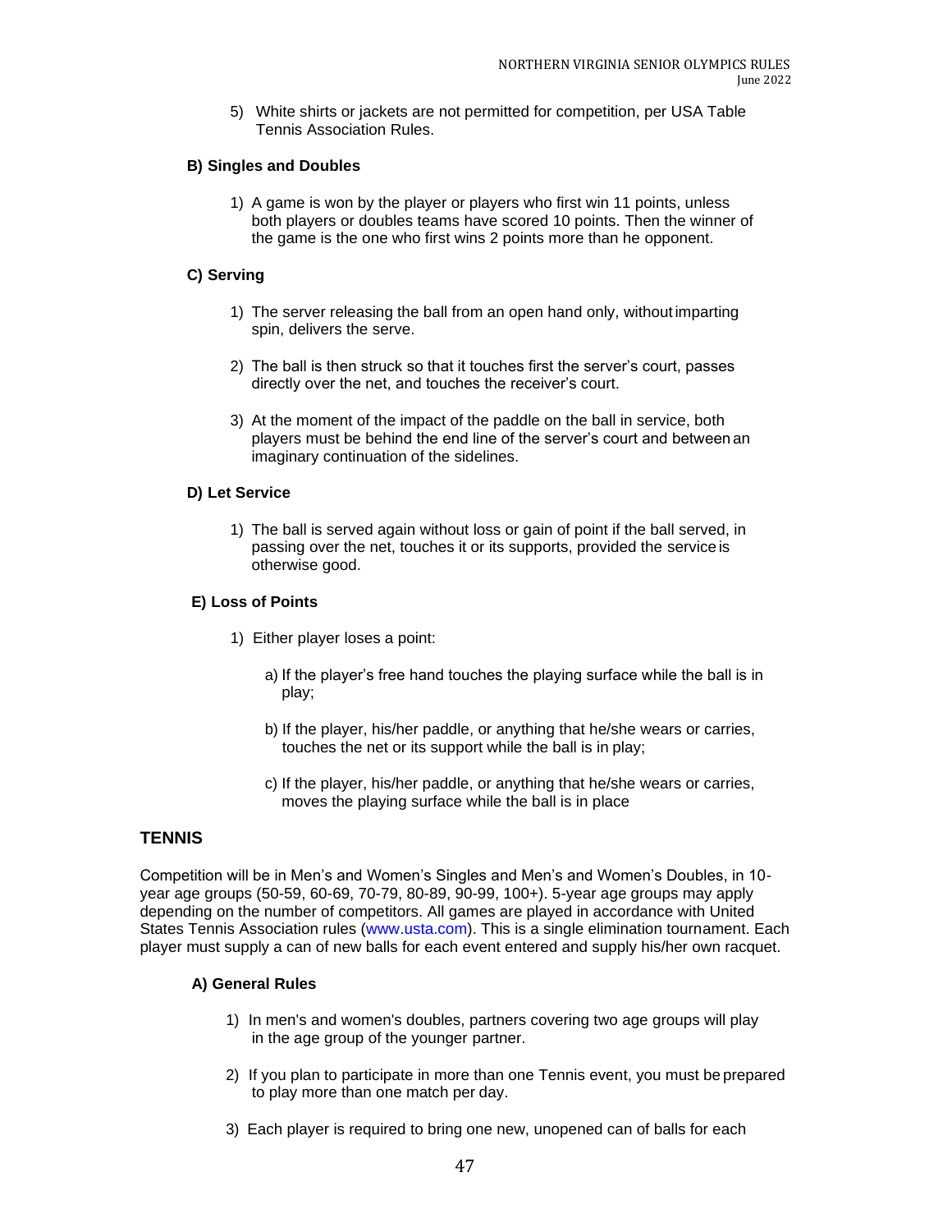5) White shirts or jackets are not permitted for competition, per USA Table Tennis Association Rules.

**B) Singles and Doubles**

1) A game is won by the player or players who first win 11 points, unless both players or doubles teams have scored 10 points. Then the winner of the game is the one who first wins 2 points more than he opponent.

**C) Serving**

1) The server releasing the ball from an open hand only, without imparting spin, delivers the serve.

2) The ball is then struck so that it touches first the server's court, passes directly over the net, and touches the receiver's court.

3) At the moment of the impact of the paddle on the ball in service, both players must be behind the end line of the server's court and between an imaginary continuation of the sidelines.

**D) Let Service**

1) The ball is served again without loss or gain of point if the ball served, in passing over the net, touches it or its supports, provided the service is otherwise good.

**E) Loss of Points**

1) Either player loses a point:

   a) If the player's free hand touches the playing surface while the ball is in play;

   b) If the player, his/her paddle, or anything that he/she wears or carries, touches the net or its support while the ball is in play;

   c) If the player, his/her paddle, or anything that he/she wears or carries, moves the playing surface while the ball is in place

## TENNIS

Competition will be in Men's and Women's Singles and Men's and Women's Doubles, in 10-year age groups (50-59, 60-69, 70-79, 80-89, 90-99, 100+). 5-year age groups may apply depending on the number of competitors. All games are played in accordance with United States Tennis Association rules (www.usta.com). This is a single elimination tournament. Each player must supply a can of new balls for each event entered and supply his/her own racquet.

**A) General Rules**

1) In men's and women's doubles, partners covering two age groups will play in the age group of the younger partner.

2) If you plan to participate in more than one Tennis event, you must be prepared to play more than one match per day.

3) Each player is required to bring one new, unopened can of balls for each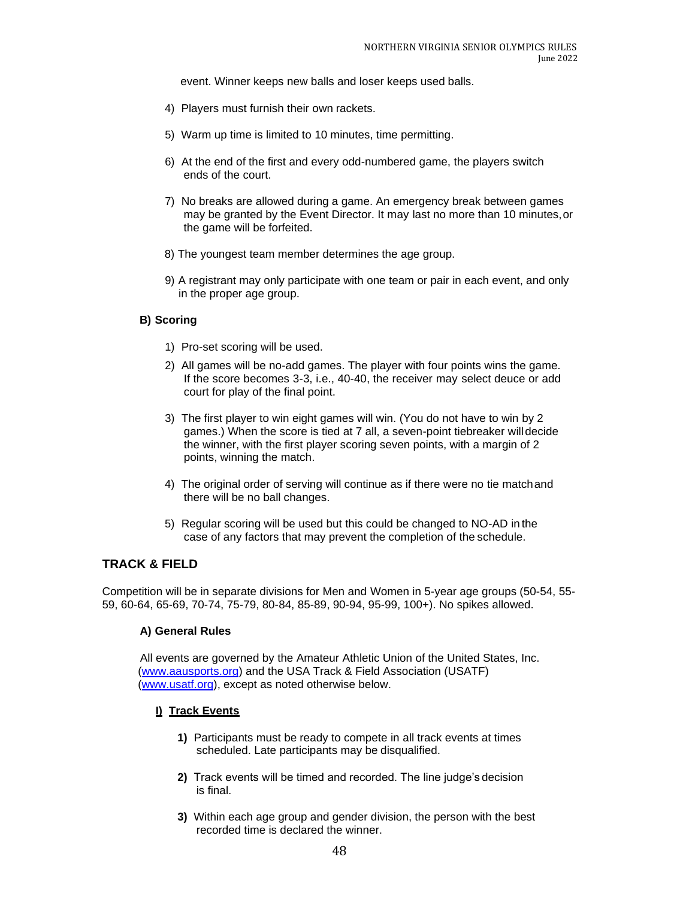event. Winner keeps new balls and loser keeps used balls.

4) Players must furnish their own rackets.

5) Warm up time is limited to 10 minutes, time permitting.

6) At the end of the first and every odd-numbered game, the players switch ends of the court.

7) No breaks are allowed during a game. An emergency break between games may be granted by the Event Director. It may last no more than 10 minutes, or the game will be forfeited.

8) The youngest team member determines the age group.

9) A registrant may only participate with one team or pair in each event, and only in the proper age group.

**B) Scoring**

1) Pro-set scoring will be used.

2) All games will be no-add games. The player with four points wins the game. If the score becomes 3-3, i.e., 40-40, the receiver may select deuce or add court for play of the final point.

3) The first player to win eight games will win. (You do not have to win by 2 games.) When the score is tied at 7 all, a seven-point tiebreaker will decide the winner, with the first player scoring seven points, with a margin of 2 points, winning the match.

4) The original order of serving will continue as if there were no tie match and there will be no ball changes.

5) Regular scoring will be used but this could be changed to NO-AD in the case of any factors that may prevent the completion of the schedule.

## TRACK & FIELD

Competition will be in separate divisions for Men and Women in 5-year age groups (50-54, 55-59, 60-64, 65-69, 70-74, 75-79, 80-84, 85-89, 90-94, 95-99, 100+). No spikes allowed.

**A) General Rules**

All events are governed by the Amateur Athletic Union of the United States, Inc. (www.aausports.org) and the USA Track & Field Association (USATF) (www.usatf.org), except as noted otherwise below.

**I) Track Events**

**1)** Participants must be ready to compete in all track events at times scheduled. Late participants may be disqualified.

**2)** Track events will be timed and recorded. The line judge's decision is final.

**3)** Within each age group and gender division, the person with the best recorded time is declared the winner.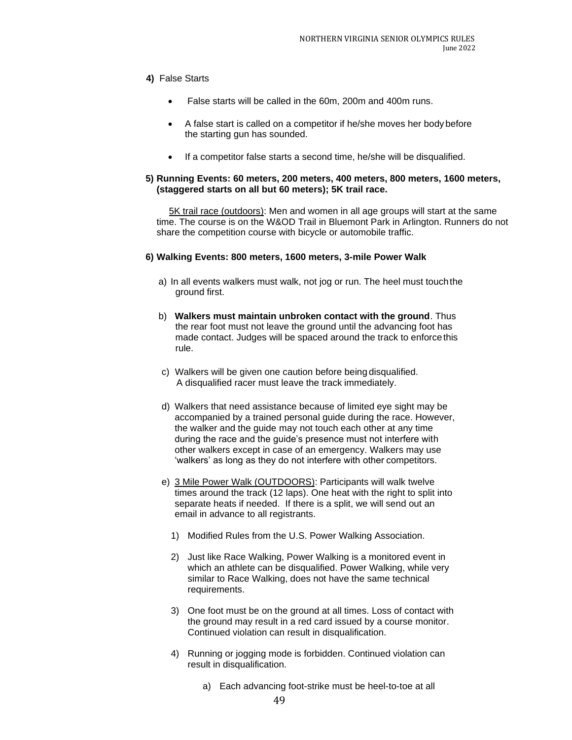**4)** False Starts

- False starts will be called in the 60m, 200m and 400m runs.
- A false start is called on a competitor if he/she moves her body before the starting gun has sounded.
- If a competitor false starts a second time, he/she will be disqualified.

**5) Running Events: 60 meters, 200 meters, 400 meters, 800 meters, 1600 meters, (staggered starts on all but 60 meters); 5K trail race.**

5K trail race (outdoors): Men and women in all age groups will start at the same time. The course is on the W&OD Trail in Bluemont Park in Arlington. Runners do not share the competition course with bicycle or automobile traffic.

**6) Walking Events: 800 meters, 1600 meters, 3-mile Power Walk**

a) In all events walkers must walk, not jog or run. The heel must touch the ground first.

b) **Walkers must maintain unbroken contact with the ground**. Thus the rear foot must not leave the ground until the advancing foot has made contact. Judges will be spaced around the track to enforce this rule.

c) Walkers will be given one caution before being disqualified. A disqualified racer must leave the track immediately.

d) Walkers that need assistance because of limited eye sight may be accompanied by a trained personal guide during the race. However, the walker and the guide may not touch each other at any time during the race and the guide's presence must not interfere with other walkers except in case of an emergency. Walkers may use 'walkers' as long as they do not interfere with other competitors.

e) 3 Mile Power Walk (OUTDOORS): Participants will walk twelve times around the track (12 laps). One heat with the right to split into separate heats if needed. If there is a split, we will send out an email in advance to all registrants.

1) Modified Rules from the U.S. Power Walking Association.

2) Just like Race Walking, Power Walking is a monitored event in which an athlete can be disqualified. Power Walking, while very similar to Race Walking, does not have the same technical requirements.

3) One foot must be on the ground at all times. Loss of contact with the ground may result in a red card issued by a course monitor. Continued violation can result in disqualification.

4) Running or jogging mode is forbidden. Continued violation can result in disqualification.

   a) Each advancing foot-strike must be heel-to-toe at all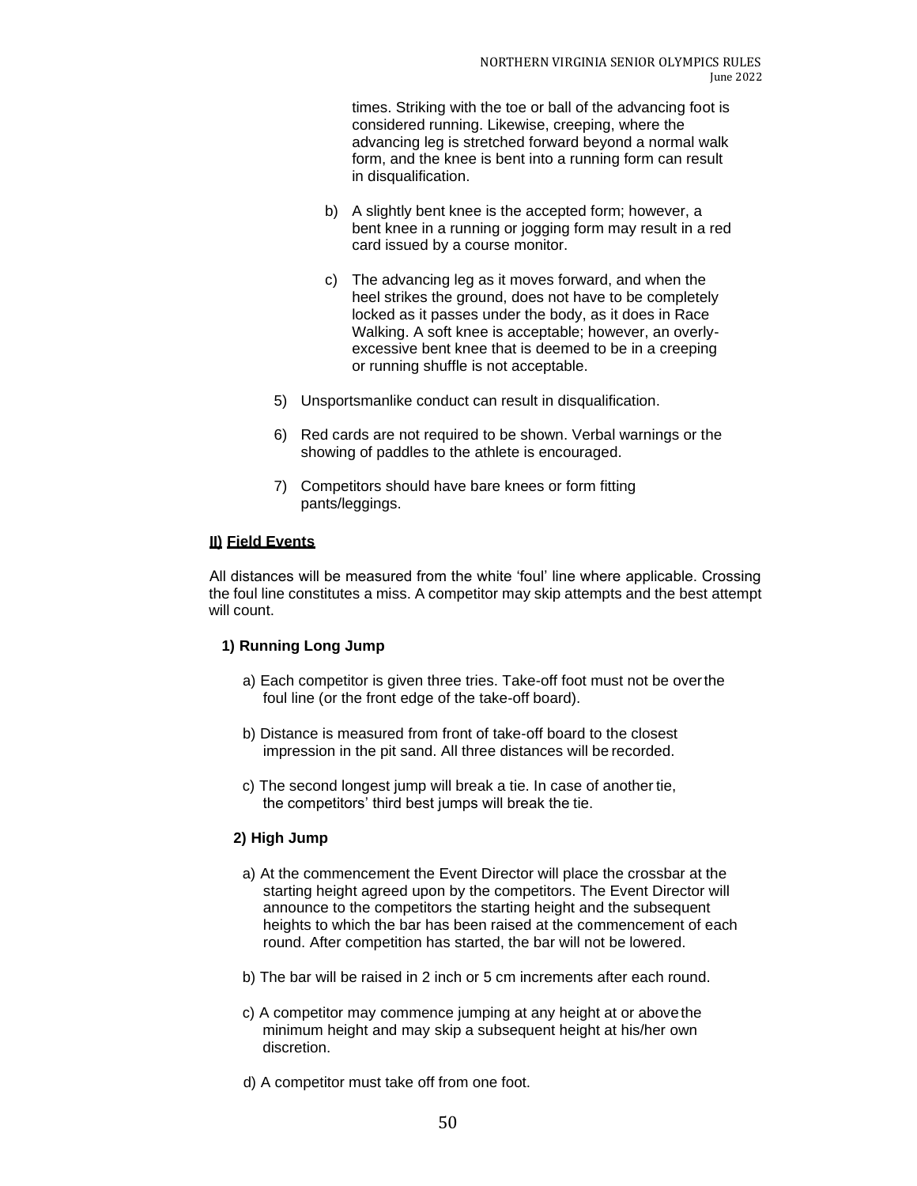times. Striking with the toe or ball of the advancing foot is considered running. Likewise, creeping, where the advancing leg is stretched forward beyond a normal walk form, and the knee is bent into a running form can result in disqualification.

b) A slightly bent knee is the accepted form; however, a bent knee in a running or jogging form may result in a red card issued by a course monitor.

c) The advancing leg as it moves forward, and when the heel strikes the ground, does not have to be completely locked as it passes under the body, as it does in Race Walking. A soft knee is acceptable; however, an overly-excessive bent knee that is deemed to be in a creeping or running shuffle is not acceptable.

5) Unsportsmanlike conduct can result in disqualification.

6) Red cards are not required to be shown. Verbal warnings or the showing of paddles to the athlete is encouraged.

7) Competitors should have bare knees or form fitting pants/leggings.

## II) Field Events

All distances will be measured from the white 'foul' line where applicable. Crossing the foul line constitutes a miss. A competitor may skip attempts and the best attempt will count.

### 1) Running Long Jump

a) Each competitor is given three tries. Take-off foot must not be over the foul line (or the front edge of the take-off board).

b) Distance is measured from front of take-off board to the closest impression in the pit sand. All three distances will be recorded.

c) The second longest jump will break a tie. In case of another tie, the competitors' third best jumps will break the tie.

### 2) High Jump

a) At the commencement the Event Director will place the crossbar at the starting height agreed upon by the competitors. The Event Director will announce to the competitors the starting height and the subsequent heights to which the bar has been raised at the commencement of each round. After competition has started, the bar will not be lowered.

b) The bar will be raised in 2 inch or 5 cm increments after each round.

c) A competitor may commence jumping at any height at or above the minimum height and may skip a subsequent height at his/her own discretion.

d) A competitor must take off from one foot.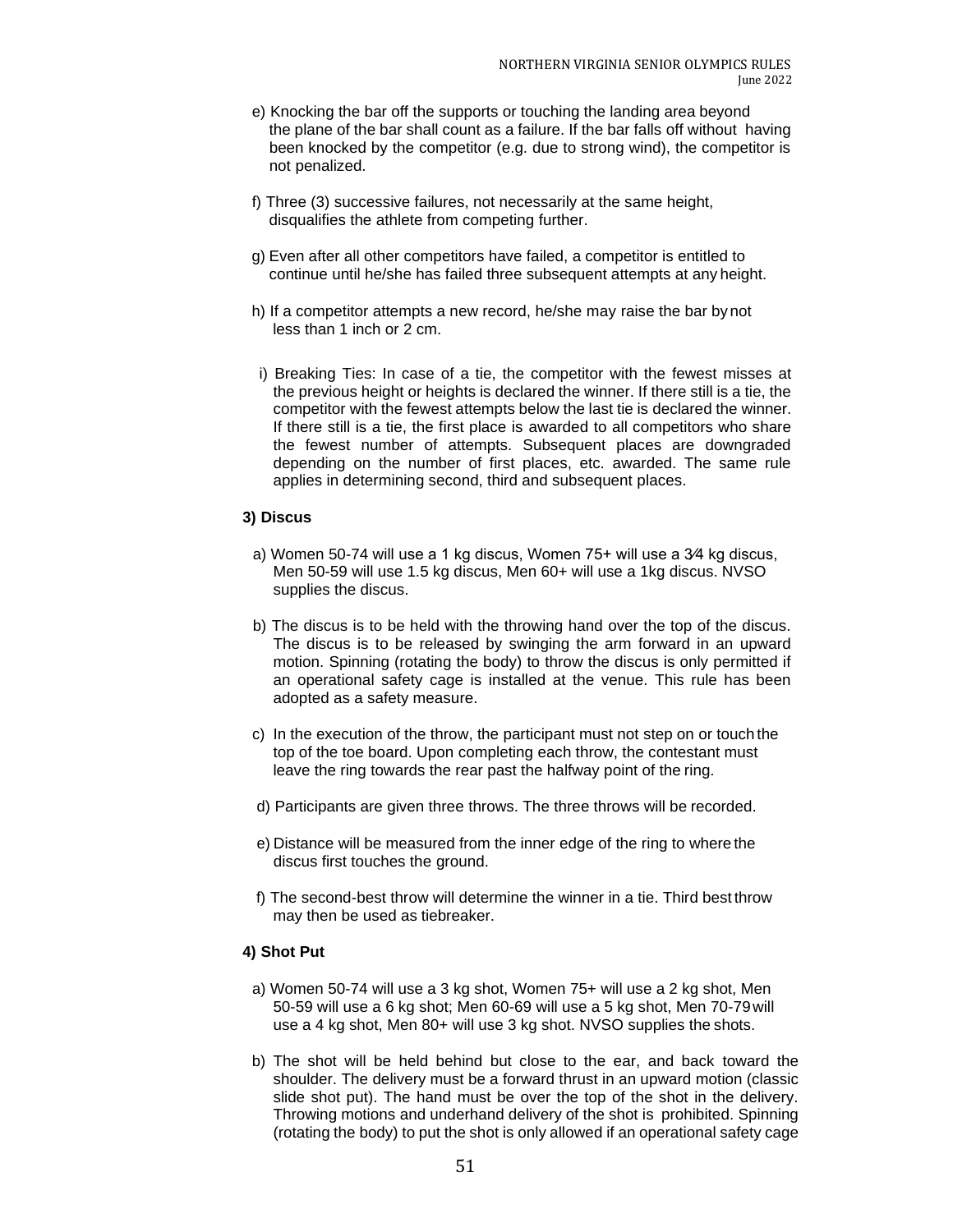e) Knocking the bar off the supports or touching the landing area beyond the plane of the bar shall count as a failure. If the bar falls off without having been knocked by the competitor (e.g. due to strong wind), the competitor is not penalized.

f) Three (3) successive failures, not necessarily at the same height, disqualifies the athlete from competing further.

g) Even after all other competitors have failed, a competitor is entitled to continue until he/she has failed three subsequent attempts at any height.

h) If a competitor attempts a new record, he/she may raise the bar by not less than 1 inch or 2 cm.

i) Breaking Ties: In case of a tie, the competitor with the fewest misses at the previous height or heights is declared the winner. If there still is a tie, the competitor with the fewest attempts below the last tie is declared the winner. If there still is a tie, the first place is awarded to all competitors who share the fewest number of attempts. Subsequent places are downgraded depending on the number of first places, etc. awarded. The same rule applies in determining second, third and subsequent places.

**3) Discus**

a) Women 50-74 will use a 1 kg discus, Women 75+ will use a 3⁄4 kg discus, Men 50-59 will use 1.5 kg discus, Men 60+ will use a 1kg discus. NVSO supplies the discus.

b) The discus is to be held with the throwing hand over the top of the discus. The discus is to be released by swinging the arm forward in an upward motion. Spinning (rotating the body) to throw the discus is only permitted if an operational safety cage is installed at the venue. This rule has been adopted as a safety measure.

c) In the execution of the throw, the participant must not step on or touch the top of the toe board. Upon completing each throw, the contestant must leave the ring towards the rear past the halfway point of the ring.

d) Participants are given three throws. The three throws will be recorded.

e) Distance will be measured from the inner edge of the ring to where the discus first touches the ground.

f) The second-best throw will determine the winner in a tie. Third best throw may then be used as tiebreaker.

**4) Shot Put**

a) Women 50-74 will use a 3 kg shot, Women 75+ will use a 2 kg shot, Men 50-59 will use a 6 kg shot; Men 60-69 will use a 5 kg shot, Men 70-79 will use a 4 kg shot, Men 80+ will use 3 kg shot. NVSO supplies the shots.

b) The shot will be held behind but close to the ear, and back toward the shoulder. The delivery must be a forward thrust in an upward motion (classic slide shot put). The hand must be over the top of the shot in the delivery. Throwing motions and underhand delivery of the shot is prohibited. Spinning (rotating the body) to put the shot is only allowed if an operational safety cage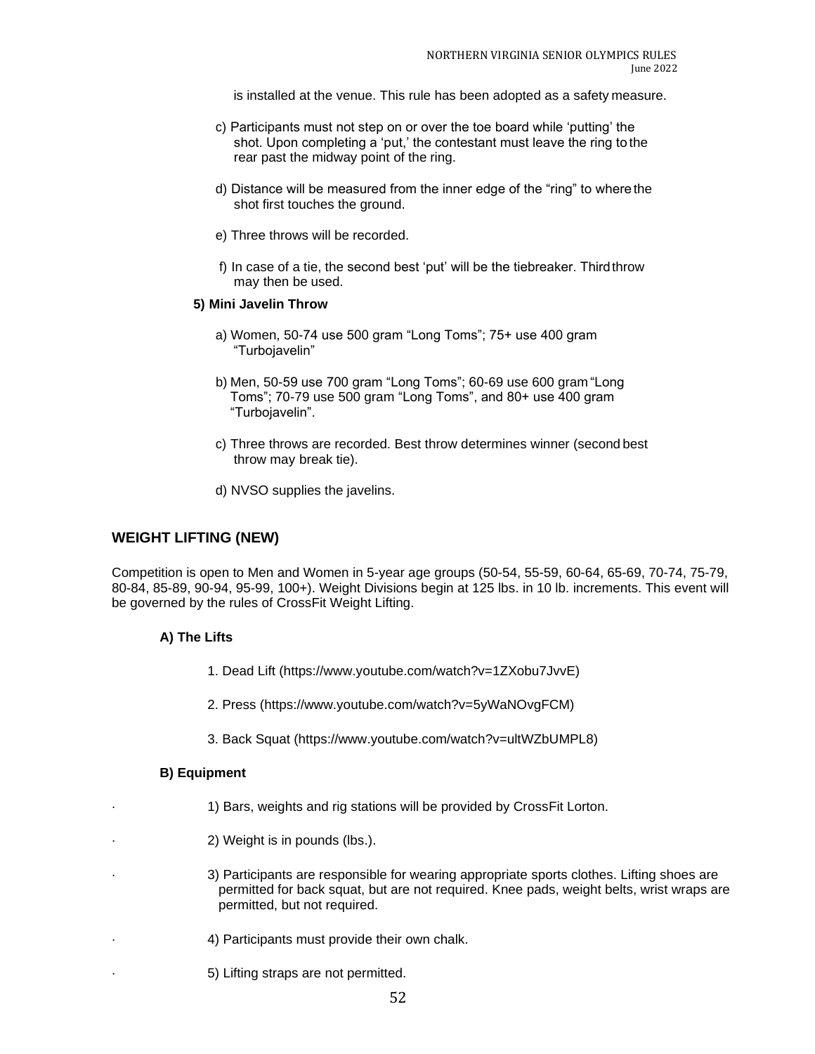is installed at the venue. This rule has been adopted as a safety measure.

c) Participants must not step on or over the toe board while 'putting' the shot. Upon completing a 'put,' the contestant must leave the ring to the rear past the midway point of the ring.

d) Distance will be measured from the inner edge of the "ring" to where the shot first touches the ground.

e) Three throws will be recorded.

f) In case of a tie, the second best 'put' will be the tiebreaker. Third throw may then be used.

**5) Mini Javelin Throw**

a) Women, 50-74 use 500 gram "Long Toms"; 75+ use 400 gram "Turbojavelin"

b) Men, 50-59 use 700 gram "Long Toms"; 60-69 use 600 gram "Long Toms"; 70-79 use 500 gram "Long Toms", and 80+ use 400 gram "Turbojavelin".

c) Three throws are recorded. Best throw determines winner (second best throw may break tie).

d) NVSO supplies the javelins.

## WEIGHT LIFTING (NEW)

Competition is open to Men and Women in 5-year age groups (50-54, 55-59, 60-64, 65-69, 70-74, 75-79, 80-84, 85-89, 90-94, 95-99, 100+). Weight Divisions begin at 125 lbs. in 10 lb. increments. This event will be governed by the rules of CrossFit Weight Lifting.

**A) The Lifts**

1. Dead Lift (https://www.youtube.com/watch?v=1ZXobu7JvvE)

2. Press (https://www.youtube.com/watch?v=5yWaNOvgFCM)

3. Back Squat (https://www.youtube.com/watch?v=ultWZbUMPL8)

**B) Equipment**

- 1) Bars, weights and rig stations will be provided by CrossFit Lorton.
- 2) Weight is in pounds (lbs.).
- 3) Participants are responsible for wearing appropriate sports clothes. Lifting shoes are permitted for back squat, but are not required. Knee pads, weight belts, wrist wraps are permitted, but not required.
- 4) Participants must provide their own chalk.
- 5) Lifting straps are not permitted.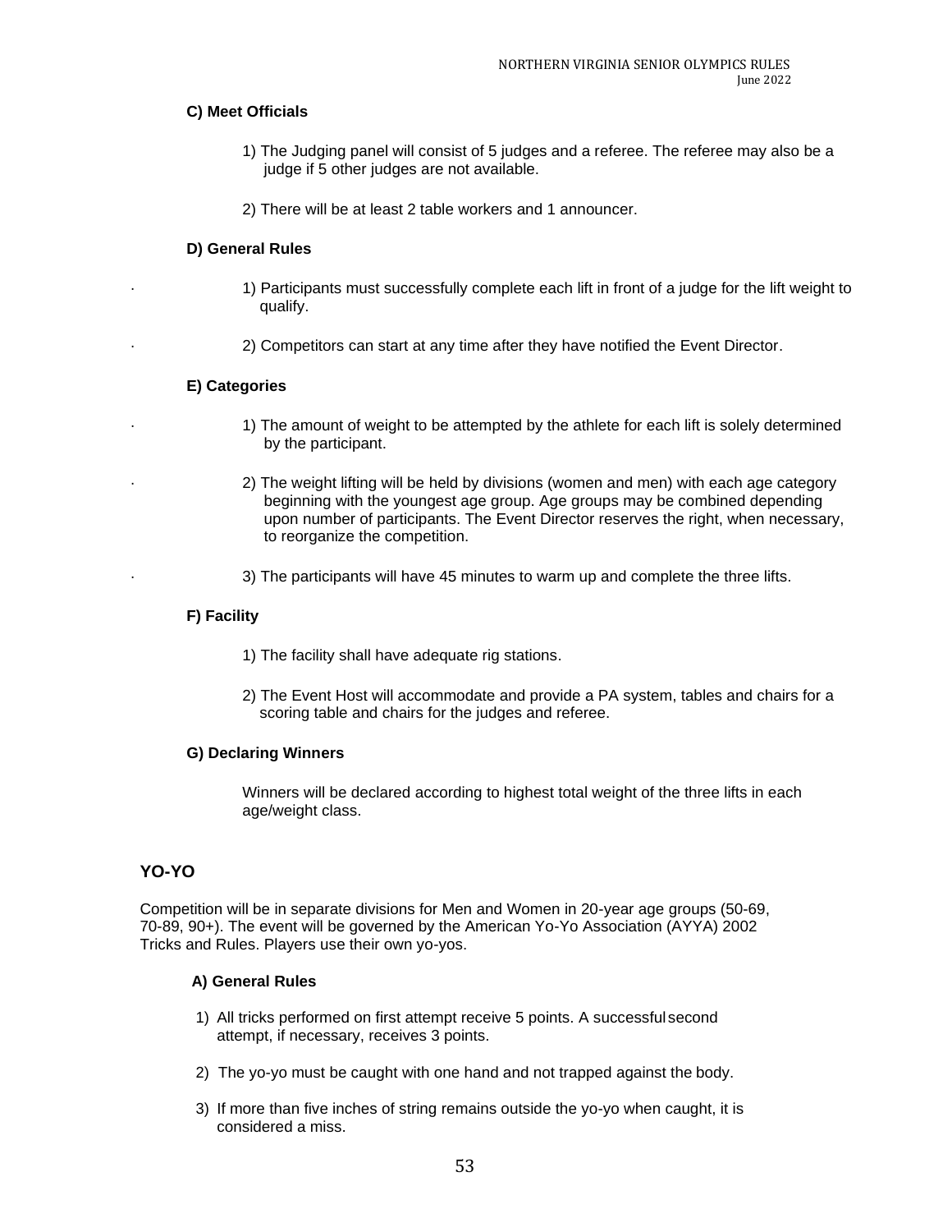### C) Meet Officials

1) The Judging panel will consist of 5 judges and a referee. The referee may also be a judge if 5 other judges are not available.

2) There will be at least 2 table workers and 1 announcer.

### D) General Rules

1) Participants must successfully complete each lift in front of a judge for the lift weight to qualify.

2) Competitors can start at any time after they have notified the Event Director.

### E) Categories

1) The amount of weight to be attempted by the athlete for each lift is solely determined by the participant.

2) The weight lifting will be held by divisions (women and men) with each age category beginning with the youngest age group. Age groups may be combined depending upon number of participants. The Event Director reserves the right, when necessary, to reorganize the competition.

3) The participants will have 45 minutes to warm up and complete the three lifts.

### F) Facility

1) The facility shall have adequate rig stations.

2) The Event Host will accommodate and provide a PA system, tables and chairs for a scoring table and chairs for the judges and referee.

### G) Declaring Winners

Winners will be declared according to highest total weight of the three lifts in each age/weight class.

## YO-YO

Competition will be in separate divisions for Men and Women in 20-year age groups (50-69, 70-89, 90+). The event will be governed by the American Yo-Yo Association (AYYA) 2002 Tricks and Rules. Players use their own yo-yos.

### A) General Rules

1) All tricks performed on first attempt receive 5 points. A successful second attempt, if necessary, receives 3 points.

2) The yo-yo must be caught with one hand and not trapped against the body.

3) If more than five inches of string remains outside the yo-yo when caught, it is considered a miss.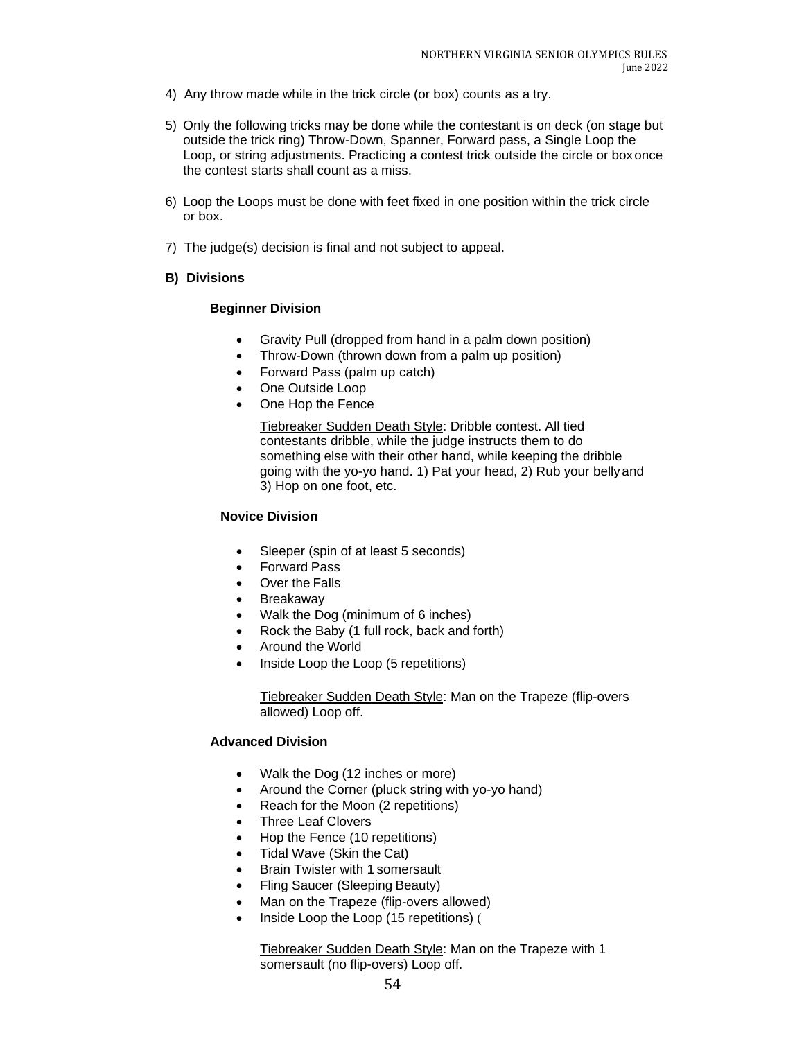4) Any throw made while in the trick circle (or box) counts as a try.

5) Only the following tricks may be done while the contestant is on deck (on stage but outside the trick ring) Throw-Down, Spanner, Forward pass, a Single Loop the Loop, or string adjustments. Practicing a contest trick outside the circle or box once the contest starts shall count as a miss.

6) Loop the Loops must be done with feet fixed in one position within the trick circle or box.

7) The judge(s) decision is final and not subject to appeal.

**B) Divisions**

**Beginner Division**

- Gravity Pull (dropped from hand in a palm down position)
- Throw-Down (thrown down from a palm up position)
- Forward Pass (palm up catch)
- One Outside Loop
- One Hop the Fence

Tiebreaker Sudden Death Style: Dribble contest. All tied contestants dribble, while the judge instructs them to do something else with their other hand, while keeping the dribble going with the yo-yo hand. 1) Pat your head, 2) Rub your belly and 3) Hop on one foot, etc.

**Novice Division**

- Sleeper (spin of at least 5 seconds)
- Forward Pass
- Over the Falls
- Breakaway
- Walk the Dog (minimum of 6 inches)
- Rock the Baby (1 full rock, back and forth)
- Around the World
- Inside Loop the Loop (5 repetitions)

Tiebreaker Sudden Death Style: Man on the Trapeze (flip-overs allowed) Loop off.

**Advanced Division**

- Walk the Dog (12 inches or more)
- Around the Corner (pluck string with yo-yo hand)
- Reach for the Moon (2 repetitions)
- Three Leaf Clovers
- Hop the Fence (10 repetitions)
- Tidal Wave (Skin the Cat)
- Brain Twister with 1 somersault
- Fling Saucer (Sleeping Beauty)
- Man on the Trapeze (flip-overs allowed)
- Inside Loop the Loop (15 repetitions) (

Tiebreaker Sudden Death Style: Man on the Trapeze with 1 somersault (no flip-overs) Loop off.